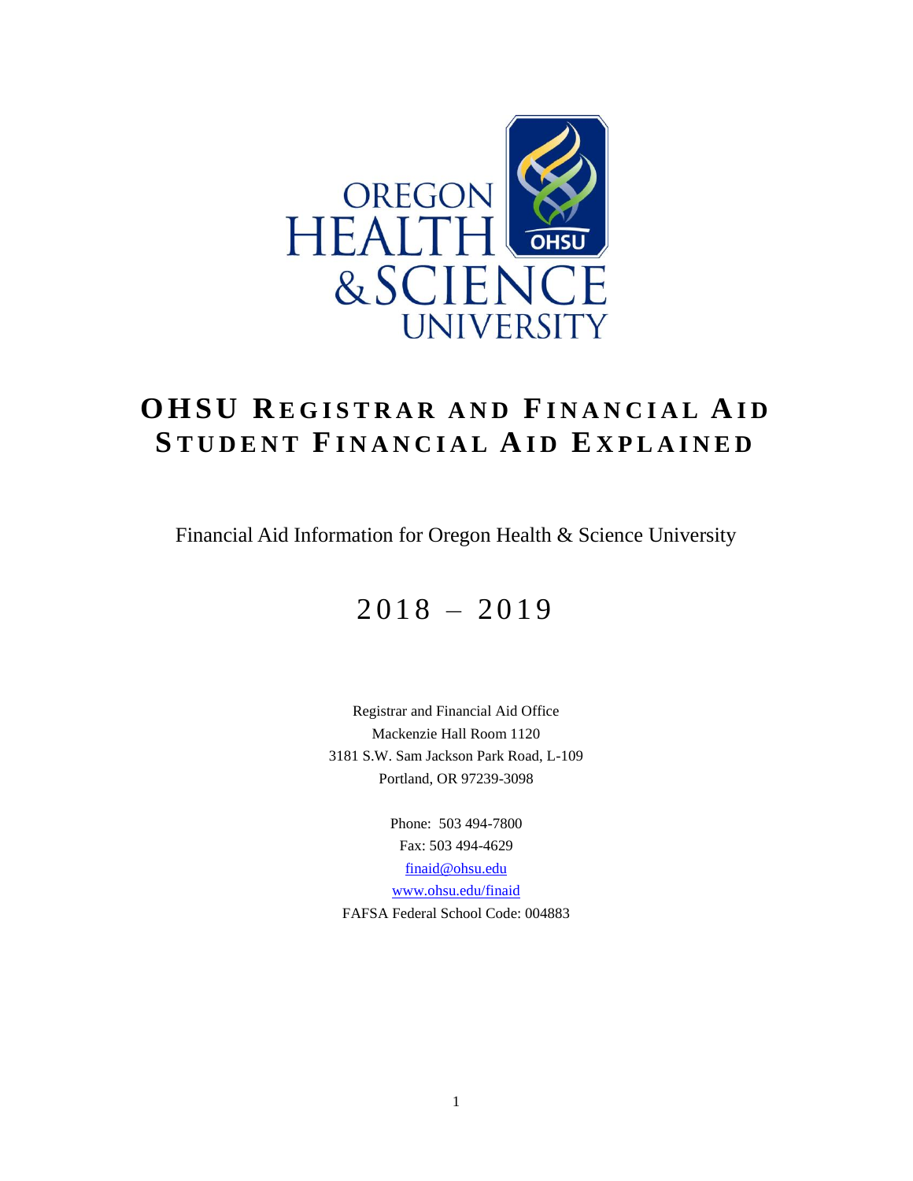OREGON HEALTH & SCIENCE UNIVERSITY

# OHSU Registrar and Financial Aid
# Student Financial Aid Explained

Financial Aid Information for Oregon Health & Science University

## 2018 – 2019

Registrar and Financial Aid Office
Mackenzie Hall Room 1120
3181 S.W. Sam Jackson Park Road, L-109
Portland, OR 97239-3098

Phone: 503 494-7800
Fax: 503 494-4629
finaid@ohsu.edu
www.ohsu.edu/finaid
FAFSA Federal School Code: 004883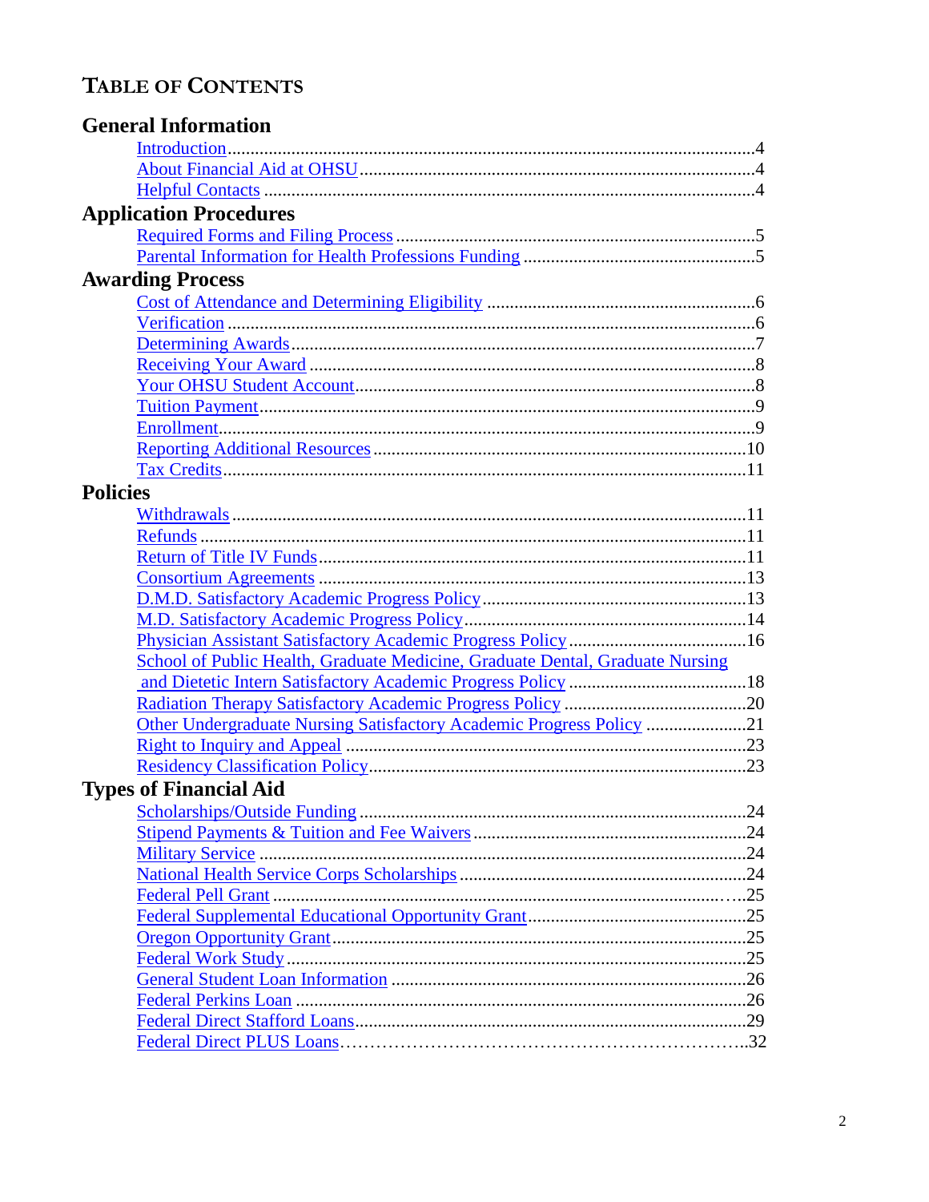# TABLE OF CONTENTS

## General Information

- Introduction....4
- About Financial Aid at OHSU....4
- Helpful Contacts....4

## Application Procedures

- Required Forms and Filing Process....5
- Parental Information for Health Professions Funding....5

## Awarding Process

- Cost of Attendance and Determining Eligibility....6
- Verification....6
- Determining Awards....7
- Receiving Your Award....8
- Your OHSU Student Account....8
- Tuition Payment....9
- Enrollment....9
- Reporting Additional Resources....10
- Tax Credits....11

## Policies

- Withdrawals....11
- Refunds....11
- Return of Title IV Funds....11
- Consortium Agreements....13
- D.M.D. Satisfactory Academic Progress Policy....13
- M.D. Satisfactory Academic Progress Policy....14
- Physician Assistant Satisfactory Academic Progress Policy....16
- School of Public Health, Graduate Medicine, Graduate Dental, Graduate Nursing and Dietetic Intern Satisfactory Academic Progress Policy....18
- Radiation Therapy Satisfactory Academic Progress Policy....20
- Other Undergraduate Nursing Satisfactory Academic Progress Policy....21
- Right to Inquiry and Appeal....23
- Residency Classification Policy....23

## Types of Financial Aid

- Scholarships/Outside Funding....24
- Stipend Payments & Tuition and Fee Waivers....24
- Military Service....24
- National Health Service Corps Scholarships....24
- Federal Pell Grant....25
- Federal Supplemental Educational Opportunity Grant....25
- Oregon Opportunity Grant....25
- Federal Work Study....25
- General Student Loan Information....26
- Federal Perkins Loan....26
- Federal Direct Stafford Loans....29
- Federal Direct PLUS Loans....32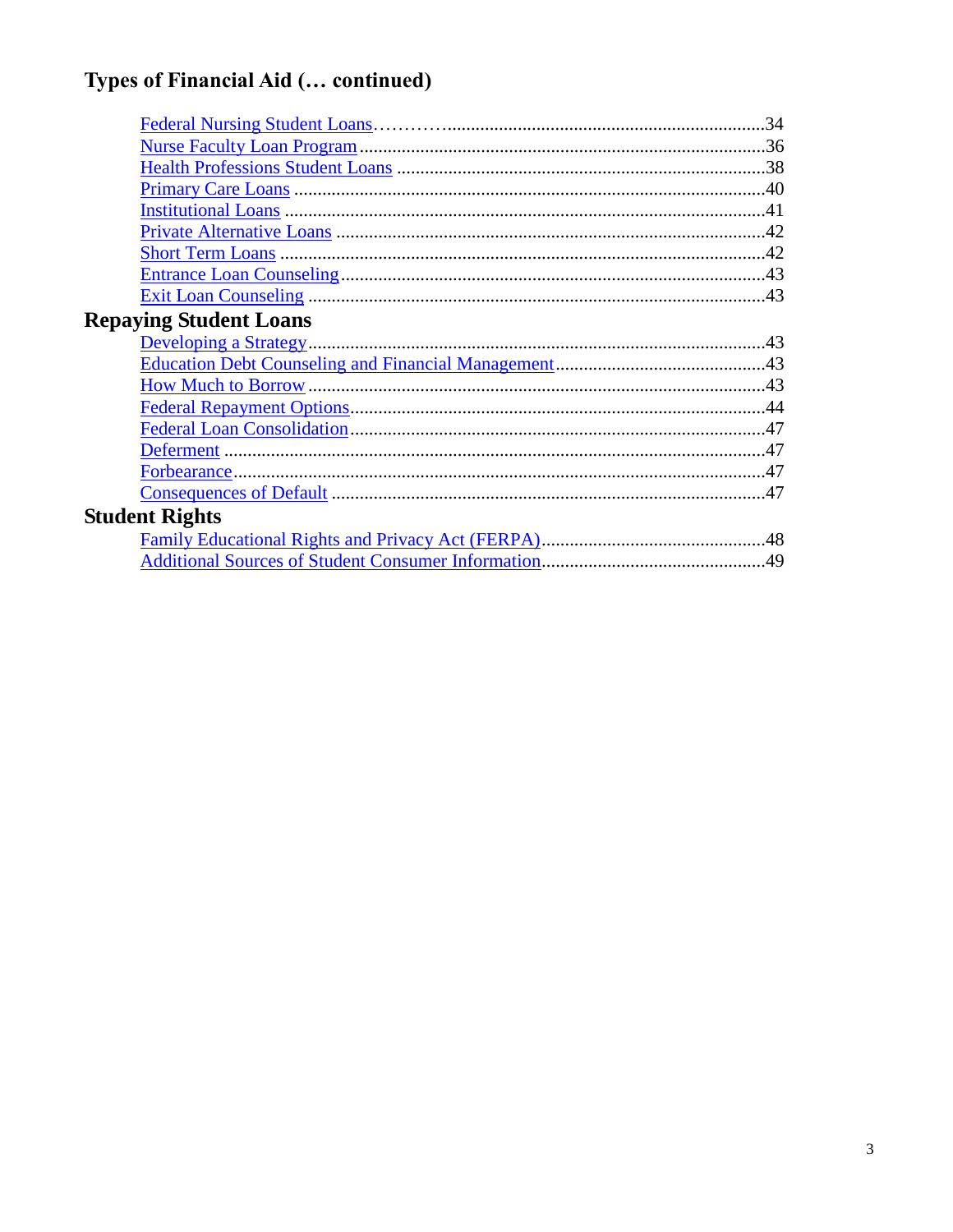## Types of Financial Aid (… continued)

- Federal Nursing Student Loans …………....................................................................34
- Nurse Faculty Loan Program ......................................................................................36
- Health Professions Student Loans ..............................................................................38
- Primary Care Loans ....................................................................................................40
- Institutional Loans ......................................................................................................41
- Private Alternative Loans ...........................................................................................42
- Short Term Loans .......................................................................................................42
- Entrance Loan Counseling ..........................................................................................43
- Exit Loan Counseling .................................................................................................43

## Repaying Student Loans

- Developing a Strategy.................................................................................................43
- Education Debt Counseling and Financial Management.............................................43
- How Much to Borrow .................................................................................................43
- Federal Repayment Options........................................................................................44
- Federal Loan Consolidation........................................................................................47
- Deferment ...................................................................................................................47
- Forbearance.................................................................................................................47
- Consequences of Default ............................................................................................47

## Student Rights

- Family Educational Rights and Privacy Act (FERPA)................................................48
- Additional Sources of Student Consumer Information................................................49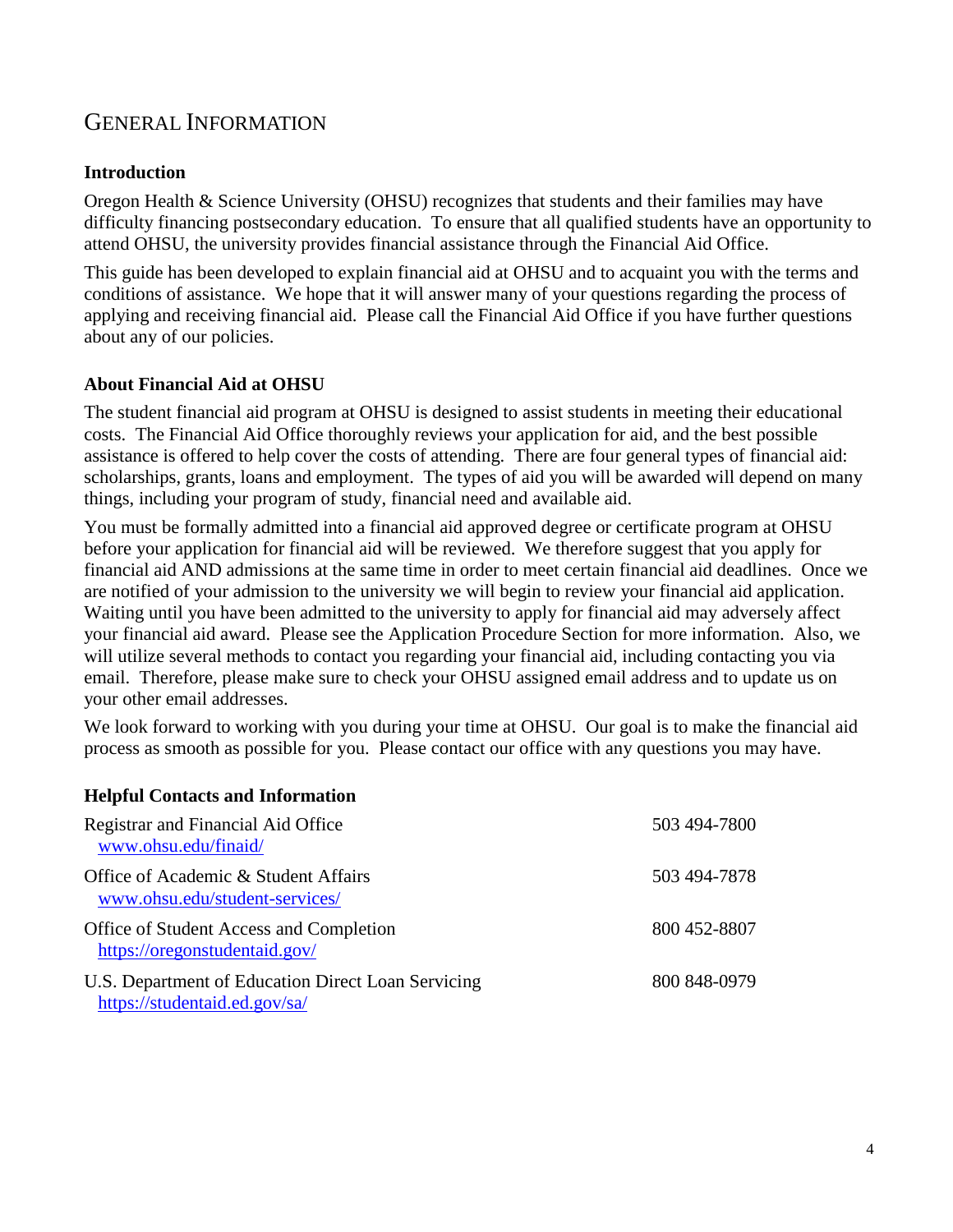# GENERAL INFORMATION

### Introduction

Oregon Health & Science University (OHSU) recognizes that students and their families may have difficulty financing postsecondary education. To ensure that all qualified students have an opportunity to attend OHSU, the university provides financial assistance through the Financial Aid Office.

This guide has been developed to explain financial aid at OHSU and to acquaint you with the terms and conditions of assistance. We hope that it will answer many of your questions regarding the process of applying and receiving financial aid. Please call the Financial Aid Office if you have further questions about any of our policies.

### About Financial Aid at OHSU

The student financial aid program at OHSU is designed to assist students in meeting their educational costs. The Financial Aid Office thoroughly reviews your application for aid, and the best possible assistance is offered to help cover the costs of attending. There are four general types of financial aid: scholarships, grants, loans and employment. The types of aid you will be awarded will depend on many things, including your program of study, financial need and available aid.

You must be formally admitted into a financial aid approved degree or certificate program at OHSU before your application for financial aid will be reviewed. We therefore suggest that you apply for financial aid AND admissions at the same time in order to meet certain financial aid deadlines. Once we are notified of your admission to the university we will begin to review your financial aid application. Waiting until you have been admitted to the university to apply for financial aid may adversely affect your financial aid award. Please see the Application Procedure Section for more information. Also, we will utilize several methods to contact you regarding your financial aid, including contacting you via email. Therefore, please make sure to check your OHSU assigned email address and to update us on your other email addresses.

We look forward to working with you during your time at OHSU. Our goal is to make the financial aid process as smooth as possible for you. Please contact our office with any questions you may have.

### Helpful Contacts and Information

| | |
|---|---|
| Registrar and Financial Aid Office<br>www.ohsu.edu/finaid/ | 503 494-7800 |
| Office of Academic & Student Affairs<br>www.ohsu.edu/student-services/ | 503 494-7878 |
| Office of Student Access and Completion<br>https://oregonstudentaid.gov/ | 800 452-8807 |
| U.S. Department of Education Direct Loan Servicing<br>https://studentaid.ed.gov/sa/ | 800 848-0979 |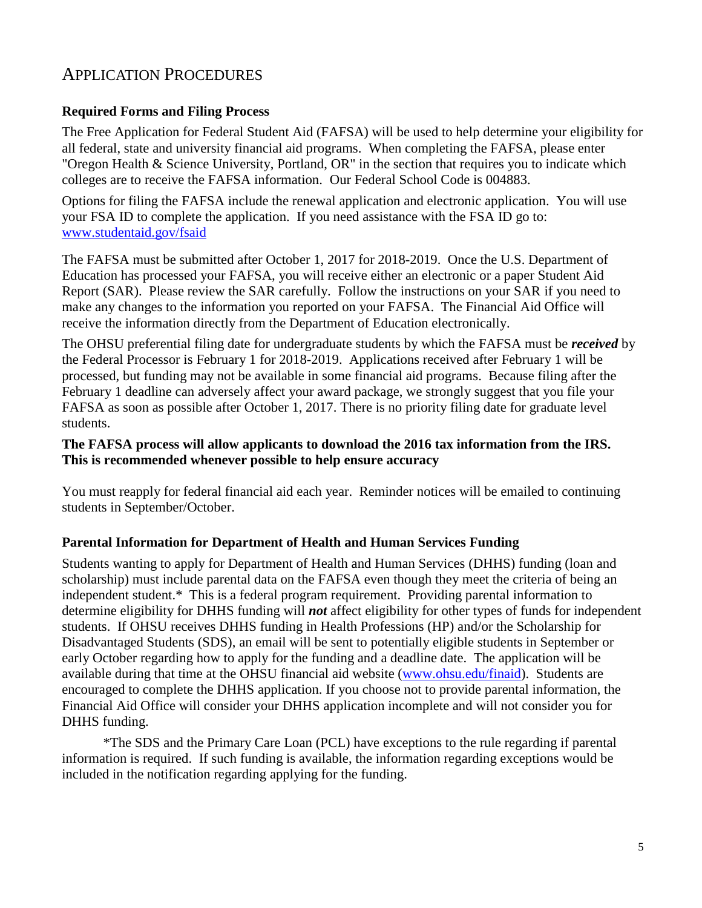# Application Procedures

### Required Forms and Filing Process

The Free Application for Federal Student Aid (FAFSA) will be used to help determine your eligibility for all federal, state and university financial aid programs. When completing the FAFSA, please enter "Oregon Health & Science University, Portland, OR" in the section that requires you to indicate which colleges are to receive the FAFSA information. Our Federal School Code is 004883.

Options for filing the FAFSA include the renewal application and electronic application. You will use your FSA ID to complete the application. If you need assistance with the FSA ID go to: [www.studentaid.gov/fsaid](www.studentaid.gov/fsaid)

The FAFSA must be submitted after October 1, 2017 for 2018-2019. Once the U.S. Department of Education has processed your FAFSA, you will receive either an electronic or a paper Student Aid Report (SAR). Please review the SAR carefully. Follow the instructions on your SAR if you need to make any changes to the information you reported on your FAFSA. The Financial Aid Office will receive the information directly from the Department of Education electronically.

The OHSU preferential filing date for undergraduate students by which the FAFSA must be ***received*** by the Federal Processor is February 1 for 2018-2019. Applications received after February 1 will be processed, but funding may not be available in some financial aid programs. Because filing after the February 1 deadline can adversely affect your award package, we strongly suggest that you file your FAFSA as soon as possible after October 1, 2017. There is no priority filing date for graduate level students.

**The FAFSA process will allow applicants to download the 2016 tax information from the IRS. This is recommended whenever possible to help ensure accuracy**

You must reapply for federal financial aid each year. Reminder notices will be emailed to continuing students in September/October.

### Parental Information for Department of Health and Human Services Funding

Students wanting to apply for Department of Health and Human Services (DHHS) funding (loan and scholarship) must include parental data on the FAFSA even though they meet the criteria of being an independent student.* This is a federal program requirement. Providing parental information to determine eligibility for DHHS funding will ***not*** affect eligibility for other types of funds for independent students. If OHSU receives DHHS funding in Health Professions (HP) and/or the Scholarship for Disadvantaged Students (SDS), an email will be sent to potentially eligible students in September or early October regarding how to apply for the funding and a deadline date. The application will be available during that time at the OHSU financial aid website ([www.ohsu.edu/finaid](www.ohsu.edu/finaid)). Students are encouraged to complete the DHHS application. If you choose not to provide parental information, the Financial Aid Office will consider your DHHS application incomplete and will not consider you for DHHS funding.

*The SDS and the Primary Care Loan (PCL) have exceptions to the rule regarding if parental information is required. If such funding is available, the information regarding exceptions would be included in the notification regarding applying for the funding.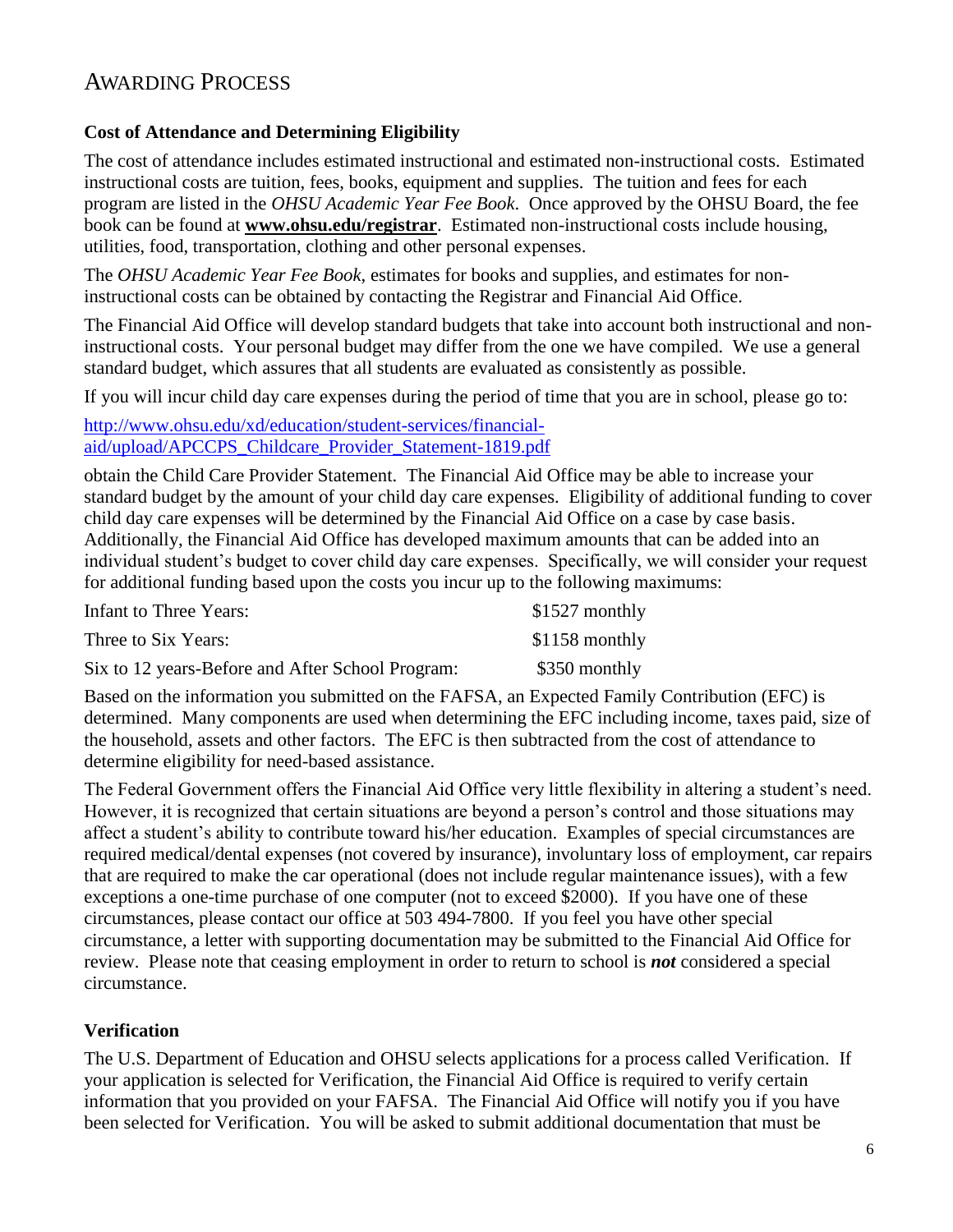## Awarding Process

### Cost of Attendance and Determining Eligibility

The cost of attendance includes estimated instructional and estimated non-instructional costs. Estimated instructional costs are tuition, fees, books, equipment and supplies. The tuition and fees for each program are listed in the *OHSU Academic Year Fee Book*. Once approved by the OHSU Board, the fee book can be found at **www.ohsu.edu/registrar**. Estimated non-instructional costs include housing, utilities, food, transportation, clothing and other personal expenses.

The *OHSU Academic Year Fee Book*, estimates for books and supplies, and estimates for non-instructional costs can be obtained by contacting the Registrar and Financial Aid Office.

The Financial Aid Office will develop standard budgets that take into account both instructional and non-instructional costs. Your personal budget may differ from the one we have compiled. We use a general standard budget, which assures that all students are evaluated as consistently as possible.

If you will incur child day care expenses during the period of time that you are in school, please go to:

http://www.ohsu.edu/xd/education/student-services/financial-aid/upload/APCCPS_Childcare_Provider_Statement-1819.pdf

obtain the Child Care Provider Statement. The Financial Aid Office may be able to increase your standard budget by the amount of your child day care expenses. Eligibility of additional funding to cover child day care expenses will be determined by the Financial Aid Office on a case by case basis. Additionally, the Financial Aid Office has developed maximum amounts that can be added into an individual student's budget to cover child day care expenses. Specifically, we will consider your request for additional funding based upon the costs you incur up to the following maximums:

| | |
|---|---|
| Infant to Three Years: | $1527 monthly |
| Three to Six Years: | $1158 monthly |
| Six to 12 years-Before and After School Program: | $350 monthly |

Based on the information you submitted on the FAFSA, an Expected Family Contribution (EFC) is determined. Many components are used when determining the EFC including income, taxes paid, size of the household, assets and other factors. The EFC is then subtracted from the cost of attendance to determine eligibility for need-based assistance.

The Federal Government offers the Financial Aid Office very little flexibility in altering a student's need. However, it is recognized that certain situations are beyond a person's control and those situations may affect a student's ability to contribute toward his/her education. Examples of special circumstances are required medical/dental expenses (not covered by insurance), involuntary loss of employment, car repairs that are required to make the car operational (does not include regular maintenance issues), with a few exceptions a one-time purchase of one computer (not to exceed $2000). If you have one of these circumstances, please contact our office at 503 494-7800. If you feel you have other special circumstance, a letter with supporting documentation may be submitted to the Financial Aid Office for review. Please note that ceasing employment in order to return to school is ***not*** considered a special circumstance.

### Verification

The U.S. Department of Education and OHSU selects applications for a process called Verification. If your application is selected for Verification, the Financial Aid Office is required to verify certain information that you provided on your FAFSA. The Financial Aid Office will notify you if you have been selected for Verification. You will be asked to submit additional documentation that must be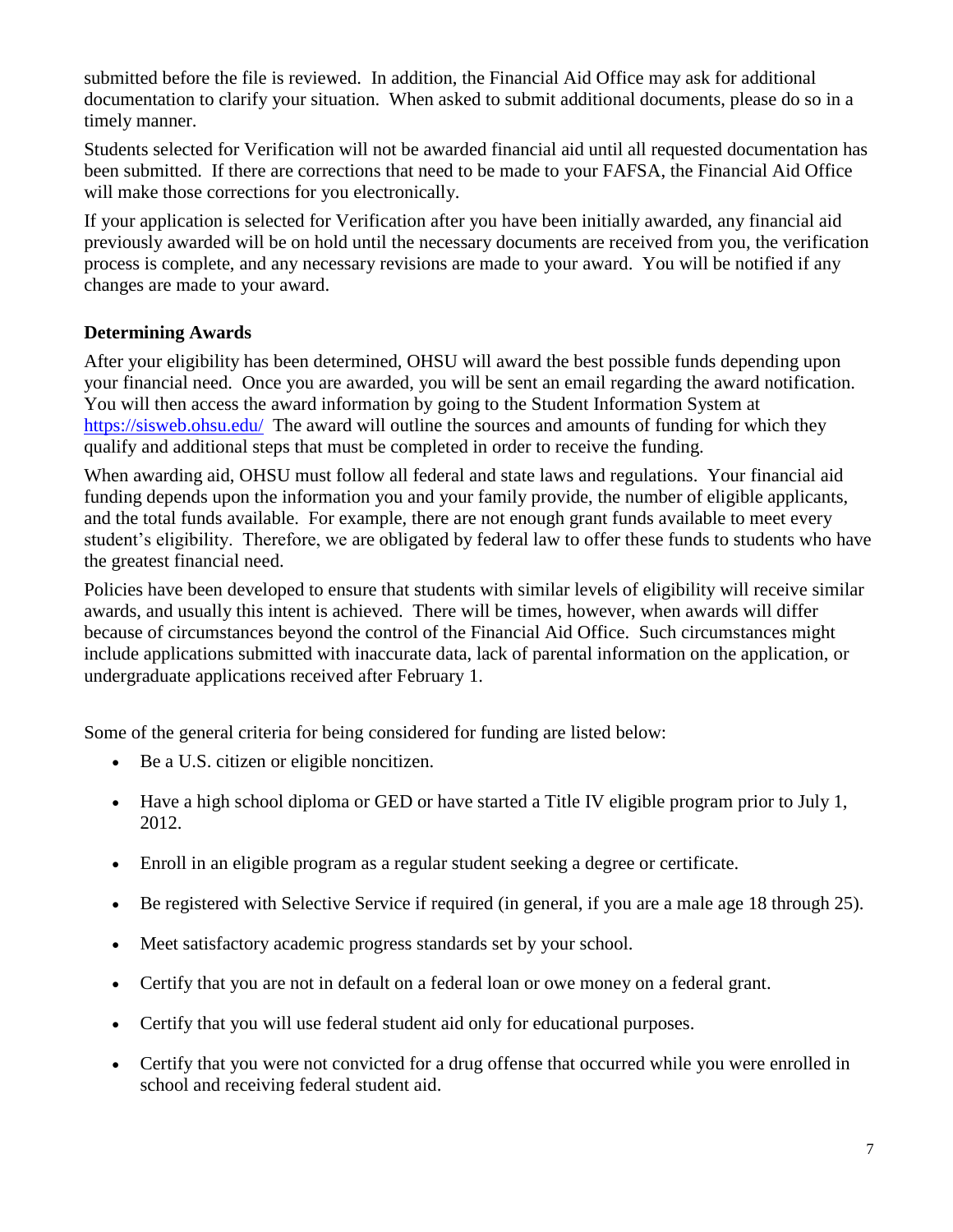submitted before the file is reviewed. In addition, the Financial Aid Office may ask for additional documentation to clarify your situation. When asked to submit additional documents, please do so in a timely manner.

Students selected for Verification will not be awarded financial aid until all requested documentation has been submitted. If there are corrections that need to be made to your FAFSA, the Financial Aid Office will make those corrections for you electronically.

If your application is selected for Verification after you have been initially awarded, any financial aid previously awarded will be on hold until the necessary documents are received from you, the verification process is complete, and any necessary revisions are made to your award. You will be notified if any changes are made to your award.

### Determining Awards

After your eligibility has been determined, OHSU will award the best possible funds depending upon your financial need. Once you are awarded, you will be sent an email regarding the award notification. You will then access the award information by going to the Student Information System at https://sisweb.ohsu.edu/ The award will outline the sources and amounts of funding for which they qualify and additional steps that must be completed in order to receive the funding.

When awarding aid, OHSU must follow all federal and state laws and regulations. Your financial aid funding depends upon the information you and your family provide, the number of eligible applicants, and the total funds available. For example, there are not enough grant funds available to meet every student's eligibility. Therefore, we are obligated by federal law to offer these funds to students who have the greatest financial need.

Policies have been developed to ensure that students with similar levels of eligibility will receive similar awards, and usually this intent is achieved. There will be times, however, when awards will differ because of circumstances beyond the control of the Financial Aid Office. Such circumstances might include applications submitted with inaccurate data, lack of parental information on the application, or undergraduate applications received after February 1.

Some of the general criteria for being considered for funding are listed below:

- Be a U.S. citizen or eligible noncitizen.
- Have a high school diploma or GED or have started a Title IV eligible program prior to July 1, 2012.
- Enroll in an eligible program as a regular student seeking a degree or certificate.
- Be registered with Selective Service if required (in general, if you are a male age 18 through 25).
- Meet satisfactory academic progress standards set by your school.
- Certify that you are not in default on a federal loan or owe money on a federal grant.
- Certify that you will use federal student aid only for educational purposes.
- Certify that you were not convicted for a drug offense that occurred while you were enrolled in school and receiving federal student aid.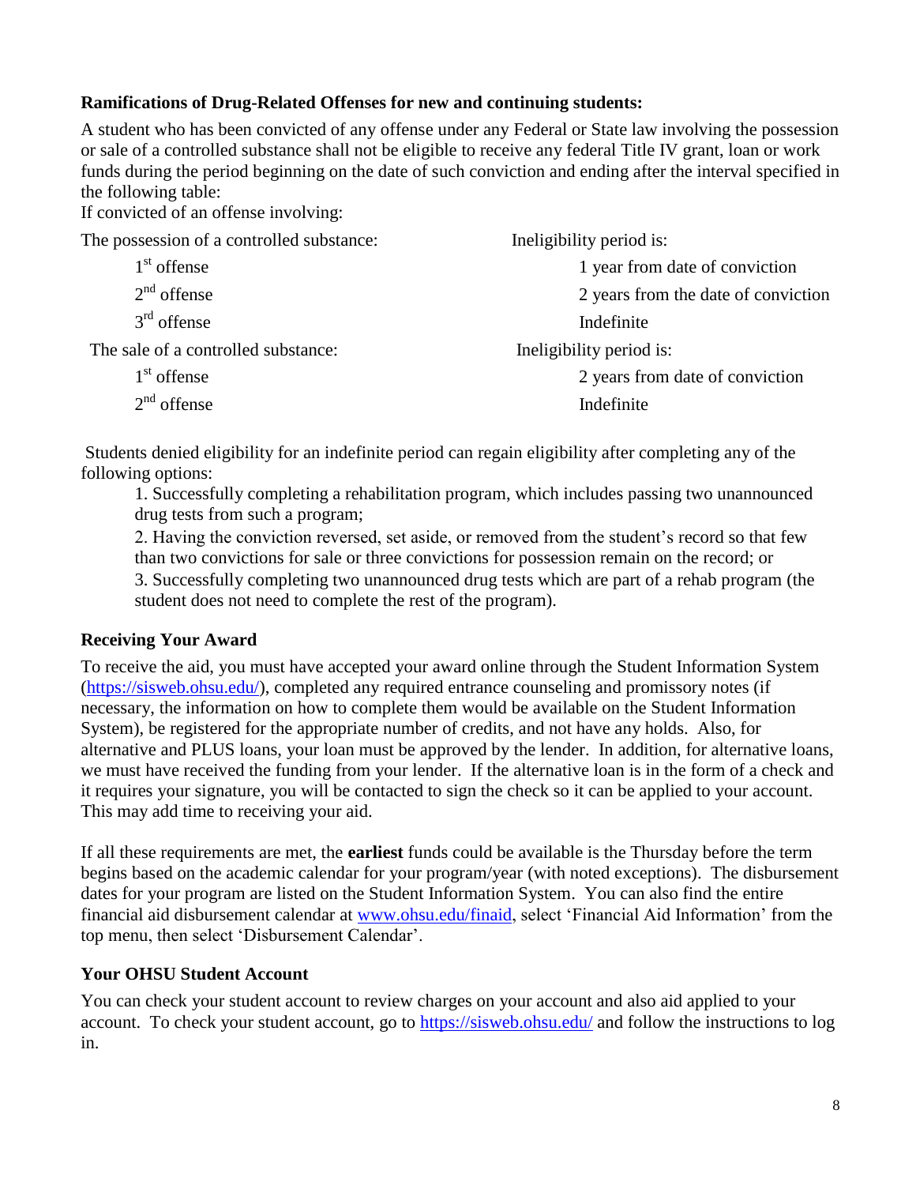**Ramifications of Drug-Related Offenses for new and continuing students:**

A student who has been convicted of any offense under any Federal or State law involving the possession or sale of a controlled substance shall not be eligible to receive any federal Title IV grant, loan or work funds during the period beginning on the date of such conviction and ending after the interval specified in the following table:

If convicted of an offense involving:

| The possession of a controlled substance: | Ineligibility period is: |
|---|---|
| 1st offense | 1 year from date of conviction |
| 2nd offense | 2 years from the date of conviction |
| 3rd offense | Indefinite |
| **The sale of a controlled substance:** | **Ineligibility period is:** |
| 1st offense | 2 years from date of conviction |
| 2nd offense | Indefinite |

Students denied eligibility for an indefinite period can regain eligibility after completing any of the following options:

1. Successfully completing a rehabilitation program, which includes passing two unannounced drug tests from such a program;
2. Having the conviction reversed, set aside, or removed from the student's record so that few than two convictions for sale or three convictions for possession remain on the record; or
3. Successfully completing two unannounced drug tests which are part of a rehab program (the student does not need to complete the rest of the program).

**Receiving Your Award**

To receive the aid, you must have accepted your award online through the Student Information System (https://sisweb.ohsu.edu/), completed any required entrance counseling and promissory notes (if necessary, the information on how to complete them would be available on the Student Information System), be registered for the appropriate number of credits, and not have any holds. Also, for alternative and PLUS loans, your loan must be approved by the lender. In addition, for alternative loans, we must have received the funding from your lender. If the alternative loan is in the form of a check and it requires your signature, you will be contacted to sign the check so it can be applied to your account. This may add time to receiving your aid.

If all these requirements are met, the **earliest** funds could be available is the Thursday before the term begins based on the academic calendar for your program/year (with noted exceptions). The disbursement dates for your program are listed on the Student Information System. You can also find the entire financial aid disbursement calendar at www.ohsu.edu/finaid, select 'Financial Aid Information' from the top menu, then select 'Disbursement Calendar'.

**Your OHSU Student Account**

You can check your student account to review charges on your account and also aid applied to your account. To check your student account, go to https://sisweb.ohsu.edu/ and follow the instructions to log in.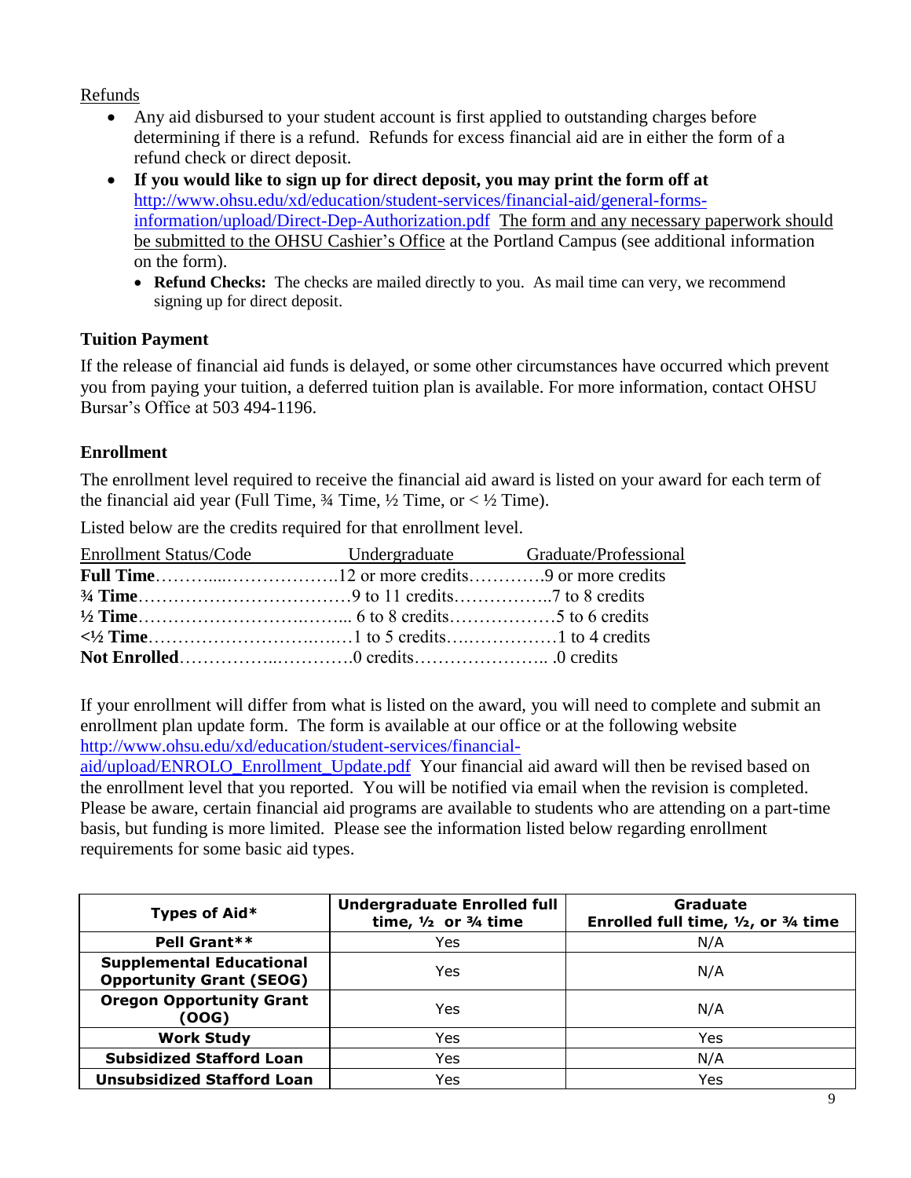Refunds

- Any aid disbursed to your student account is first applied to outstanding charges before determining if there is a refund. Refunds for excess financial aid are in either the form of a refund check or direct deposit.
- **If you would like to sign up for direct deposit, you may print the form off at** http://www.ohsu.edu/xd/education/student-services/financial-aid/general-forms-information/upload/Direct-Dep-Authorization.pdf The form and any necessary paperwork should be submitted to the OHSU Cashier's Office at the Portland Campus (see additional information on the form).
  - **Refund Checks:** The checks are mailed directly to you. As mail time can very, we recommend signing up for direct deposit.

**Tuition Payment**

If the release of financial aid funds is delayed, or some other circumstances have occurred which prevent you from paying your tuition, a deferred tuition plan is available. For more information, contact OHSU Bursar's Office at 503 494-1196.

**Enrollment**

The enrollment level required to receive the financial aid award is listed on your award for each term of the financial aid year (Full Time, ¾ Time, ½ Time, or < ½ Time).

Listed below are the credits required for that enrollment level.

| Enrollment Status/Code | Undergraduate | Graduate/Professional |
|---|---|---|
| **Full Time** | 12 or more credits | 9 or more credits |
| **¾ Time** | 9 to 11 credits | 7 to 8 credits |
| **½ Time** | 6 to 8 credits | 5 to 6 credits |
| **<½ Time** | 1 to 5 credits | 1 to 4 credits |
| **Not Enrolled** | 0 credits | 0 credits |

If your enrollment will differ from what is listed on the award, you will need to complete and submit an enrollment plan update form. The form is available at our office or at the following website http://www.ohsu.edu/xd/education/student-services/financial-aid/upload/ENROLO_Enrollment_Update.pdf Your financial aid award will then be revised based on the enrollment level that you reported. You will be notified via email when the revision is completed. Please be aware, certain financial aid programs are available to students who are attending on a part-time basis, but funding is more limited. Please see the information listed below regarding enrollment requirements for some basic aid types.

| Types of Aid* | Undergraduate Enrolled full time, ½ or ¾ time | Graduate Enrolled full time, ½, or ¾ time |
|---|---|---|
| **Pell Grant**** | Yes | N/A |
| **Supplemental Educational Opportunity Grant (SEOG)** | Yes | N/A |
| **Oregon Opportunity Grant (OOG)** | Yes | N/A |
| **Work Study** | Yes | Yes |
| **Subsidized Stafford Loan** | Yes | N/A |
| **Unsubsidized Stafford Loan** | Yes | Yes |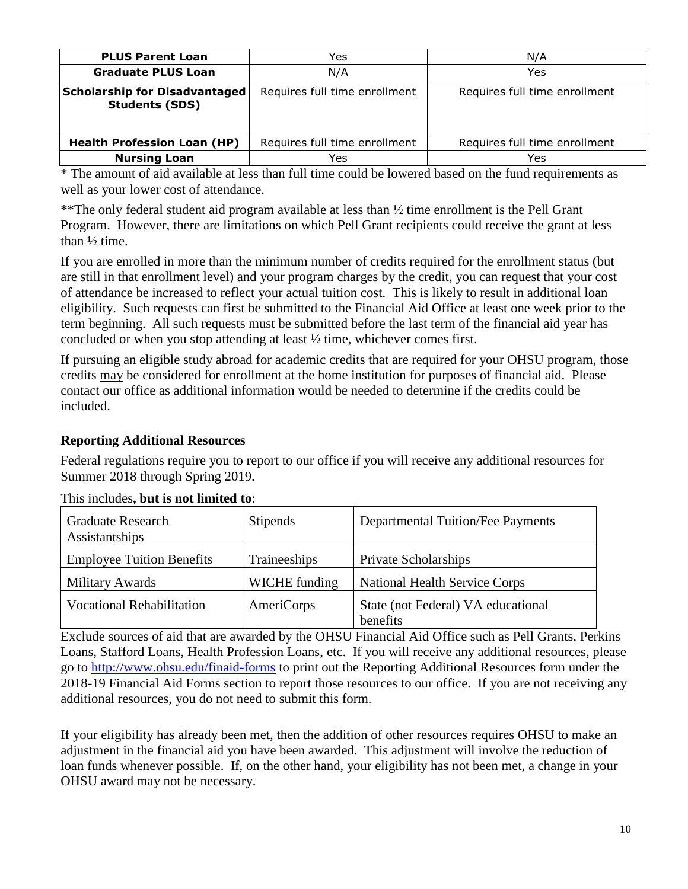| **PLUS Parent Loan** | Yes | N/A |
|---|---|---|
| **Graduate PLUS Loan** | N/A | Yes |
| **Scholarship for Disadvantaged Students (SDS)** | Requires full time enrollment | Requires full time enrollment |
| **Health Profession Loan (HP)** | Requires full time enrollment | Requires full time enrollment |
| **Nursing Loan** | Yes | Yes |

* The amount of aid available at less than full time could be lowered based on the fund requirements as well as your lower cost of attendance.

**The only federal student aid program available at less than ½ time enrollment is the Pell Grant Program. However, there are limitations on which Pell Grant recipients could receive the grant at less than ½ time.

If you are enrolled in more than the minimum number of credits required for the enrollment status (but are still in that enrollment level) and your program charges by the credit, you can request that your cost of attendance be increased to reflect your actual tuition cost. This is likely to result in additional loan eligibility. Such requests can first be submitted to the Financial Aid Office at least one week prior to the term beginning. All such requests must be submitted before the last term of the financial aid year has concluded or when you stop attending at least ½ time, whichever comes first.

If pursuing an eligible study abroad for academic credits that are required for your OHSU program, those credits may be considered for enrollment at the home institution for purposes of financial aid. Please contact our office as additional information would be needed to determine if the credits could be included.

### Reporting Additional Resources

Federal regulations require you to report to our office if you will receive any additional resources for Summer 2018 through Spring 2019.

This includes**, but is not limited to**:

| Graduate Research Assistantships | Stipends | Departmental Tuition/Fee Payments |
|---|---|---|
| Employee Tuition Benefits | Traineeships | Private Scholarships |
| Military Awards | WICHE funding | National Health Service Corps |
| Vocational Rehabilitation | AmeriCorps | State (not Federal) VA educational benefits |

Exclude sources of aid that are awarded by the OHSU Financial Aid Office such as Pell Grants, Perkins Loans, Stafford Loans, Health Profession Loans, etc. If you will receive any additional resources, please go to http://www.ohsu.edu/finaid-forms to print out the Reporting Additional Resources form under the 2018-19 Financial Aid Forms section to report those resources to our office. If you are not receiving any additional resources, you do not need to submit this form.

If your eligibility has already been met, then the addition of other resources requires OHSU to make an adjustment in the financial aid you have been awarded. This adjustment will involve the reduction of loan funds whenever possible. If, on the other hand, your eligibility has not been met, a change in your OHSU award may not be necessary.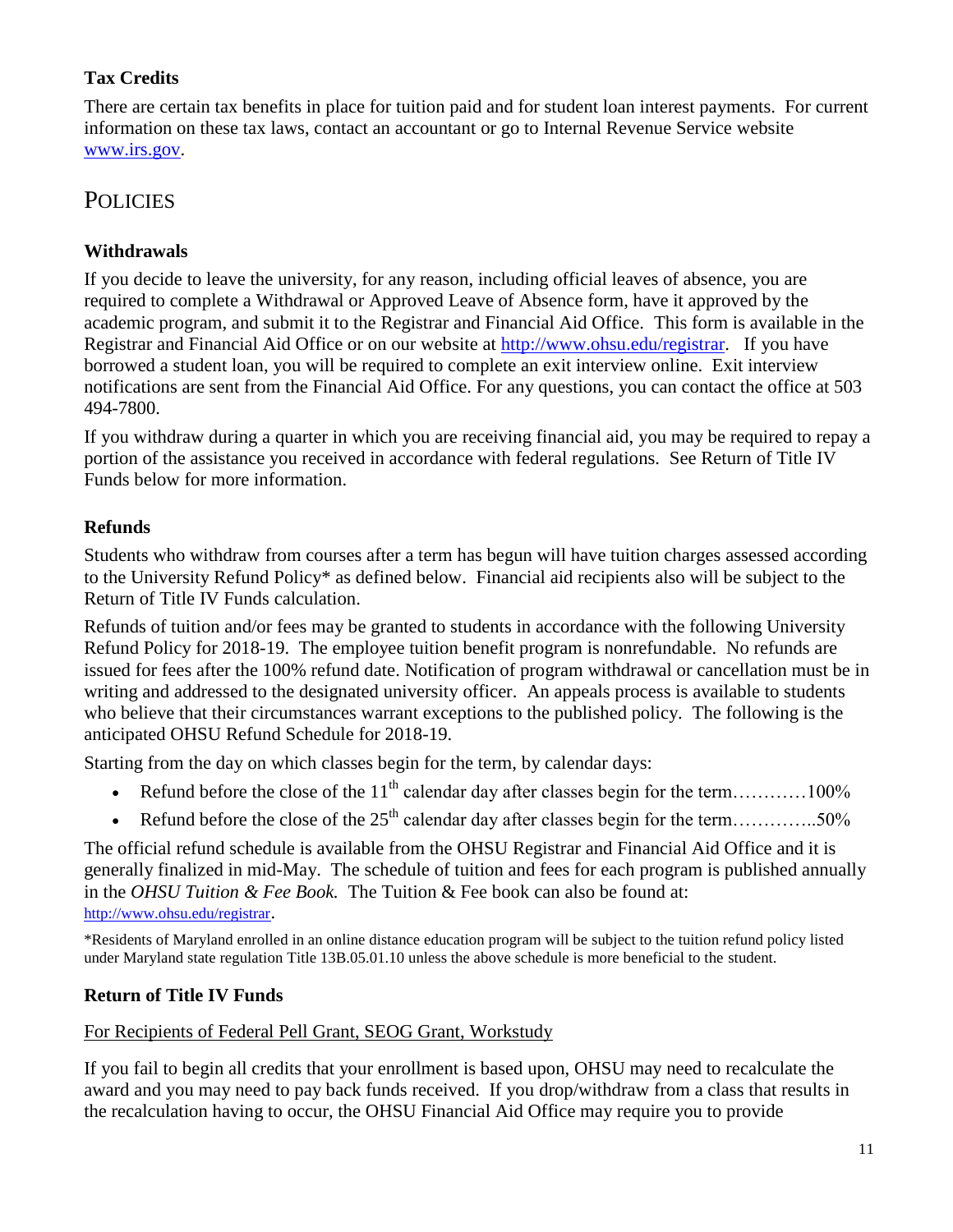### Tax Credits

There are certain tax benefits in place for tuition paid and for student loan interest payments. For current information on these tax laws, contact an accountant or go to Internal Revenue Service website www.irs.gov.

## POLICIES

### Withdrawals

If you decide to leave the university, for any reason, including official leaves of absence, you are required to complete a Withdrawal or Approved Leave of Absence form, have it approved by the academic program, and submit it to the Registrar and Financial Aid Office. This form is available in the Registrar and Financial Aid Office or on our website at http://www.ohsu.edu/registrar. If you have borrowed a student loan, you will be required to complete an exit interview online. Exit interview notifications are sent from the Financial Aid Office. For any questions, you can contact the office at 503 494-7800.

If you withdraw during a quarter in which you are receiving financial aid, you may be required to repay a portion of the assistance you received in accordance with federal regulations. See Return of Title IV Funds below for more information.

### Refunds

Students who withdraw from courses after a term has begun will have tuition charges assessed according to the University Refund Policy* as defined below. Financial aid recipients also will be subject to the Return of Title IV Funds calculation.

Refunds of tuition and/or fees may be granted to students in accordance with the following University Refund Policy for 2018-19. The employee tuition benefit program is nonrefundable. No refunds are issued for fees after the 100% refund date. Notification of program withdrawal or cancellation must be in writing and addressed to the designated university officer. An appeals process is available to students who believe that their circumstances warrant exceptions to the published policy. The following is the anticipated OHSU Refund Schedule for 2018-19.

Starting from the day on which classes begin for the term, by calendar days:

- Refund before the close of the 11th calendar day after classes begin for the term…………100%
- Refund before the close of the 25th calendar day after classes begin for the term…………..50%

The official refund schedule is available from the OHSU Registrar and Financial Aid Office and it is generally finalized in mid-May. The schedule of tuition and fees for each program is published annually in the *OHSU Tuition & Fee Book.* The Tuition & Fee book can also be found at: http://www.ohsu.edu/registrar.

*Residents of Maryland enrolled in an online distance education program will be subject to the tuition refund policy listed under Maryland state regulation Title 13B.05.01.10 unless the above schedule is more beneficial to the student.

### Return of Title IV Funds

For Recipients of Federal Pell Grant, SEOG Grant, Workstudy

If you fail to begin all credits that your enrollment is based upon, OHSU may need to recalculate the award and you may need to pay back funds received. If you drop/withdraw from a class that results in the recalculation having to occur, the OHSU Financial Aid Office may require you to provide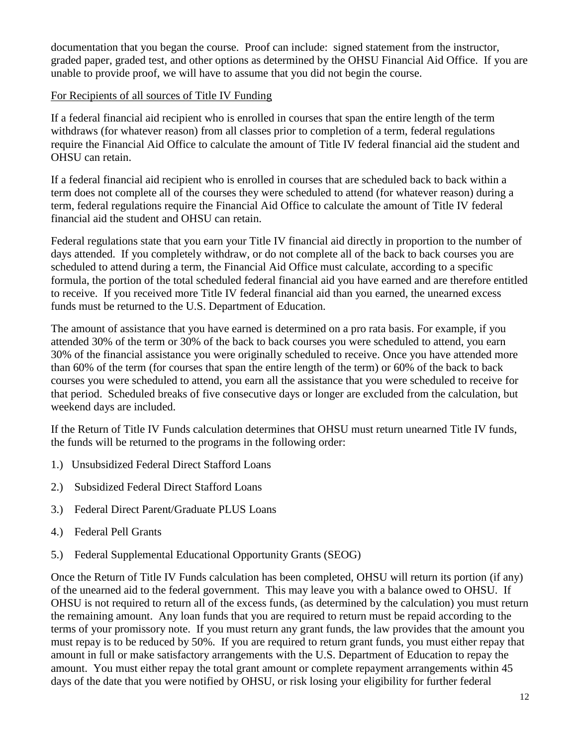documentation that you began the course. Proof can include: signed statement from the instructor, graded paper, graded test, and other options as determined by the OHSU Financial Aid Office. If you are unable to provide proof, we will have to assume that you did not begin the course.

<u>For Recipients of all sources of Title IV Funding</u>

If a federal financial aid recipient who is enrolled in courses that span the entire length of the term withdraws (for whatever reason) from all classes prior to completion of a term, federal regulations require the Financial Aid Office to calculate the amount of Title IV federal financial aid the student and OHSU can retain.

If a federal financial aid recipient who is enrolled in courses that are scheduled back to back within a term does not complete all of the courses they were scheduled to attend (for whatever reason) during a term, federal regulations require the Financial Aid Office to calculate the amount of Title IV federal financial aid the student and OHSU can retain.

Federal regulations state that you earn your Title IV financial aid directly in proportion to the number of days attended. If you completely withdraw, or do not complete all of the back to back courses you are scheduled to attend during a term, the Financial Aid Office must calculate, according to a specific formula, the portion of the total scheduled federal financial aid you have earned and are therefore entitled to receive. If you received more Title IV federal financial aid than you earned, the unearned excess funds must be returned to the U.S. Department of Education.

The amount of assistance that you have earned is determined on a pro rata basis. For example, if you attended 30% of the term or 30% of the back to back courses you were scheduled to attend, you earn 30% of the financial assistance you were originally scheduled to receive. Once you have attended more than 60% of the term (for courses that span the entire length of the term) or 60% of the back to back courses you were scheduled to attend, you earn all the assistance that you were scheduled to receive for that period. Scheduled breaks of five consecutive days or longer are excluded from the calculation, but weekend days are included.

If the Return of Title IV Funds calculation determines that OHSU must return unearned Title IV funds, the funds will be returned to the programs in the following order:

1.) Unsubsidized Federal Direct Stafford Loans

2.) Subsidized Federal Direct Stafford Loans

3.) Federal Direct Parent/Graduate PLUS Loans

4.) Federal Pell Grants

5.) Federal Supplemental Educational Opportunity Grants (SEOG)

Once the Return of Title IV Funds calculation has been completed, OHSU will return its portion (if any) of the unearned aid to the federal government. This may leave you with a balance owed to OHSU. If OHSU is not required to return all of the excess funds, (as determined by the calculation) you must return the remaining amount. Any loan funds that you are required to return must be repaid according to the terms of your promissory note. If you must return any grant funds, the law provides that the amount you must repay is to be reduced by 50%. If you are required to return grant funds, you must either repay that amount in full or make satisfactory arrangements with the U.S. Department of Education to repay the amount. You must either repay the total grant amount or complete repayment arrangements within 45 days of the date that you were notified by OHSU, or risk losing your eligibility for further federal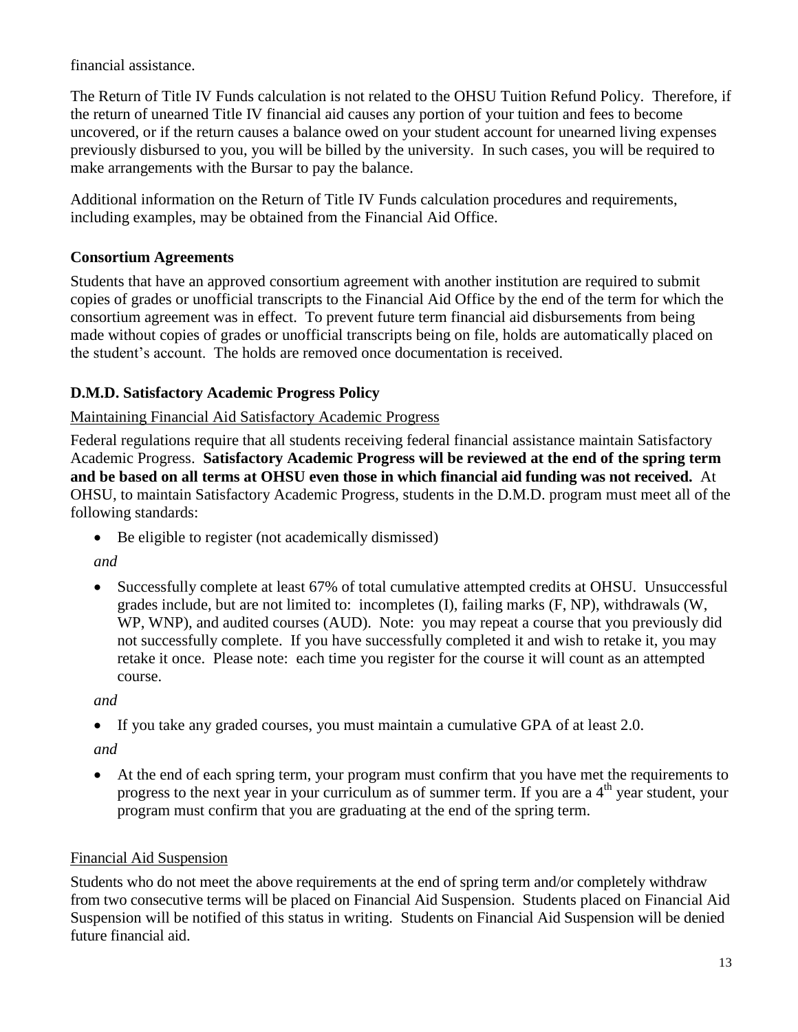financial assistance.

The Return of Title IV Funds calculation is not related to the OHSU Tuition Refund Policy. Therefore, if the return of unearned Title IV financial aid causes any portion of your tuition and fees to become uncovered, or if the return causes a balance owed on your student account for unearned living expenses previously disbursed to you, you will be billed by the university. In such cases, you will be required to make arrangements with the Bursar to pay the balance.

Additional information on the Return of Title IV Funds calculation procedures and requirements, including examples, may be obtained from the Financial Aid Office.

### Consortium Agreements

Students that have an approved consortium agreement with another institution are required to submit copies of grades or unofficial transcripts to the Financial Aid Office by the end of the term for which the consortium agreement was in effect. To prevent future term financial aid disbursements from being made without copies of grades or unofficial transcripts being on file, holds are automatically placed on the student's account. The holds are removed once documentation is received.

### D.M.D. Satisfactory Academic Progress Policy

<u>Maintaining Financial Aid Satisfactory Academic Progress</u>

Federal regulations require that all students receiving federal financial assistance maintain Satisfactory Academic Progress. **Satisfactory Academic Progress will be reviewed at the end of the spring term and be based on all terms at OHSU even those in which financial aid funding was not received.** At OHSU, to maintain Satisfactory Academic Progress, students in the D.M.D. program must meet all of the following standards:

- Be eligible to register (not academically dismissed)

*and*

- Successfully complete at least 67% of total cumulative attempted credits at OHSU. Unsuccessful grades include, but are not limited to: incompletes (I), failing marks (F, NP), withdrawals (W, WP, WNP), and audited courses (AUD). Note: you may repeat a course that you previously did not successfully complete. If you have successfully completed it and wish to retake it, you may retake it once. Please note: each time you register for the course it will count as an attempted course.

*and*

- If you take any graded courses, you must maintain a cumulative GPA of at least 2.0.

*and*

- At the end of each spring term, your program must confirm that you have met the requirements to progress to the next year in your curriculum as of summer term. If you are a 4th year student, your program must confirm that you are graduating at the end of the spring term.

<u>Financial Aid Suspension</u>

Students who do not meet the above requirements at the end of spring term and/or completely withdraw from two consecutive terms will be placed on Financial Aid Suspension. Students placed on Financial Aid Suspension will be notified of this status in writing. Students on Financial Aid Suspension will be denied future financial aid.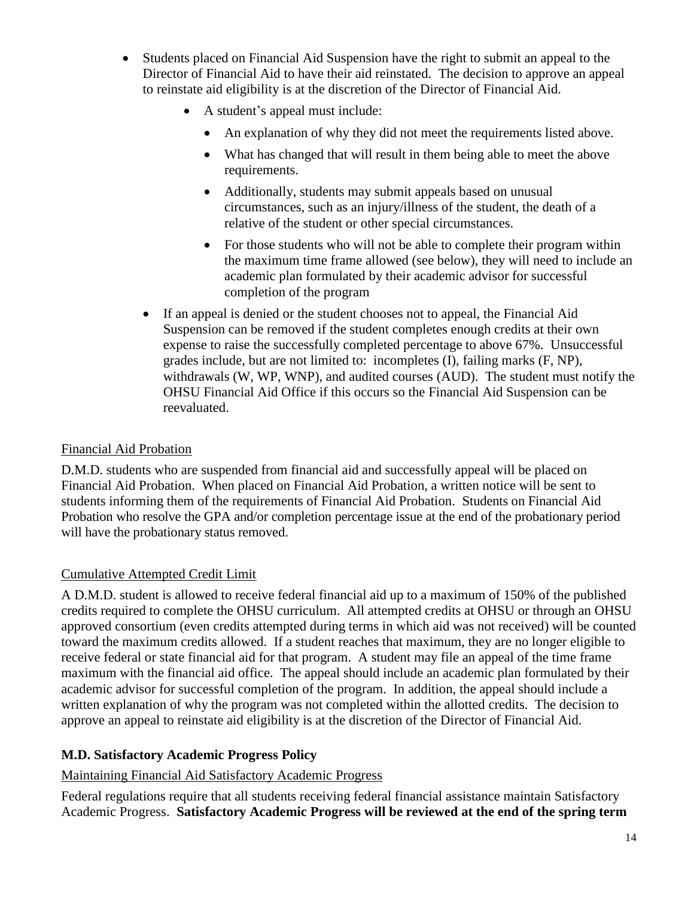- Students placed on Financial Aid Suspension have the right to submit an appeal to the Director of Financial Aid to have their aid reinstated. The decision to approve an appeal to reinstate aid eligibility is at the discretion of the Director of Financial Aid.
    - A student's appeal must include:
        - An explanation of why they did not meet the requirements listed above.
        - What has changed that will result in them being able to meet the above requirements.
        - Additionally, students may submit appeals based on unusual circumstances, such as an injury/illness of the student, the death of a relative of the student or other special circumstances.
        - For those students who will not be able to complete their program within the maximum time frame allowed (see below), they will need to include an academic plan formulated by their academic advisor for successful completion of the program
    - If an appeal is denied or the student chooses not to appeal, the Financial Aid Suspension can be removed if the student completes enough credits at their own expense to raise the successfully completed percentage to above 67%. Unsuccessful grades include, but are not limited to: incompletes (I), failing marks (F, NP), withdrawals (W, WP, WNP), and audited courses (AUD). The student must notify the OHSU Financial Aid Office if this occurs so the Financial Aid Suspension can be reevaluated.

Financial Aid Probation

D.M.D. students who are suspended from financial aid and successfully appeal will be placed on Financial Aid Probation. When placed on Financial Aid Probation, a written notice will be sent to students informing them of the requirements of Financial Aid Probation. Students on Financial Aid Probation who resolve the GPA and/or completion percentage issue at the end of the probationary period will have the probationary status removed.

Cumulative Attempted Credit Limit

A D.M.D. student is allowed to receive federal financial aid up to a maximum of 150% of the published credits required to complete the OHSU curriculum. All attempted credits at OHSU or through an OHSU approved consortium (even credits attempted during terms in which aid was not received) will be counted toward the maximum credits allowed. If a student reaches that maximum, they are no longer eligible to receive federal or state financial aid for that program. A student may file an appeal of the time frame maximum with the financial aid office. The appeal should include an academic plan formulated by their academic advisor for successful completion of the program. In addition, the appeal should include a written explanation of why the program was not completed within the allotted credits. The decision to approve an appeal to reinstate aid eligibility is at the discretion of the Director of Financial Aid.

**M.D. Satisfactory Academic Progress Policy**

Maintaining Financial Aid Satisfactory Academic Progress

Federal regulations require that all students receiving federal financial assistance maintain Satisfactory Academic Progress. **Satisfactory Academic Progress will be reviewed at the end of the spring term**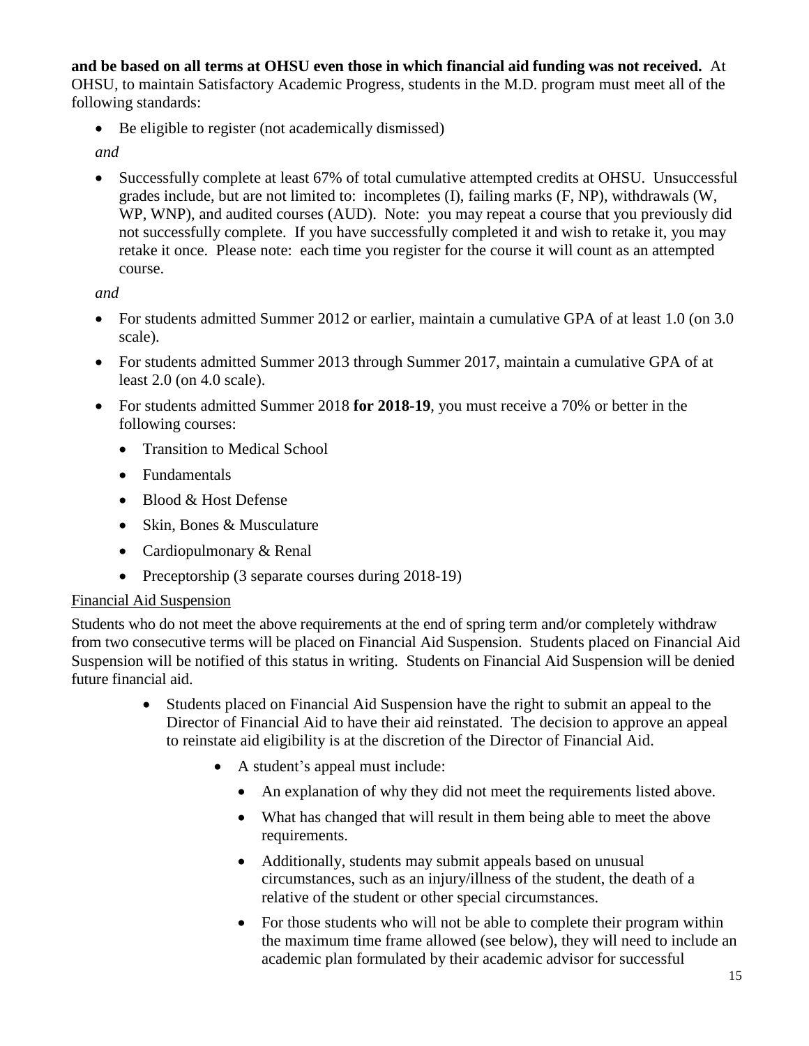**and be based on all terms at OHSU even those in which financial aid funding was not received.** At OHSU, to maintain Satisfactory Academic Progress, students in the M.D. program must meet all of the following standards:

- Be eligible to register (not academically dismissed)

*and*

- Successfully complete at least 67% of total cumulative attempted credits at OHSU. Unsuccessful grades include, but are not limited to: incompletes (I), failing marks (F, NP), withdrawals (W, WP, WNP), and audited courses (AUD). Note: you may repeat a course that you previously did not successfully complete. If you have successfully completed it and wish to retake it, you may retake it once. Please note: each time you register for the course it will count as an attempted course.

*and*

- For students admitted Summer 2012 or earlier, maintain a cumulative GPA of at least 1.0 (on 3.0 scale).
- For students admitted Summer 2013 through Summer 2017, maintain a cumulative GPA of at least 2.0 (on 4.0 scale).
- For students admitted Summer 2018 **for 2018-19**, you must receive a 70% or better in the following courses:
  - Transition to Medical School
  - Fundamentals
  - Blood & Host Defense
  - Skin, Bones & Musculature
  - Cardiopulmonary & Renal
  - Preceptorship (3 separate courses during 2018-19)

<u>Financial Aid Suspension</u>

Students who do not meet the above requirements at the end of spring term and/or completely withdraw from two consecutive terms will be placed on Financial Aid Suspension. Students placed on Financial Aid Suspension will be notified of this status in writing. Students on Financial Aid Suspension will be denied future financial aid.

- Students placed on Financial Aid Suspension have the right to submit an appeal to the Director of Financial Aid to have their aid reinstated. The decision to approve an appeal to reinstate aid eligibility is at the discretion of the Director of Financial Aid.
  - A student's appeal must include:
    - An explanation of why they did not meet the requirements listed above.
    - What has changed that will result in them being able to meet the above requirements.
    - Additionally, students may submit appeals based on unusual circumstances, such as an injury/illness of the student, the death of a relative of the student or other special circumstances.
    - For those students who will not be able to complete their program within the maximum time frame allowed (see below), they will need to include an academic plan formulated by their academic advisor for successful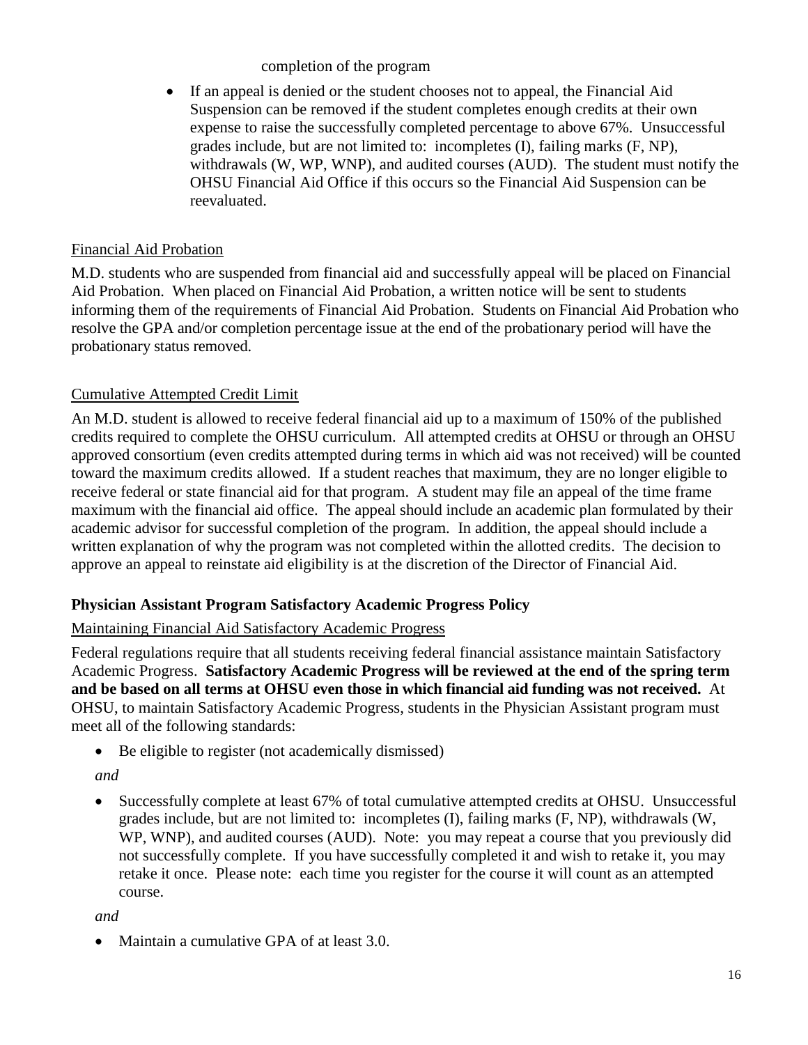completion of the program

- If an appeal is denied or the student chooses not to appeal, the Financial Aid Suspension can be removed if the student completes enough credits at their own expense to raise the successfully completed percentage to above 67%. Unsuccessful grades include, but are not limited to: incompletes (I), failing marks (F, NP), withdrawals (W, WP, WNP), and audited courses (AUD). The student must notify the OHSU Financial Aid Office if this occurs so the Financial Aid Suspension can be reevaluated.

<u>Financial Aid Probation</u>

M.D. students who are suspended from financial aid and successfully appeal will be placed on Financial Aid Probation. When placed on Financial Aid Probation, a written notice will be sent to students informing them of the requirements of Financial Aid Probation. Students on Financial Aid Probation who resolve the GPA and/or completion percentage issue at the end of the probationary period will have the probationary status removed.

<u>Cumulative Attempted Credit Limit</u>

An M.D. student is allowed to receive federal financial aid up to a maximum of 150% of the published credits required to complete the OHSU curriculum. All attempted credits at OHSU or through an OHSU approved consortium (even credits attempted during terms in which aid was not received) will be counted toward the maximum credits allowed. If a student reaches that maximum, they are no longer eligible to receive federal or state financial aid for that program. A student may file an appeal of the time frame maximum with the financial aid office. The appeal should include an academic plan formulated by their academic advisor for successful completion of the program. In addition, the appeal should include a written explanation of why the program was not completed within the allotted credits. The decision to approve an appeal to reinstate aid eligibility is at the discretion of the Director of Financial Aid.

### Physician Assistant Program Satisfactory Academic Progress Policy

<u>Maintaining Financial Aid Satisfactory Academic Progress</u>

Federal regulations require that all students receiving federal financial assistance maintain Satisfactory Academic Progress. **Satisfactory Academic Progress will be reviewed at the end of the spring term and be based on all terms at OHSU even those in which financial aid funding was not received.** At OHSU, to maintain Satisfactory Academic Progress, students in the Physician Assistant program must meet all of the following standards:

- Be eligible to register (not academically dismissed)

*and*

- Successfully complete at least 67% of total cumulative attempted credits at OHSU. Unsuccessful grades include, but are not limited to: incompletes (I), failing marks (F, NP), withdrawals (W, WP, WNP), and audited courses (AUD). Note: you may repeat a course that you previously did not successfully complete. If you have successfully completed it and wish to retake it, you may retake it once. Please note: each time you register for the course it will count as an attempted course.

*and*

- Maintain a cumulative GPA of at least 3.0.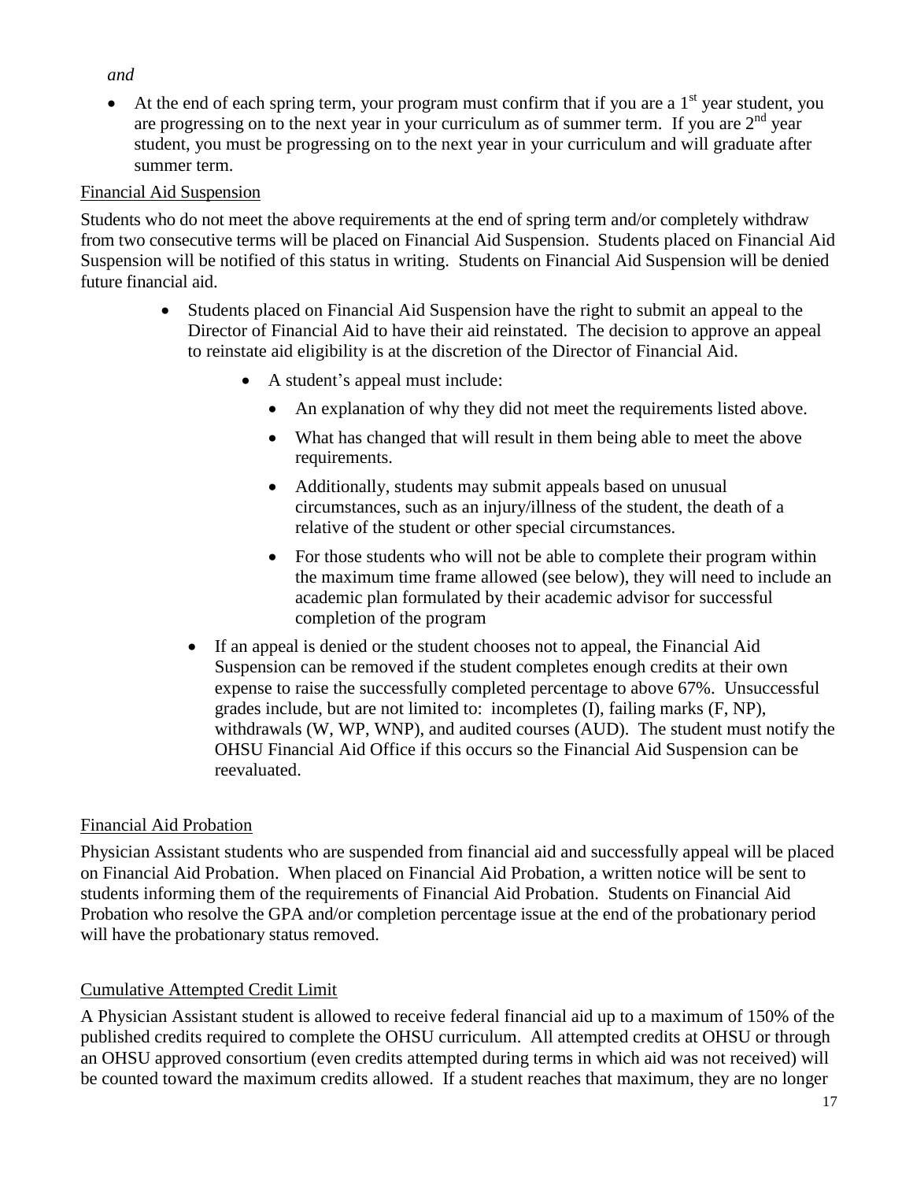*and*

- At the end of each spring term, your program must confirm that if you are a 1st year student, you are progressing on to the next year in your curriculum as of summer term. If you are 2nd year student, you must be progressing on to the next year in your curriculum and will graduate after summer term.

Financial Aid Suspension

Students who do not meet the above requirements at the end of spring term and/or completely withdraw from two consecutive terms will be placed on Financial Aid Suspension. Students placed on Financial Aid Suspension will be notified of this status in writing. Students on Financial Aid Suspension will be denied future financial aid.

- Students placed on Financial Aid Suspension have the right to submit an appeal to the Director of Financial Aid to have their aid reinstated. The decision to approve an appeal to reinstate aid eligibility is at the discretion of the Director of Financial Aid.
  - A student's appeal must include:
    - An explanation of why they did not meet the requirements listed above.
    - What has changed that will result in them being able to meet the above requirements.
    - Additionally, students may submit appeals based on unusual circumstances, such as an injury/illness of the student, the death of a relative of the student or other special circumstances.
    - For those students who will not be able to complete their program within the maximum time frame allowed (see below), they will need to include an academic plan formulated by their academic advisor for successful completion of the program
- If an appeal is denied or the student chooses not to appeal, the Financial Aid Suspension can be removed if the student completes enough credits at their own expense to raise the successfully completed percentage to above 67%. Unsuccessful grades include, but are not limited to: incompletes (I), failing marks (F, NP), withdrawals (W, WP, WNP), and audited courses (AUD). The student must notify the OHSU Financial Aid Office if this occurs so the Financial Aid Suspension can be reevaluated.

Financial Aid Probation

Physician Assistant students who are suspended from financial aid and successfully appeal will be placed on Financial Aid Probation. When placed on Financial Aid Probation, a written notice will be sent to students informing them of the requirements of Financial Aid Probation. Students on Financial Aid Probation who resolve the GPA and/or completion percentage issue at the end of the probationary period will have the probationary status removed.

Cumulative Attempted Credit Limit

A Physician Assistant student is allowed to receive federal financial aid up to a maximum of 150% of the published credits required to complete the OHSU curriculum. All attempted credits at OHSU or through an OHSU approved consortium (even credits attempted during terms in which aid was not received) will be counted toward the maximum credits allowed. If a student reaches that maximum, they are no longer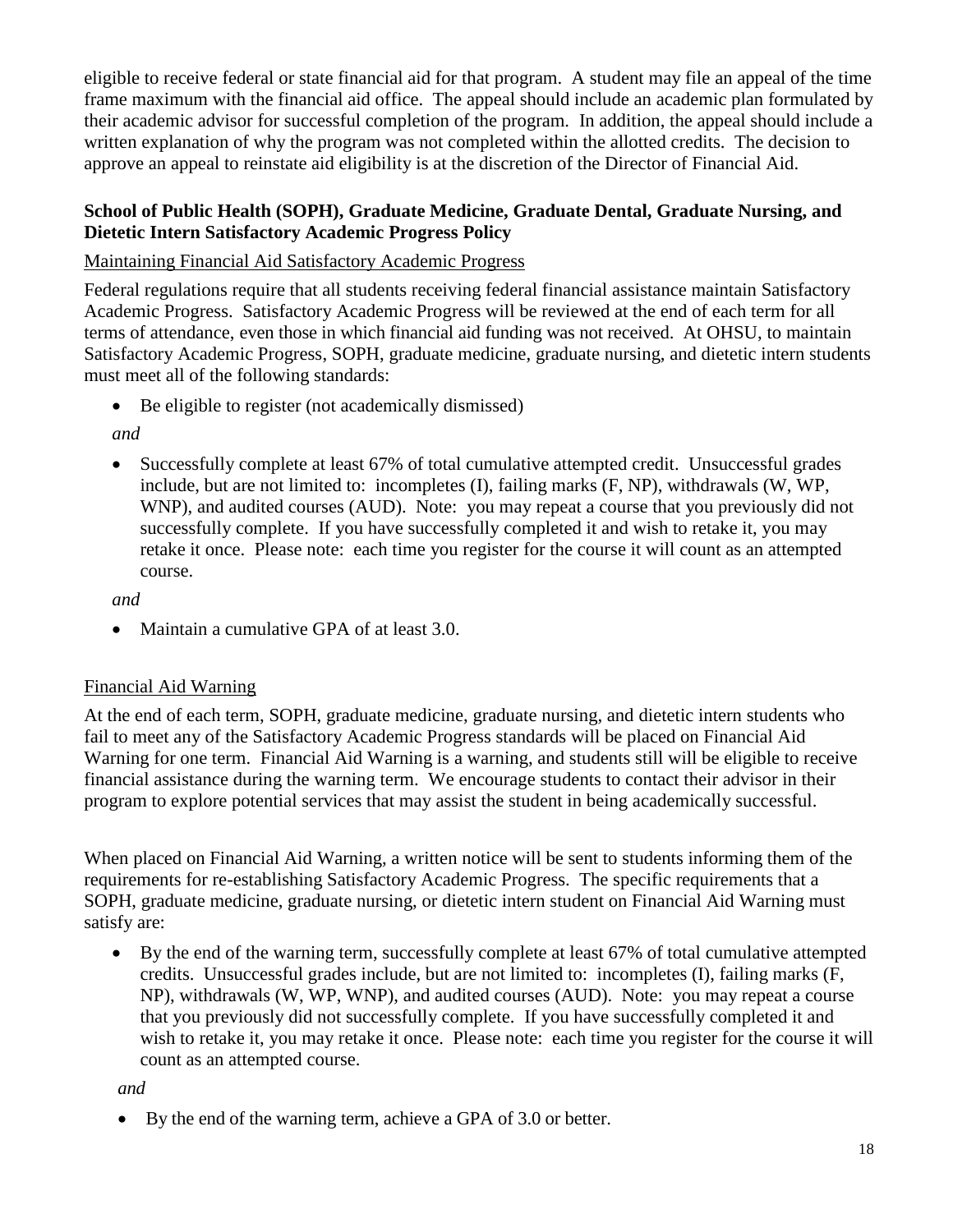eligible to receive federal or state financial aid for that program. A student may file an appeal of the time frame maximum with the financial aid office. The appeal should include an academic plan formulated by their academic advisor for successful completion of the program. In addition, the appeal should include a written explanation of why the program was not completed within the allotted credits. The decision to approve an appeal to reinstate aid eligibility is at the discretion of the Director of Financial Aid.

**School of Public Health (SOPH), Graduate Medicine, Graduate Dental, Graduate Nursing, and Dietetic Intern Satisfactory Academic Progress Policy**

<u>Maintaining Financial Aid Satisfactory Academic Progress</u>

Federal regulations require that all students receiving federal financial assistance maintain Satisfactory Academic Progress. Satisfactory Academic Progress will be reviewed at the end of each term for all terms of attendance, even those in which financial aid funding was not received. At OHSU, to maintain Satisfactory Academic Progress, SOPH, graduate medicine, graduate nursing, and dietetic intern students must meet all of the following standards:

- Be eligible to register (not academically dismissed)

*and*

- Successfully complete at least 67% of total cumulative attempted credit. Unsuccessful grades include, but are not limited to: incompletes (I), failing marks (F, NP), withdrawals (W, WP, WNP), and audited courses (AUD). Note: you may repeat a course that you previously did not successfully complete. If you have successfully completed it and wish to retake it, you may retake it once. Please note: each time you register for the course it will count as an attempted course.

*and*

- Maintain a cumulative GPA of at least 3.0.

<u>Financial Aid Warning</u>

At the end of each term, SOPH, graduate medicine, graduate nursing, and dietetic intern students who fail to meet any of the Satisfactory Academic Progress standards will be placed on Financial Aid Warning for one term. Financial Aid Warning is a warning, and students still will be eligible to receive financial assistance during the warning term. We encourage students to contact their advisor in their program to explore potential services that may assist the student in being academically successful.

When placed on Financial Aid Warning, a written notice will be sent to students informing them of the requirements for re-establishing Satisfactory Academic Progress. The specific requirements that a SOPH, graduate medicine, graduate nursing, or dietetic intern student on Financial Aid Warning must satisfy are:

- By the end of the warning term, successfully complete at least 67% of total cumulative attempted credits. Unsuccessful grades include, but are not limited to: incompletes (I), failing marks (F, NP), withdrawals (W, WP, WNP), and audited courses (AUD). Note: you may repeat a course that you previously did not successfully complete. If you have successfully completed it and wish to retake it, you may retake it once. Please note: each time you register for the course it will count as an attempted course.

*and*

- By the end of the warning term, achieve a GPA of 3.0 or better.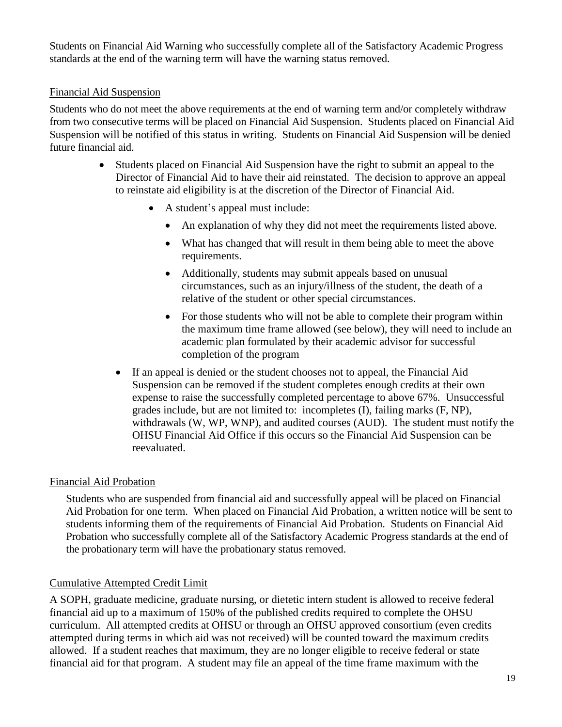Students on Financial Aid Warning who successfully complete all of the Satisfactory Academic Progress standards at the end of the warning term will have the warning status removed.

## Financial Aid Suspension

Students who do not meet the above requirements at the end of warning term and/or completely withdraw from two consecutive terms will be placed on Financial Aid Suspension. Students placed on Financial Aid Suspension will be notified of this status in writing. Students on Financial Aid Suspension will be denied future financial aid.

- Students placed on Financial Aid Suspension have the right to submit an appeal to the Director of Financial Aid to have their aid reinstated. The decision to approve an appeal to reinstate aid eligibility is at the discretion of the Director of Financial Aid.
    - A student's appeal must include:
        - An explanation of why they did not meet the requirements listed above.
        - What has changed that will result in them being able to meet the above requirements.
        - Additionally, students may submit appeals based on unusual circumstances, such as an injury/illness of the student, the death of a relative of the student or other special circumstances.
        - For those students who will not be able to complete their program within the maximum time frame allowed (see below), they will need to include an academic plan formulated by their academic advisor for successful completion of the program
- If an appeal is denied or the student chooses not to appeal, the Financial Aid Suspension can be removed if the student completes enough credits at their own expense to raise the successfully completed percentage to above 67%. Unsuccessful grades include, but are not limited to: incompletes (I), failing marks (F, NP), withdrawals (W, WP, WNP), and audited courses (AUD). The student must notify the OHSU Financial Aid Office if this occurs so the Financial Aid Suspension can be reevaluated.

## Financial Aid Probation

Students who are suspended from financial aid and successfully appeal will be placed on Financial Aid Probation for one term. When placed on Financial Aid Probation, a written notice will be sent to students informing them of the requirements of Financial Aid Probation. Students on Financial Aid Probation who successfully complete all of the Satisfactory Academic Progress standards at the end of the probationary term will have the probationary status removed.

## Cumulative Attempted Credit Limit

A SOPH, graduate medicine, graduate nursing, or dietetic intern student is allowed to receive federal financial aid up to a maximum of 150% of the published credits required to complete the OHSU curriculum. All attempted credits at OHSU or through an OHSU approved consortium (even credits attempted during terms in which aid was not received) will be counted toward the maximum credits allowed. If a student reaches that maximum, they are no longer eligible to receive federal or state financial aid for that program. A student may file an appeal of the time frame maximum with the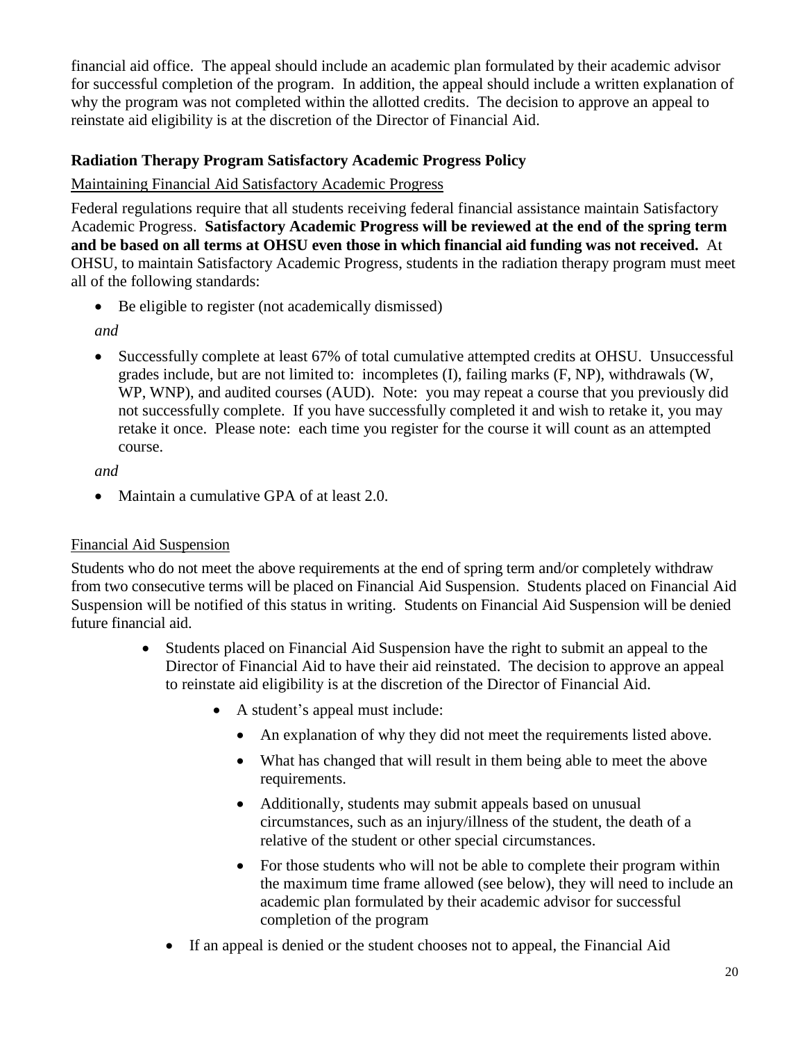financial aid office. The appeal should include an academic plan formulated by their academic advisor for successful completion of the program. In addition, the appeal should include a written explanation of why the program was not completed within the allotted credits. The decision to approve an appeal to reinstate aid eligibility is at the discretion of the Director of Financial Aid.

**Radiation Therapy Program Satisfactory Academic Progress Policy**

<u>Maintaining Financial Aid Satisfactory Academic Progress</u>

Federal regulations require that all students receiving federal financial assistance maintain Satisfactory Academic Progress. **Satisfactory Academic Progress will be reviewed at the end of the spring term and be based on all terms at OHSU even those in which financial aid funding was not received.** At OHSU, to maintain Satisfactory Academic Progress, students in the radiation therapy program must meet all of the following standards:

- Be eligible to register (not academically dismissed)

*and*

- Successfully complete at least 67% of total cumulative attempted credits at OHSU. Unsuccessful grades include, but are not limited to: incompletes (I), failing marks (F, NP), withdrawals (W, WP, WNP), and audited courses (AUD). Note: you may repeat a course that you previously did not successfully complete. If you have successfully completed it and wish to retake it, you may retake it once. Please note: each time you register for the course it will count as an attempted course.

*and*

- Maintain a cumulative GPA of at least 2.0.

<u>Financial Aid Suspension</u>

Students who do not meet the above requirements at the end of spring term and/or completely withdraw from two consecutive terms will be placed on Financial Aid Suspension. Students placed on Financial Aid Suspension will be notified of this status in writing. Students on Financial Aid Suspension will be denied future financial aid.

- Students placed on Financial Aid Suspension have the right to submit an appeal to the Director of Financial Aid to have their aid reinstated. The decision to approve an appeal to reinstate aid eligibility is at the discretion of the Director of Financial Aid.
  - A student's appeal must include:
    - An explanation of why they did not meet the requirements listed above.
    - What has changed that will result in them being able to meet the above requirements.
    - Additionally, students may submit appeals based on unusual circumstances, such as an injury/illness of the student, the death of a relative of the student or other special circumstances.
    - For those students who will not be able to complete their program within the maximum time frame allowed (see below), they will need to include an academic plan formulated by their academic advisor for successful completion of the program
- If an appeal is denied or the student chooses not to appeal, the Financial Aid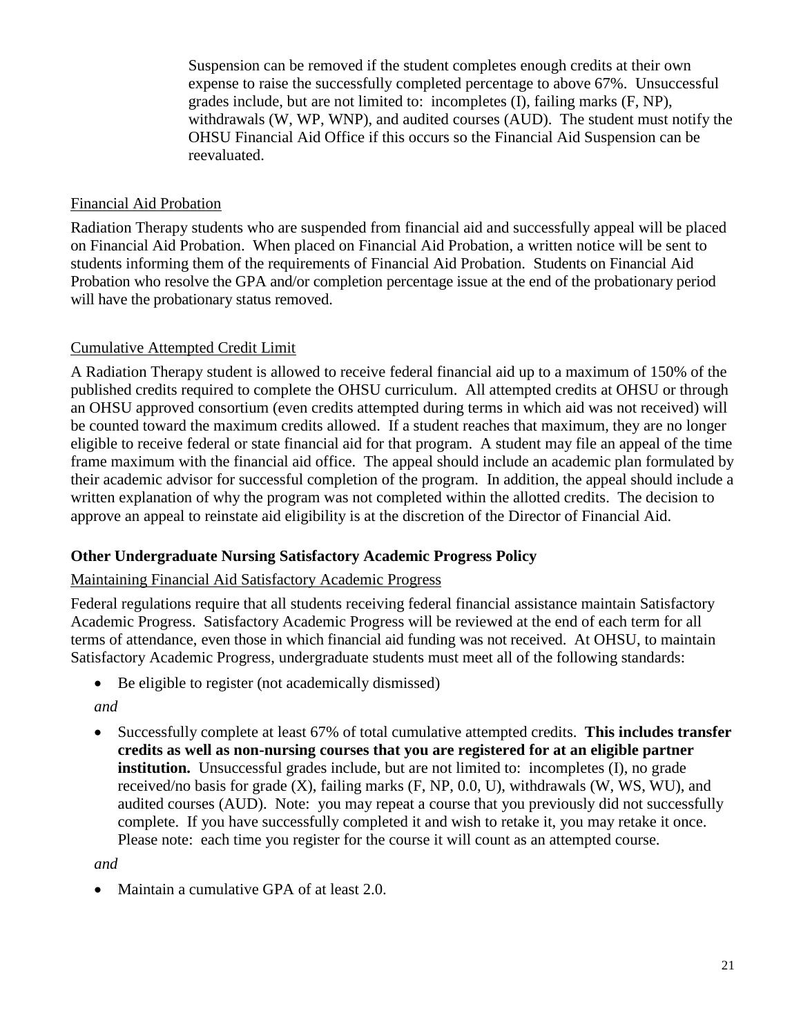Suspension can be removed if the student completes enough credits at their own expense to raise the successfully completed percentage to above 67%. Unsuccessful grades include, but are not limited to: incompletes (I), failing marks (F, NP), withdrawals (W, WP, WNP), and audited courses (AUD). The student must notify the OHSU Financial Aid Office if this occurs so the Financial Aid Suspension can be reevaluated.

<u>Financial Aid Probation</u>

Radiation Therapy students who are suspended from financial aid and successfully appeal will be placed on Financial Aid Probation. When placed on Financial Aid Probation, a written notice will be sent to students informing them of the requirements of Financial Aid Probation. Students on Financial Aid Probation who resolve the GPA and/or completion percentage issue at the end of the probationary period will have the probationary status removed.

<u>Cumulative Attempted Credit Limit</u>

A Radiation Therapy student is allowed to receive federal financial aid up to a maximum of 150% of the published credits required to complete the OHSU curriculum. All attempted credits at OHSU or through an OHSU approved consortium (even credits attempted during terms in which aid was not received) will be counted toward the maximum credits allowed. If a student reaches that maximum, they are no longer eligible to receive federal or state financial aid for that program. A student may file an appeal of the time frame maximum with the financial aid office. The appeal should include an academic plan formulated by their academic advisor for successful completion of the program. In addition, the appeal should include a written explanation of why the program was not completed within the allotted credits. The decision to approve an appeal to reinstate aid eligibility is at the discretion of the Director of Financial Aid.

**Other Undergraduate Nursing Satisfactory Academic Progress Policy**

<u>Maintaining Financial Aid Satisfactory Academic Progress</u>

Federal regulations require that all students receiving federal financial assistance maintain Satisfactory Academic Progress. Satisfactory Academic Progress will be reviewed at the end of each term for all terms of attendance, even those in which financial aid funding was not received. At OHSU, to maintain Satisfactory Academic Progress, undergraduate students must meet all of the following standards:

- Be eligible to register (not academically dismissed)

*and*

- Successfully complete at least 67% of total cumulative attempted credits. **This includes transfer credits as well as non-nursing courses that you are registered for at an eligible partner institution.** Unsuccessful grades include, but are not limited to: incompletes (I), no grade received/no basis for grade (X), failing marks (F, NP, 0.0, U), withdrawals (W, WS, WU), and audited courses (AUD). Note: you may repeat a course that you previously did not successfully complete. If you have successfully completed it and wish to retake it, you may retake it once. Please note: each time you register for the course it will count as an attempted course.

*and*

- Maintain a cumulative GPA of at least 2.0.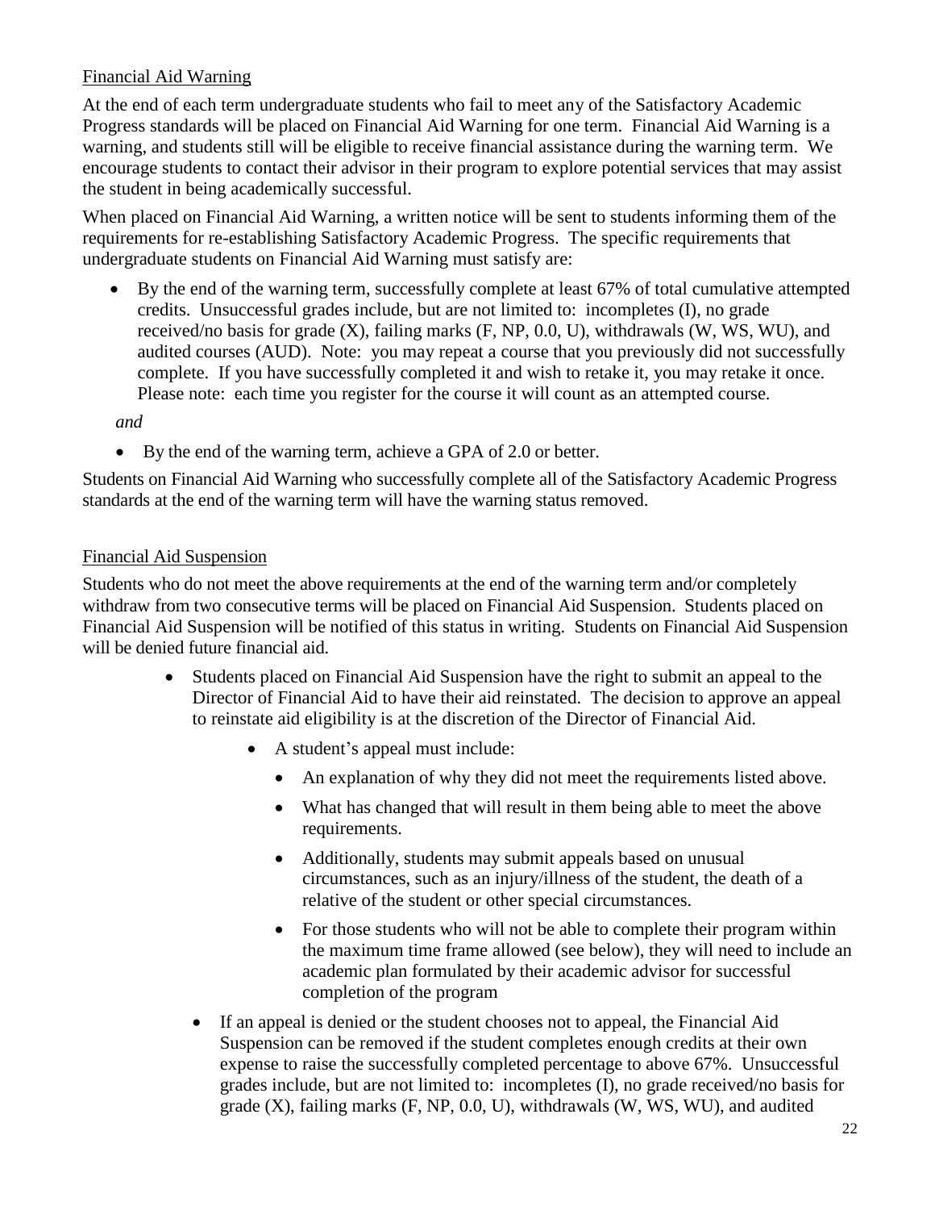## Financial Aid Warning

At the end of each term undergraduate students who fail to meet any of the Satisfactory Academic Progress standards will be placed on Financial Aid Warning for one term. Financial Aid Warning is a warning, and students still will be eligible to receive financial assistance during the warning term. We encourage students to contact their advisor in their program to explore potential services that may assist the student in being academically successful.

When placed on Financial Aid Warning, a written notice will be sent to students informing them of the requirements for re-establishing Satisfactory Academic Progress. The specific requirements that undergraduate students on Financial Aid Warning must satisfy are:

- By the end of the warning term, successfully complete at least 67% of total cumulative attempted credits. Unsuccessful grades include, but are not limited to: incompletes (I), no grade received/no basis for grade (X), failing marks (F, NP, 0.0, U), withdrawals (W, WS, WU), and audited courses (AUD). Note: you may repeat a course that you previously did not successfully complete. If you have successfully completed it and wish to retake it, you may retake it once. Please note: each time you register for the course it will count as an attempted course.

*and*

- By the end of the warning term, achieve a GPA of 2.0 or better.

Students on Financial Aid Warning who successfully complete all of the Satisfactory Academic Progress standards at the end of the warning term will have the warning status removed.

## Financial Aid Suspension

Students who do not meet the above requirements at the end of the warning term and/or completely withdraw from two consecutive terms will be placed on Financial Aid Suspension. Students placed on Financial Aid Suspension will be notified of this status in writing. Students on Financial Aid Suspension will be denied future financial aid.

- Students placed on Financial Aid Suspension have the right to submit an appeal to the Director of Financial Aid to have their aid reinstated. The decision to approve an appeal to reinstate aid eligibility is at the discretion of the Director of Financial Aid.
  - A student's appeal must include:
    - An explanation of why they did not meet the requirements listed above.
    - What has changed that will result in them being able to meet the above requirements.
    - Additionally, students may submit appeals based on unusual circumstances, such as an injury/illness of the student, the death of a relative of the student or other special circumstances.
    - For those students who will not be able to complete their program within the maximum time frame allowed (see below), they will need to include an academic plan formulated by their academic advisor for successful completion of the program
- If an appeal is denied or the student chooses not to appeal, the Financial Aid Suspension can be removed if the student completes enough credits at their own expense to raise the successfully completed percentage to above 67%. Unsuccessful grades include, but are not limited to: incompletes (I), no grade received/no basis for grade (X), failing marks (F, NP, 0.0, U), withdrawals (W, WS, WU), and audited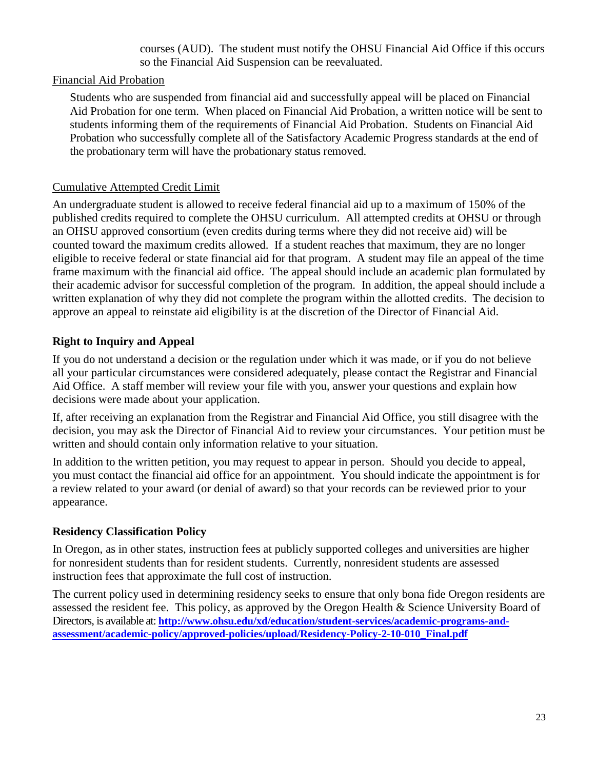courses (AUD). The student must notify the OHSU Financial Aid Office if this occurs so the Financial Aid Suspension can be reevaluated.

Financial Aid Probation

Students who are suspended from financial aid and successfully appeal will be placed on Financial Aid Probation for one term. When placed on Financial Aid Probation, a written notice will be sent to students informing them of the requirements of Financial Aid Probation. Students on Financial Aid Probation who successfully complete all of the Satisfactory Academic Progress standards at the end of the probationary term will have the probationary status removed.

Cumulative Attempted Credit Limit

An undergraduate student is allowed to receive federal financial aid up to a maximum of 150% of the published credits required to complete the OHSU curriculum. All attempted credits at OHSU or through an OHSU approved consortium (even credits during terms where they did not receive aid) will be counted toward the maximum credits allowed. If a student reaches that maximum, they are no longer eligible to receive federal or state financial aid for that program. A student may file an appeal of the time frame maximum with the financial aid office. The appeal should include an academic plan formulated by their academic advisor for successful completion of the program. In addition, the appeal should include a written explanation of why they did not complete the program within the allotted credits. The decision to approve an appeal to reinstate aid eligibility is at the discretion of the Director of Financial Aid.

## Right to Inquiry and Appeal

If you do not understand a decision or the regulation under which it was made, or if you do not believe all your particular circumstances were considered adequately, please contact the Registrar and Financial Aid Office. A staff member will review your file with you, answer your questions and explain how decisions were made about your application.

If, after receiving an explanation from the Registrar and Financial Aid Office, you still disagree with the decision, you may ask the Director of Financial Aid to review your circumstances. Your petition must be written and should contain only information relative to your situation.

In addition to the written petition, you may request to appear in person. Should you decide to appeal, you must contact the financial aid office for an appointment. You should indicate the appointment is for a review related to your award (or denial of award) so that your records can be reviewed prior to your appearance.

## Residency Classification Policy

In Oregon, as in other states, instruction fees at publicly supported colleges and universities are higher for nonresident students than for resident students. Currently, nonresident students are assessed instruction fees that approximate the full cost of instruction.

The current policy used in determining residency seeks to ensure that only bona fide Oregon residents are assessed the resident fee. This policy, as approved by the Oregon Health & Science University Board of Directors, is available at: **http://www.ohsu.edu/xd/education/student-services/academic-programs-and-assessment/academic-policy/approved-policies/upload/Residency-Policy-2-10-010_Final.pdf**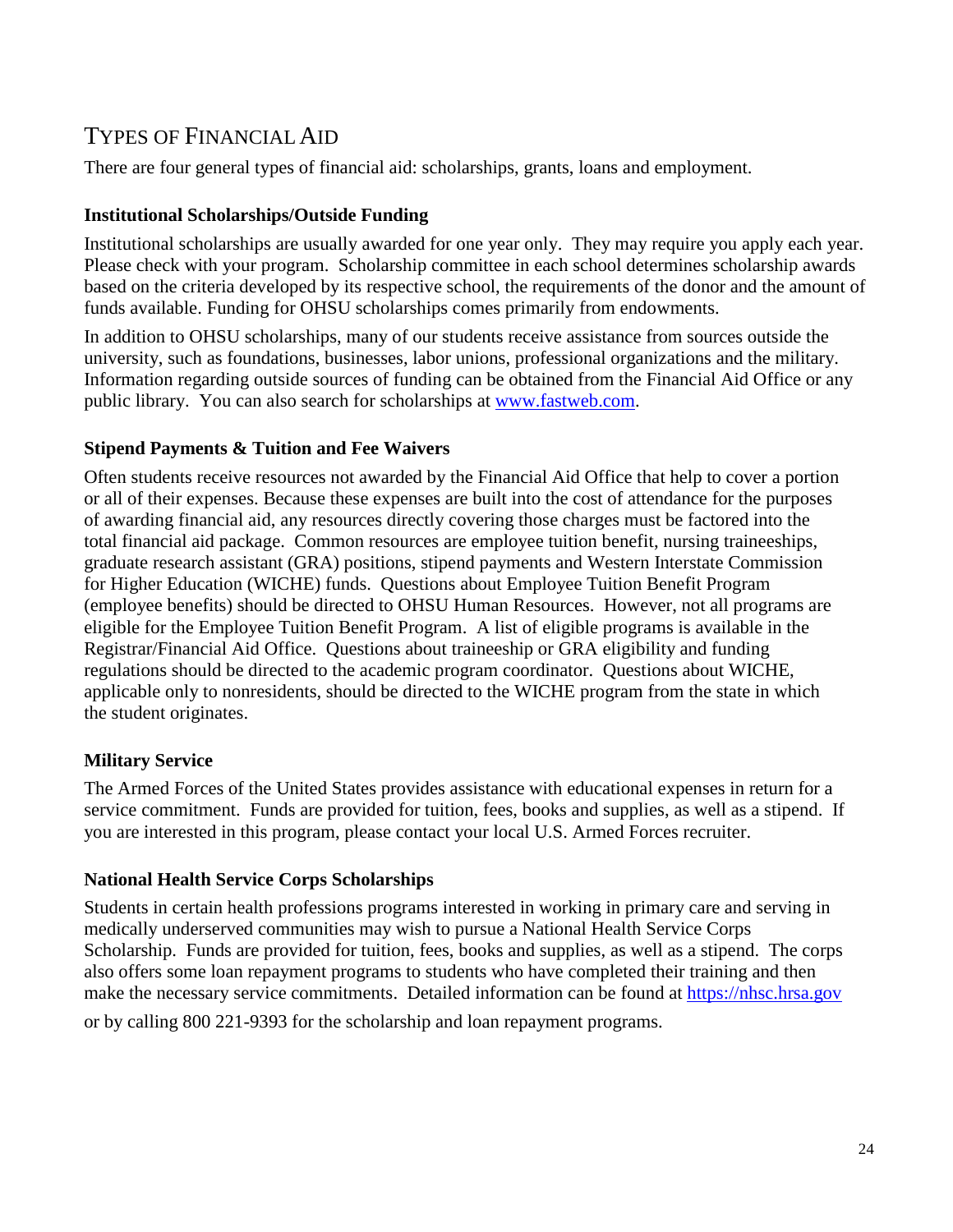## TYPES OF FINANCIAL AID

There are four general types of financial aid: scholarships, grants, loans and employment.

### Institutional Scholarships/Outside Funding

Institutional scholarships are usually awarded for one year only. They may require you apply each year. Please check with your program. Scholarship committee in each school determines scholarship awards based on the criteria developed by its respective school, the requirements of the donor and the amount of funds available. Funding for OHSU scholarships comes primarily from endowments.

In addition to OHSU scholarships, many of our students receive assistance from sources outside the university, such as foundations, businesses, labor unions, professional organizations and the military. Information regarding outside sources of funding can be obtained from the Financial Aid Office or any public library. You can also search for scholarships at [www.fastweb.com](http://www.fastweb.com).

### Stipend Payments & Tuition and Fee Waivers

Often students receive resources not awarded by the Financial Aid Office that help to cover a portion or all of their expenses. Because these expenses are built into the cost of attendance for the purposes of awarding financial aid, any resources directly covering those charges must be factored into the total financial aid package. Common resources are employee tuition benefit, nursing traineeships, graduate research assistant (GRA) positions, stipend payments and Western Interstate Commission for Higher Education (WICHE) funds. Questions about Employee Tuition Benefit Program (employee benefits) should be directed to OHSU Human Resources. However, not all programs are eligible for the Employee Tuition Benefit Program. A list of eligible programs is available in the Registrar/Financial Aid Office. Questions about traineeship or GRA eligibility and funding regulations should be directed to the academic program coordinator. Questions about WICHE, applicable only to nonresidents, should be directed to the WICHE program from the state in which the student originates.

### Military Service

The Armed Forces of the United States provides assistance with educational expenses in return for a service commitment. Funds are provided for tuition, fees, books and supplies, as well as a stipend. If you are interested in this program, please contact your local U.S. Armed Forces recruiter.

### National Health Service Corps Scholarships

Students in certain health professions programs interested in working in primary care and serving in medically underserved communities may wish to pursue a National Health Service Corps Scholarship. Funds are provided for tuition, fees, books and supplies, as well as a stipend. The corps also offers some loan repayment programs to students who have completed their training and then make the necessary service commitments. Detailed information can be found at [https://nhsc.hrsa.gov](https://nhsc.hrsa.gov)

or by calling 800 221-9393 for the scholarship and loan repayment programs.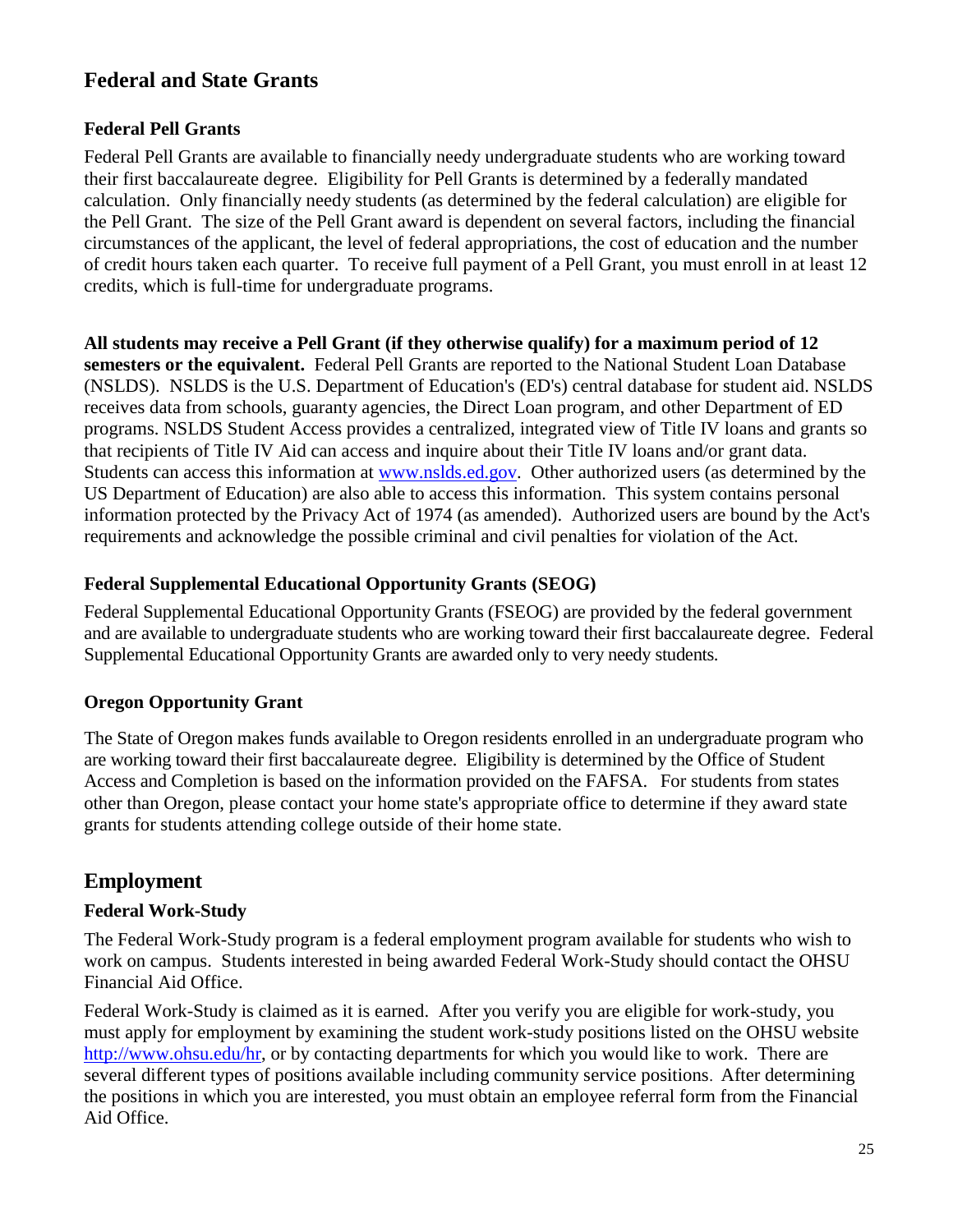## Federal and State Grants

### Federal Pell Grants

Federal Pell Grants are available to financially needy undergraduate students who are working toward their first baccalaureate degree. Eligibility for Pell Grants is determined by a federally mandated calculation. Only financially needy students (as determined by the federal calculation) are eligible for the Pell Grant. The size of the Pell Grant award is dependent on several factors, including the financial circumstances of the applicant, the level of federal appropriations, the cost of education and the number of credit hours taken each quarter. To receive full payment of a Pell Grant, you must enroll in at least 12 credits, which is full-time for undergraduate programs.

**All students may receive a Pell Grant (if they otherwise qualify) for a maximum period of 12 semesters or the equivalent.** Federal Pell Grants are reported to the National Student Loan Database (NSLDS). NSLDS is the U.S. Department of Education's (ED's) central database for student aid. NSLDS receives data from schools, guaranty agencies, the Direct Loan program, and other Department of ED programs. NSLDS Student Access provides a centralized, integrated view of Title IV loans and grants so that recipients of Title IV Aid can access and inquire about their Title IV loans and/or grant data. Students can access this information at [www.nslds.ed.gov](http://www.nslds.ed.gov). Other authorized users (as determined by the US Department of Education) are also able to access this information. This system contains personal information protected by the Privacy Act of 1974 (as amended). Authorized users are bound by the Act's requirements and acknowledge the possible criminal and civil penalties for violation of the Act.

### Federal Supplemental Educational Opportunity Grants (SEOG)

Federal Supplemental Educational Opportunity Grants (FSEOG) are provided by the federal government and are available to undergraduate students who are working toward their first baccalaureate degree. Federal Supplemental Educational Opportunity Grants are awarded only to very needy students.

### Oregon Opportunity Grant

The State of Oregon makes funds available to Oregon residents enrolled in an undergraduate program who are working toward their first baccalaureate degree. Eligibility is determined by the Office of Student Access and Completion is based on the information provided on the FAFSA. For students from states other than Oregon, please contact your home state's appropriate office to determine if they award state grants for students attending college outside of their home state.

## Employment

### Federal Work-Study

The Federal Work-Study program is a federal employment program available for students who wish to work on campus. Students interested in being awarded Federal Work-Study should contact the OHSU Financial Aid Office.

Federal Work-Study is claimed as it is earned. After you verify you are eligible for work-study, you must apply for employment by examining the student work-study positions listed on the OHSU website [http://www.ohsu.edu/hr](http://www.ohsu.edu/hr), or by contacting departments for which you would like to work. There are several different types of positions available including community service positions. After determining the positions in which you are interested, you must obtain an employee referral form from the Financial Aid Office.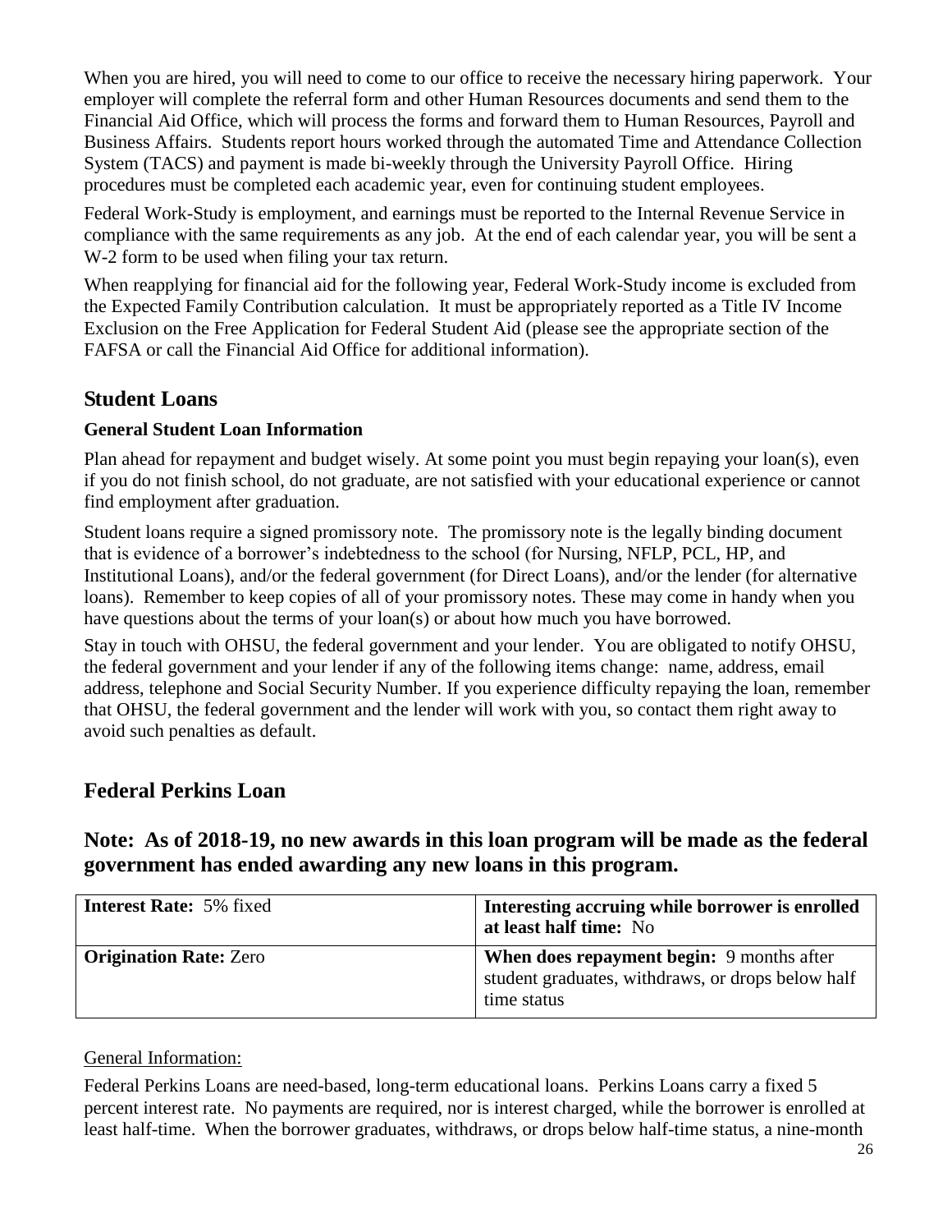When you are hired, you will need to come to our office to receive the necessary hiring paperwork. Your employer will complete the referral form and other Human Resources documents and send them to the Financial Aid Office, which will process the forms and forward them to Human Resources, Payroll and Business Affairs. Students report hours worked through the automated Time and Attendance Collection System (TACS) and payment is made bi-weekly through the University Payroll Office. Hiring procedures must be completed each academic year, even for continuing student employees.

Federal Work-Study is employment, and earnings must be reported to the Internal Revenue Service in compliance with the same requirements as any job. At the end of each calendar year, you will be sent a W-2 form to be used when filing your tax return.

When reapplying for financial aid for the following year, Federal Work-Study income is excluded from the Expected Family Contribution calculation. It must be appropriately reported as a Title IV Income Exclusion on the Free Application for Federal Student Aid (please see the appropriate section of the FAFSA or call the Financial Aid Office for additional information).

## Student Loans

### General Student Loan Information

Plan ahead for repayment and budget wisely. At some point you must begin repaying your loan(s), even if you do not finish school, do not graduate, are not satisfied with your educational experience or cannot find employment after graduation.

Student loans require a signed promissory note. The promissory note is the legally binding document that is evidence of a borrower's indebtedness to the school (for Nursing, NFLP, PCL, HP, and Institutional Loans), and/or the federal government (for Direct Loans), and/or the lender (for alternative loans). Remember to keep copies of all of your promissory notes. These may come in handy when you have questions about the terms of your loan(s) or about how much you have borrowed.

Stay in touch with OHSU, the federal government and your lender. You are obligated to notify OHSU, the federal government and your lender if any of the following items change: name, address, email address, telephone and Social Security Number. If you experience difficulty repaying the loan, remember that OHSU, the federal government and the lender will work with you, so contact them right away to avoid such penalties as default.

## Federal Perkins Loan

## Note: As of 2018-19, no new awards in this loan program will be made as the federal government has ended awarding any new loans in this program.

| **Interest Rate:** 5% fixed | **Interesting accruing while borrower is enrolled at least half time:** No |
|---|---|
| **Origination Rate:** Zero | **When does repayment begin:** 9 months after student graduates, withdraws, or drops below half time status |

General Information:

Federal Perkins Loans are need-based, long-term educational loans. Perkins Loans carry a fixed 5 percent interest rate. No payments are required, nor is interest charged, while the borrower is enrolled at least half-time. When the borrower graduates, withdraws, or drops below half-time status, a nine-month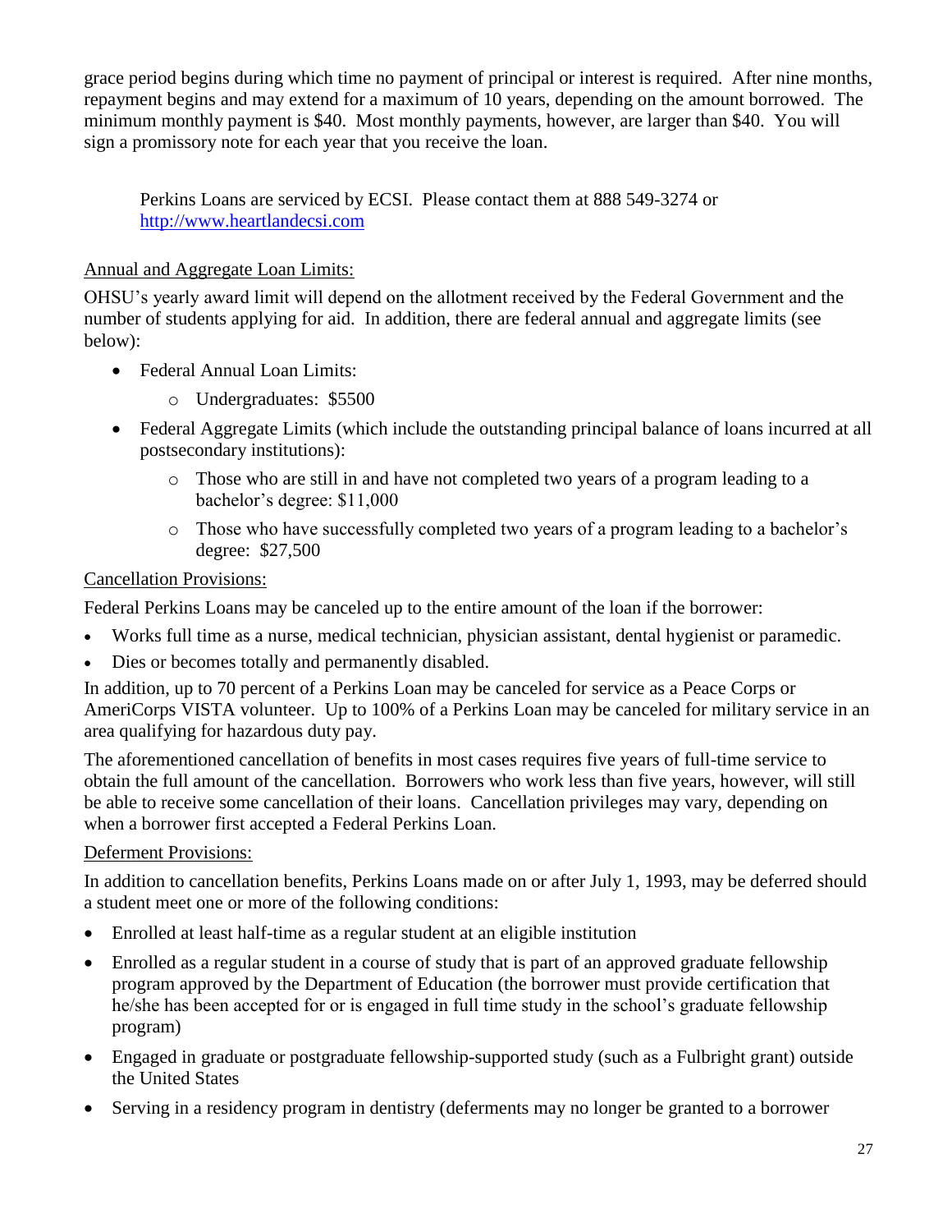grace period begins during which time no payment of principal or interest is required. After nine months, repayment begins and may extend for a maximum of 10 years, depending on the amount borrowed. The minimum monthly payment is $40. Most monthly payments, however, are larger than $40. You will sign a promissory note for each year that you receive the loan.

> Perkins Loans are serviced by ECSI. Please contact them at 888 549-3274 or [http://www.heartlandecsi.com](http://www.heartlandecsi.com)

Annual and Aggregate Loan Limits:

OHSU's yearly award limit will depend on the allotment received by the Federal Government and the number of students applying for aid. In addition, there are federal annual and aggregate limits (see below):

- Federal Annual Loan Limits:
  - Undergraduates: $5500
- Federal Aggregate Limits (which include the outstanding principal balance of loans incurred at all postsecondary institutions):
  - Those who are still in and have not completed two years of a program leading to a bachelor's degree: $11,000
  - Those who have successfully completed two years of a program leading to a bachelor's degree: $27,500

Cancellation Provisions:

Federal Perkins Loans may be canceled up to the entire amount of the loan if the borrower:

- Works full time as a nurse, medical technician, physician assistant, dental hygienist or paramedic.
- Dies or becomes totally and permanently disabled.

In addition, up to 70 percent of a Perkins Loan may be canceled for service as a Peace Corps or AmeriCorps VISTA volunteer. Up to 100% of a Perkins Loan may be canceled for military service in an area qualifying for hazardous duty pay.

The aforementioned cancellation of benefits in most cases requires five years of full-time service to obtain the full amount of the cancellation. Borrowers who work less than five years, however, will still be able to receive some cancellation of their loans. Cancellation privileges may vary, depending on when a borrower first accepted a Federal Perkins Loan.

Deferment Provisions:

In addition to cancellation benefits, Perkins Loans made on or after July 1, 1993, may be deferred should a student meet one or more of the following conditions:

- Enrolled at least half-time as a regular student at an eligible institution
- Enrolled as a regular student in a course of study that is part of an approved graduate fellowship program approved by the Department of Education (the borrower must provide certification that he/she has been accepted for or is engaged in full time study in the school's graduate fellowship program)
- Engaged in graduate or postgraduate fellowship-supported study (such as a Fulbright grant) outside the United States
- Serving in a residency program in dentistry (deferments may no longer be granted to a borrower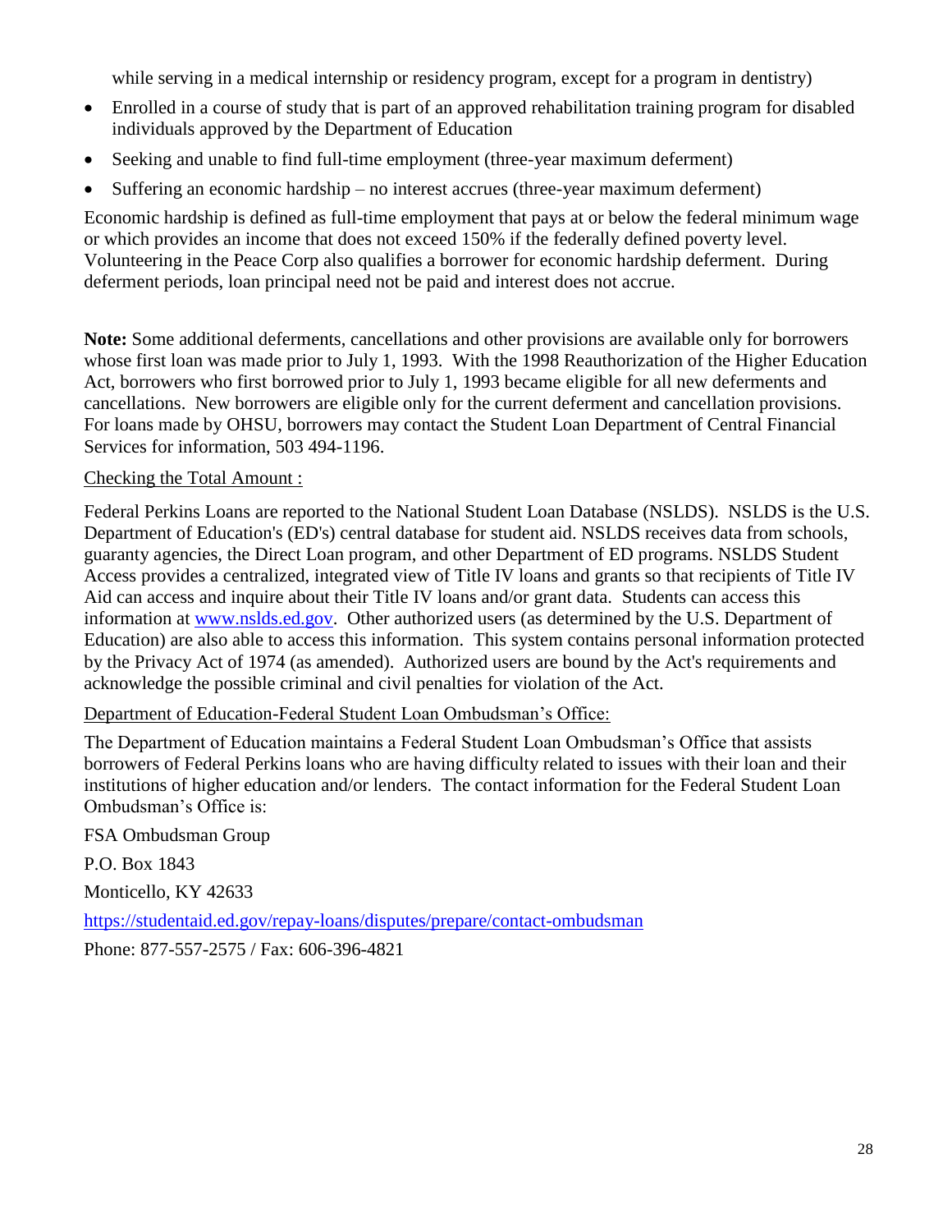while serving in a medical internship or residency program, except for a program in dentistry)

- Enrolled in a course of study that is part of an approved rehabilitation training program for disabled individuals approved by the Department of Education
- Seeking and unable to find full-time employment (three-year maximum deferment)
- Suffering an economic hardship – no interest accrues (three-year maximum deferment)

Economic hardship is defined as full-time employment that pays at or below the federal minimum wage or which provides an income that does not exceed 150% if the federally defined poverty level. Volunteering in the Peace Corp also qualifies a borrower for economic hardship deferment. During deferment periods, loan principal need not be paid and interest does not accrue.

**Note:** Some additional deferments, cancellations and other provisions are available only for borrowers whose first loan was made prior to July 1, 1993. With the 1998 Reauthorization of the Higher Education Act, borrowers who first borrowed prior to July 1, 1993 became eligible for all new deferments and cancellations. New borrowers are eligible only for the current deferment and cancellation provisions. For loans made by OHSU, borrowers may contact the Student Loan Department of Central Financial Services for information, 503 494-1196.

Checking the Total Amount :

Federal Perkins Loans are reported to the National Student Loan Database (NSLDS). NSLDS is the U.S. Department of Education's (ED's) central database for student aid. NSLDS receives data from schools, guaranty agencies, the Direct Loan program, and other Department of ED programs. NSLDS Student Access provides a centralized, integrated view of Title IV loans and grants so that recipients of Title IV Aid can access and inquire about their Title IV loans and/or grant data. Students can access this information at [www.nslds.ed.gov](www.nslds.ed.gov). Other authorized users (as determined by the U.S. Department of Education) are also able to access this information. This system contains personal information protected by the Privacy Act of 1974 (as amended). Authorized users are bound by the Act's requirements and acknowledge the possible criminal and civil penalties for violation of the Act.

Department of Education-Federal Student Loan Ombudsman's Office:

The Department of Education maintains a Federal Student Loan Ombudsman's Office that assists borrowers of Federal Perkins loans who are having difficulty related to issues with their loan and their institutions of higher education and/or lenders. The contact information for the Federal Student Loan Ombudsman's Office is:

FSA Ombudsman Group

P.O. Box 1843

Monticello, KY 42633

[https://studentaid.ed.gov/repay-loans/disputes/prepare/contact-ombudsman](https://studentaid.ed.gov/repay-loans/disputes/prepare/contact-ombudsman)

Phone: 877-557-2575 / Fax: 606-396-4821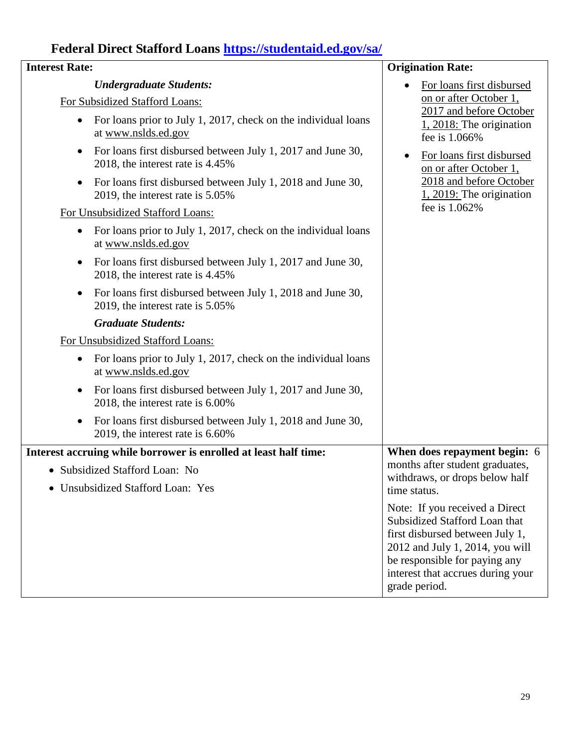## Federal Direct Stafford Loans https://studentaid.ed.gov/sa/

| Interest Rate: | Origination Rate: |
|---|---|
| ***Undergraduate Students:***<br>For Subsidized Stafford Loans:<br>• For loans prior to July 1, 2017, check on the individual loans at www.nslds.ed.gov<br>• For loans first disbursed between July 1, 2017 and June 30, 2018, the interest rate is 4.45%<br>• For loans first disbursed between July 1, 2018 and June 30, 2019, the interest rate is 5.05%<br>For Unsubsidized Stafford Loans:<br>• For loans prior to July 1, 2017, check on the individual loans at www.nslds.ed.gov<br>• For loans first disbursed between July 1, 2017 and June 30, 2018, the interest rate is 4.45%<br>• For loans first disbursed between July 1, 2018 and June 30, 2019, the interest rate is 5.05%<br>***Graduate Students:***<br>For Unsubsidized Stafford Loans:<br>• For loans prior to July 1, 2017, check on the individual loans at www.nslds.ed.gov<br>• For loans first disbursed between July 1, 2017 and June 30, 2018, the interest rate is 6.00%<br>• For loans first disbursed between July 1, 2018 and June 30, 2019, the interest rate is 6.60% | • For loans first disbursed on or after October 1, 2017 and before October 1, 2018: The origination fee is 1.066%<br>• For loans first disbursed on or after October 1, 2018 and before October 1, 2019: The origination fee is 1.062% |
| **Interest accruing while borrower is enrolled at least half time:**<br>• Subsidized Stafford Loan: No<br>• Unsubsidized Stafford Loan: Yes | **When does repayment begin:** 6 months after student graduates, withdraws, or drops below half time status.<br><br>Note: If you received a Direct Subsidized Stafford Loan that first disbursed between July 1, 2012 and July 1, 2014, you will be responsible for paying any interest that accrues during your grade period. |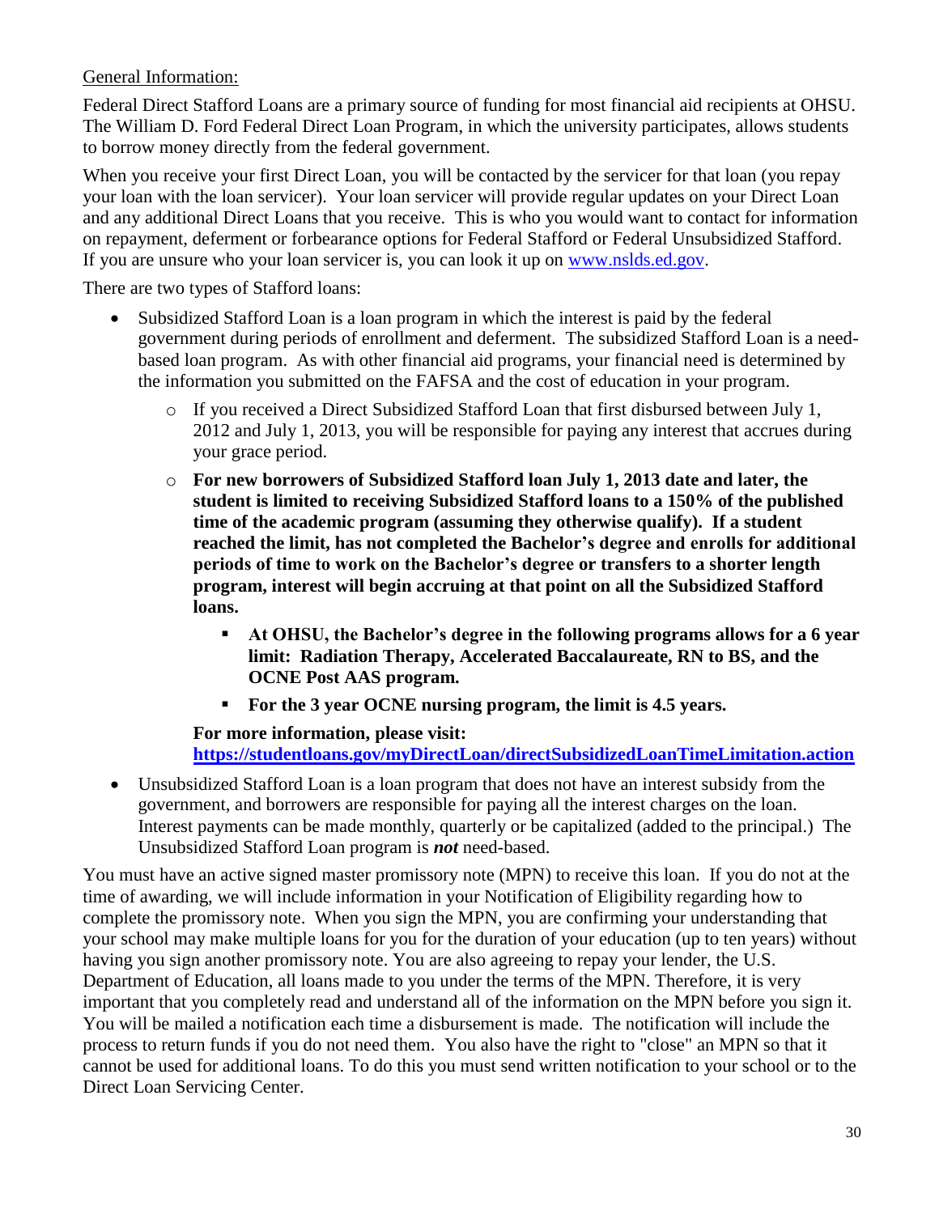General Information:

Federal Direct Stafford Loans are a primary source of funding for most financial aid recipients at OHSU. The William D. Ford Federal Direct Loan Program, in which the university participates, allows students to borrow money directly from the federal government.

When you receive your first Direct Loan, you will be contacted by the servicer for that loan (you repay your loan with the loan servicer). Your loan servicer will provide regular updates on your Direct Loan and any additional Direct Loans that you receive. This is who you would want to contact for information on repayment, deferment or forbearance options for Federal Stafford or Federal Unsubsidized Stafford. If you are unsure who your loan servicer is, you can look it up on [www.nslds.ed.gov](http://www.nslds.ed.gov).

There are two types of Stafford loans:

- Subsidized Stafford Loan is a loan program in which the interest is paid by the federal government during periods of enrollment and deferment. The subsidized Stafford Loan is a need-based loan program. As with other financial aid programs, your financial need is determined by the information you submitted on the FAFSA and the cost of education in your program.
    - If you received a Direct Subsidized Stafford Loan that first disbursed between July 1, 2012 and July 1, 2013, you will be responsible for paying any interest that accrues during your grace period.
    - **For new borrowers of Subsidized Stafford loan July 1, 2013 date and later, the student is limited to receiving Subsidized Stafford loans to a 150% of the published time of the academic program (assuming they otherwise qualify). If a student reached the limit, has not completed the Bachelor's degree and enrolls for additional periods of time to work on the Bachelor's degree or transfers to a shorter length program, interest will begin accruing at that point on all the Subsidized Stafford loans.**
        - **At OHSU, the Bachelor's degree in the following programs allows for a 6 year limit: Radiation Therapy, Accelerated Baccalaureate, RN to BS, and the OCNE Post AAS program.**
        - **For the 3 year OCNE nursing program, the limit is 4.5 years.**

      **For more information, please visit: [https://studentloans.gov/myDirectLoan/directSubsidizedLoanTimeLimitation.action](https://studentloans.gov/myDirectLoan/directSubsidizedLoanTimeLimitation.action)**
- Unsubsidized Stafford Loan is a loan program that does not have an interest subsidy from the government, and borrowers are responsible for paying all the interest charges on the loan. Interest payments can be made monthly, quarterly or be capitalized (added to the principal.) The Unsubsidized Stafford Loan program is ***not*** need-based.

You must have an active signed master promissory note (MPN) to receive this loan. If you do not at the time of awarding, we will include information in your Notification of Eligibility regarding how to complete the promissory note. When you sign the MPN, you are confirming your understanding that your school may make multiple loans for you for the duration of your education (up to ten years) without having you sign another promissory note. You are also agreeing to repay your lender, the U.S. Department of Education, all loans made to you under the terms of the MPN. Therefore, it is very important that you completely read and understand all of the information on the MPN before you sign it. You will be mailed a notification each time a disbursement is made. The notification will include the process to return funds if you do not need them. You also have the right to "close" an MPN so that it cannot be used for additional loans. To do this you must send written notification to your school or to the Direct Loan Servicing Center.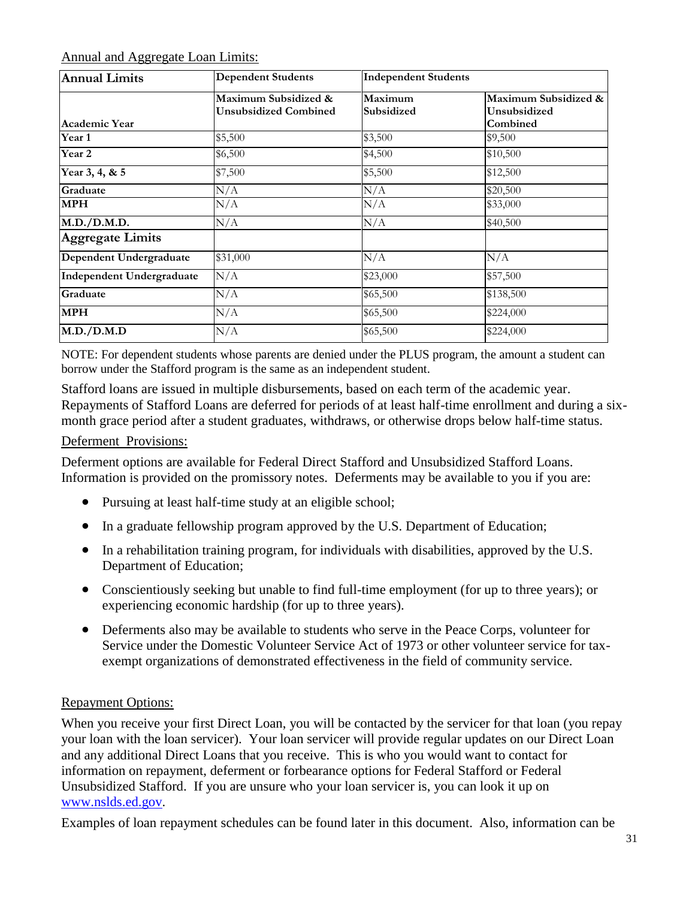Annual and Aggregate Loan Limits:

| Annual Limits | Dependent Students | Independent Students | |
|---|---|---|---|
| Academic Year | Maximum Subsidized & Unsubsidized Combined | Maximum Subsidized | Maximum Subsidized & Unsubsidized Combined |
| Year 1 | $5,500 | $3,500 | $9,500 |
| Year 2 | $6,500 | $4,500 | $10,500 |
| Year 3, 4, & 5 | $7,500 | $5,500 | $12,500 |
| Graduate | N/A | N/A | $20,500 |
| MPH | N/A | N/A | $33,000 |
| M.D./D.M.D. | N/A | N/A | $40,500 |
| **Aggregate Limits** | | | |
| Dependent Undergraduate | $31,000 | N/A | N/A |
| Independent Undergraduate | N/A | $23,000 | $57,500 |
| Graduate | N/A | $65,500 | $138,500 |
| MPH | N/A | $65,500 | $224,000 |
| M.D./D.M.D | N/A | $65,500 | $224,000 |

NOTE: For dependent students whose parents are denied under the PLUS program, the amount a student can borrow under the Stafford program is the same as an independent student.

Stafford loans are issued in multiple disbursements, based on each term of the academic year. Repayments of Stafford Loans are deferred for periods of at least half-time enrollment and during a six-month grace period after a student graduates, withdraws, or otherwise drops below half-time status.

Deferment Provisions:

Deferment options are available for Federal Direct Stafford and Unsubsidized Stafford Loans. Information is provided on the promissory notes. Deferments may be available to you if you are:

- Pursuing at least half-time study at an eligible school;
- In a graduate fellowship program approved by the U.S. Department of Education;
- In a rehabilitation training program, for individuals with disabilities, approved by the U.S. Department of Education;
- Conscientiously seeking but unable to find full-time employment (for up to three years); or experiencing economic hardship (for up to three years).
- Deferments also may be available to students who serve in the Peace Corps, volunteer for Service under the Domestic Volunteer Service Act of 1973 or other volunteer service for tax-exempt organizations of demonstrated effectiveness in the field of community service.

Repayment Options:

When you receive your first Direct Loan, you will be contacted by the servicer for that loan (you repay your loan with the loan servicer). Your loan servicer will provide regular updates on our Direct Loan and any additional Direct Loans that you receive. This is who you would want to contact for information on repayment, deferment or forbearance options for Federal Stafford or Federal Unsubsidized Stafford. If you are unsure who your loan servicer is, you can look it up on www.nslds.ed.gov.

Examples of loan repayment schedules can be found later in this document. Also, information can be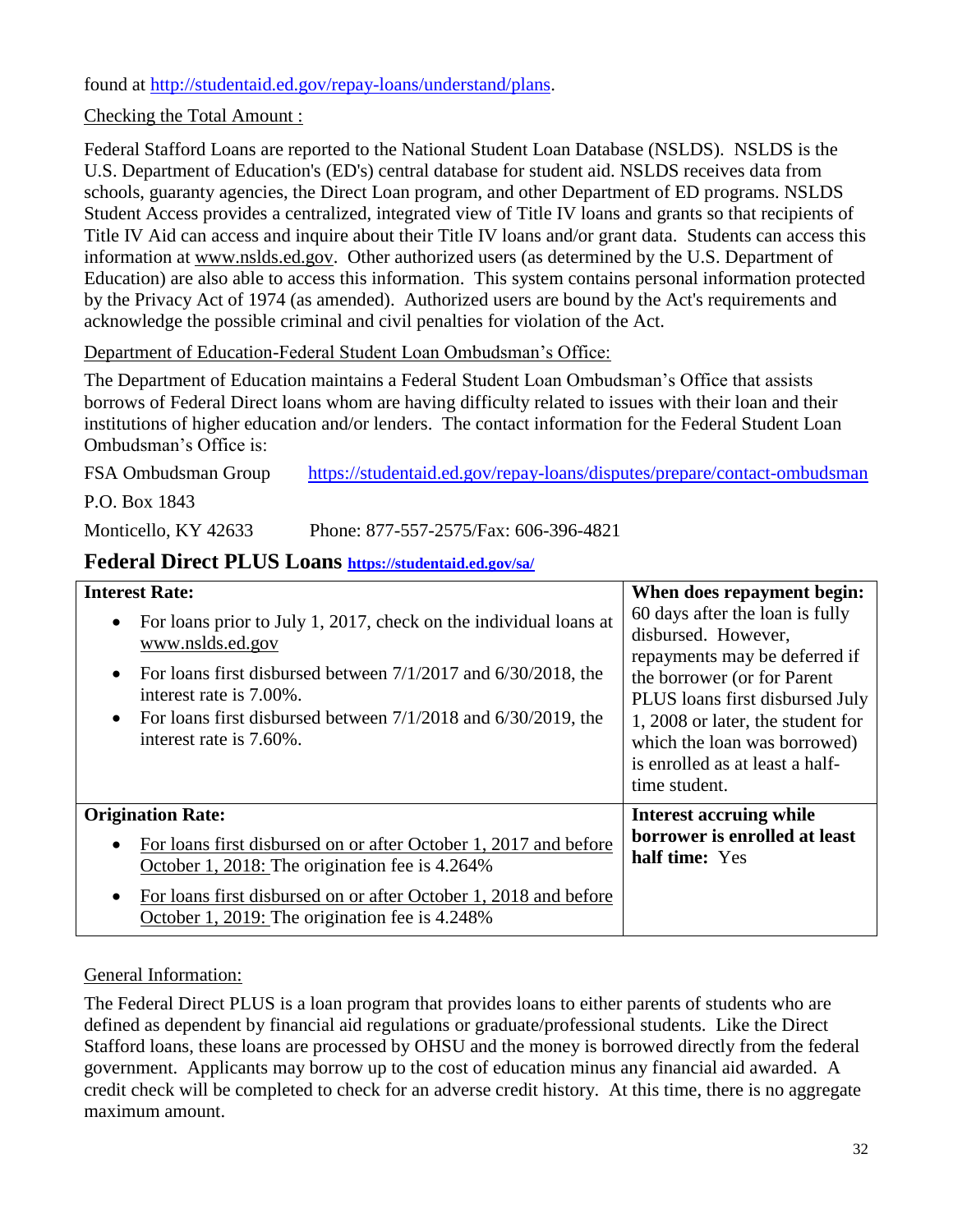found at http://studentaid.ed.gov/repay-loans/understand/plans.

Checking the Total Amount :

Federal Stafford Loans are reported to the National Student Loan Database (NSLDS). NSLDS is the U.S. Department of Education's (ED's) central database for student aid. NSLDS receives data from schools, guaranty agencies, the Direct Loan program, and other Department of ED programs. NSLDS Student Access provides a centralized, integrated view of Title IV loans and grants so that recipients of Title IV Aid can access and inquire about their Title IV loans and/or grant data. Students can access this information at www.nslds.ed.gov. Other authorized users (as determined by the U.S. Department of Education) are also able to access this information. This system contains personal information protected by the Privacy Act of 1974 (as amended). Authorized users are bound by the Act's requirements and acknowledge the possible criminal and civil penalties for violation of the Act.

Department of Education-Federal Student Loan Ombudsman's Office:

The Department of Education maintains a Federal Student Loan Ombudsman's Office that assists borrows of Federal Direct loans whom are having difficulty related to issues with their loan and their institutions of higher education and/or lenders. The contact information for the Federal Student Loan Ombudsman's Office is:

FSA Ombudsman Group https://studentaid.ed.gov/repay-loans/disputes/prepare/contact-ombudsman

P.O. Box 1843

Monticello, KY 42633 Phone: 877-557-2575/Fax: 606-396-4821

## Federal Direct PLUS Loans https://studentaid.ed.gov/sa/

| **Interest Rate:** | **When does repayment begin:** |
|---|---|
| • For loans prior to July 1, 2017, check on the individual loans at www.nslds.ed.gov<br>• For loans first disbursed between 7/1/2017 and 6/30/2018, the interest rate is 7.00%.<br>• For loans first disbursed between 7/1/2018 and 6/30/2019, the interest rate is 7.60%. | 60 days after the loan is fully disbursed. However, repayments may be deferred if the borrower (or for Parent PLUS loans first disbursed July 1, 2008 or later, the student for which the loan was borrowed) is enrolled as at least a half-time student. |
| **Origination Rate:**<br>• For loans first disbursed on or after October 1, 2017 and before October 1, 2018: The origination fee is 4.264%<br>• For loans first disbursed on or after October 1, 2018 and before October 1, 2019: The origination fee is 4.248% | **Interest accruing while borrower is enrolled at least half time:** Yes |

General Information:

The Federal Direct PLUS is a loan program that provides loans to either parents of students who are defined as dependent by financial aid regulations or graduate/professional students. Like the Direct Stafford loans, these loans are processed by OHSU and the money is borrowed directly from the federal government. Applicants may borrow up to the cost of education minus any financial aid awarded. A credit check will be completed to check for an adverse credit history. At this time, there is no aggregate maximum amount.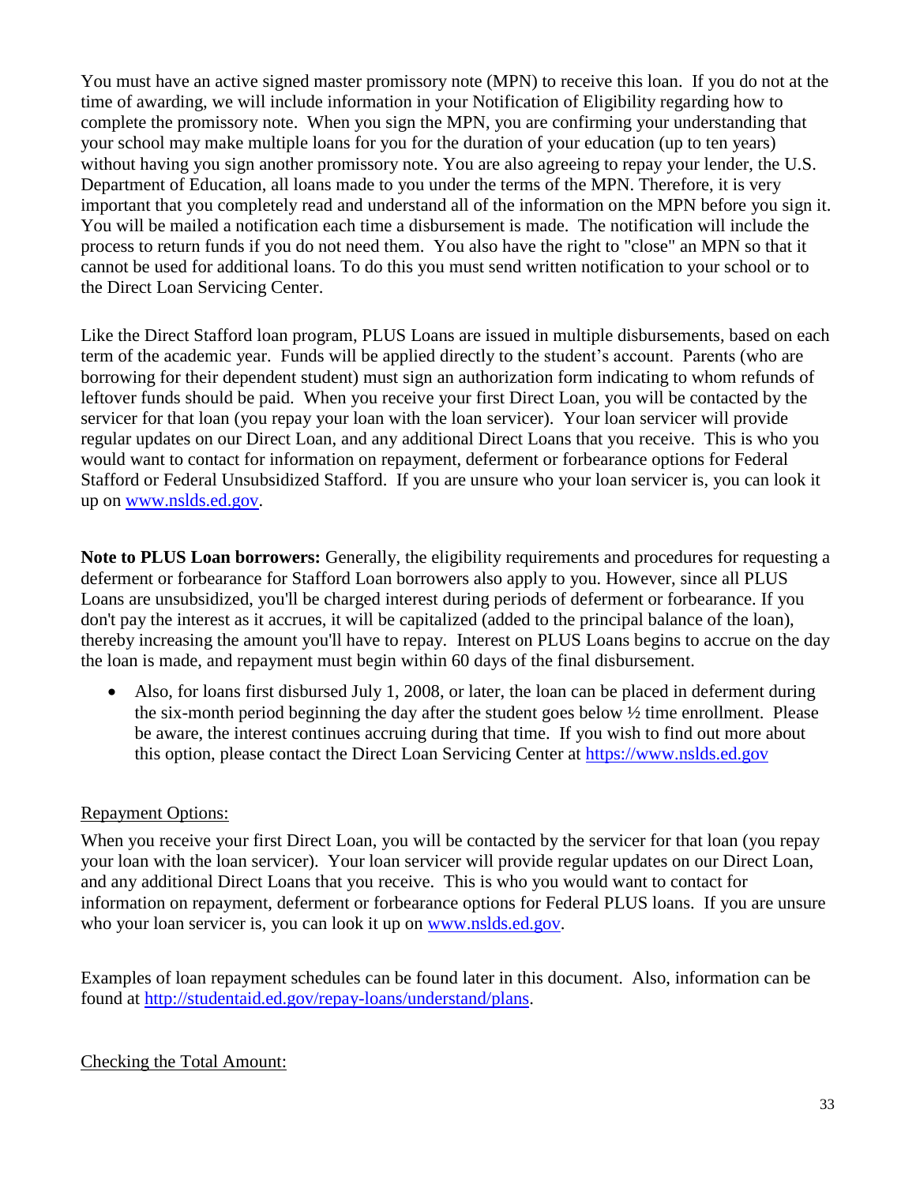You must have an active signed master promissory note (MPN) to receive this loan. If you do not at the time of awarding, we will include information in your Notification of Eligibility regarding how to complete the promissory note. When you sign the MPN, you are confirming your understanding that your school may make multiple loans for you for the duration of your education (up to ten years) without having you sign another promissory note. You are also agreeing to repay your lender, the U.S. Department of Education, all loans made to you under the terms of the MPN. Therefore, it is very important that you completely read and understand all of the information on the MPN before you sign it. You will be mailed a notification each time a disbursement is made. The notification will include the process to return funds if you do not need them. You also have the right to "close" an MPN so that it cannot be used for additional loans. To do this you must send written notification to your school or to the Direct Loan Servicing Center.

Like the Direct Stafford loan program, PLUS Loans are issued in multiple disbursements, based on each term of the academic year. Funds will be applied directly to the student's account. Parents (who are borrowing for their dependent student) must sign an authorization form indicating to whom refunds of leftover funds should be paid. When you receive your first Direct Loan, you will be contacted by the servicer for that loan (you repay your loan with the loan servicer). Your loan servicer will provide regular updates on our Direct Loan, and any additional Direct Loans that you receive. This is who you would want to contact for information on repayment, deferment or forbearance options for Federal Stafford or Federal Unsubsidized Stafford. If you are unsure who your loan servicer is, you can look it up on [www.nslds.ed.gov](www.nslds.ed.gov).

**Note to PLUS Loan borrowers:** Generally, the eligibility requirements and procedures for requesting a deferment or forbearance for Stafford Loan borrowers also apply to you. However, since all PLUS Loans are unsubsidized, you'll be charged interest during periods of deferment or forbearance. If you don't pay the interest as it accrues, it will be capitalized (added to the principal balance of the loan), thereby increasing the amount you'll have to repay. Interest on PLUS Loans begins to accrue on the day the loan is made, and repayment must begin within 60 days of the final disbursement.

- Also, for loans first disbursed July 1, 2008, or later, the loan can be placed in deferment during the six-month period beginning the day after the student goes below ½ time enrollment. Please be aware, the interest continues accruing during that time. If you wish to find out more about this option, please contact the Direct Loan Servicing Center at [https://www.nslds.ed.gov](https://www.nslds.ed.gov)

Repayment Options:

When you receive your first Direct Loan, you will be contacted by the servicer for that loan (you repay your loan with the loan servicer). Your loan servicer will provide regular updates on our Direct Loan, and any additional Direct Loans that you receive. This is who you would want to contact for information on repayment, deferment or forbearance options for Federal PLUS loans. If you are unsure who your loan servicer is, you can look it up on [www.nslds.ed.gov](www.nslds.ed.gov).

Examples of loan repayment schedules can be found later in this document. Also, information can be found at [http://studentaid.ed.gov/repay-loans/understand/plans](http://studentaid.ed.gov/repay-loans/understand/plans).

Checking the Total Amount: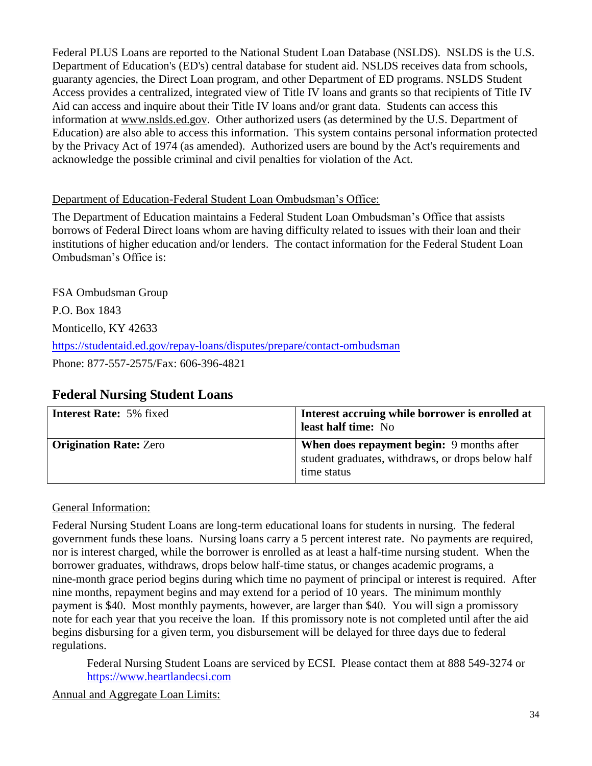Federal PLUS Loans are reported to the National Student Loan Database (NSLDS). NSLDS is the U.S. Department of Education's (ED's) central database for student aid. NSLDS receives data from schools, guaranty agencies, the Direct Loan program, and other Department of ED programs. NSLDS Student Access provides a centralized, integrated view of Title IV loans and grants so that recipients of Title IV Aid can access and inquire about their Title IV loans and/or grant data. Students can access this information at www.nslds.ed.gov. Other authorized users (as determined by the U.S. Department of Education) are also able to access this information. This system contains personal information protected by the Privacy Act of 1974 (as amended). Authorized users are bound by the Act's requirements and acknowledge the possible criminal and civil penalties for violation of the Act.

Department of Education-Federal Student Loan Ombudsman's Office:

The Department of Education maintains a Federal Student Loan Ombudsman's Office that assists borrows of Federal Direct loans whom are having difficulty related to issues with their loan and their institutions of higher education and/or lenders. The contact information for the Federal Student Loan Ombudsman's Office is:

FSA Ombudsman Group

P.O. Box 1843

Monticello, KY 42633

https://studentaid.ed.gov/repay-loans/disputes/prepare/contact-ombudsman

Phone: 877-557-2575/Fax: 606-396-4821

## Federal Nursing Student Loans

| **Interest Rate:** 5% fixed | **Interest accruing while borrower is enrolled at least half time:** No |
|---|---|
| **Origination Rate:** Zero | **When does repayment begin:** 9 months after student graduates, withdraws, or drops below half time status |

General Information:

Federal Nursing Student Loans are long-term educational loans for students in nursing. The federal government funds these loans. Nursing loans carry a 5 percent interest rate. No payments are required, nor is interest charged, while the borrower is enrolled as at least a half-time nursing student. When the borrower graduates, withdraws, drops below half-time status, or changes academic programs, a nine-month grace period begins during which time no payment of principal or interest is required. After nine months, repayment begins and may extend for a period of 10 years. The minimum monthly payment is $40. Most monthly payments, however, are larger than $40. You will sign a promissory note for each year that you receive the loan. If this promissory note is not completed until after the aid begins disbursing for a given term, you disbursement will be delayed for three days due to federal regulations.

> Federal Nursing Student Loans are serviced by ECSI. Please contact them at 888 549-3274 or https://www.heartlandecsi.com

Annual and Aggregate Loan Limits: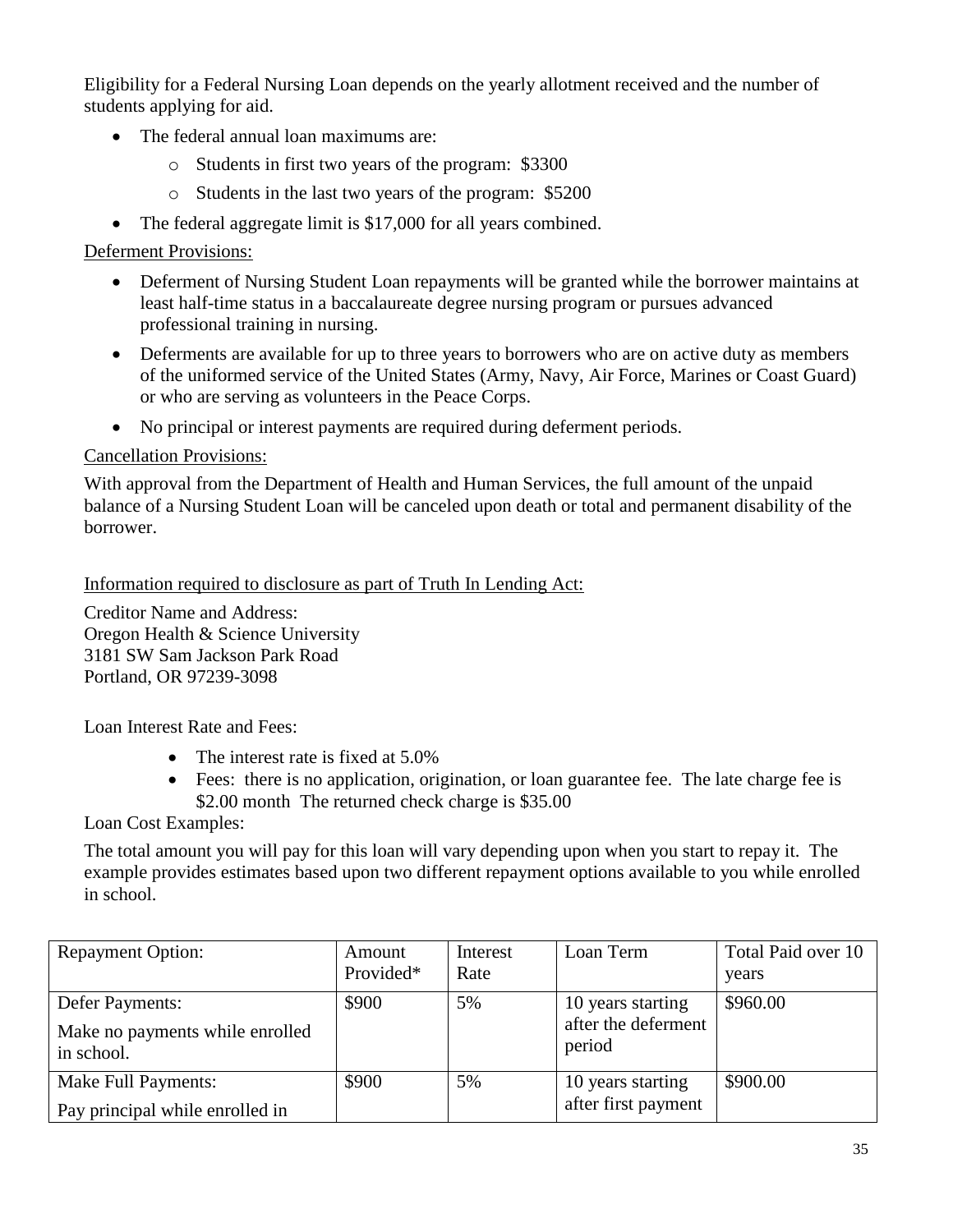Eligibility for a Federal Nursing Loan depends on the yearly allotment received and the number of students applying for aid.

- The federal annual loan maximums are:
  - Students in first two years of the program: \$3300
  - Students in the last two years of the program: \$5200
- The federal aggregate limit is \$17,000 for all years combined.

<u>Deferment Provisions:</u>

- Deferment of Nursing Student Loan repayments will be granted while the borrower maintains at least half-time status in a baccalaureate degree nursing program or pursues advanced professional training in nursing.
- Deferments are available for up to three years to borrowers who are on active duty as members of the uniformed service of the United States (Army, Navy, Air Force, Marines or Coast Guard) or who are serving as volunteers in the Peace Corps.
- No principal or interest payments are required during deferment periods.

<u>Cancellation Provisions:</u>

With approval from the Department of Health and Human Services, the full amount of the unpaid balance of a Nursing Student Loan will be canceled upon death or total and permanent disability of the borrower.

<u>Information required to disclosure as part of Truth In Lending Act:</u>

Creditor Name and Address:
Oregon Health & Science University
3181 SW Sam Jackson Park Road
Portland, OR 97239-3098

Loan Interest Rate and Fees:

- The interest rate is fixed at 5.0%
- Fees: there is no application, origination, or loan guarantee fee. The late charge fee is \$2.00 month The returned check charge is \$35.00

Loan Cost Examples:

The total amount you will pay for this loan will vary depending upon when you start to repay it. The example provides estimates based upon two different repayment options available to you while enrolled in school.

| Repayment Option: | Amount Provided* | Interest Rate | Loan Term | Total Paid over 10 years |
|---|---|---|---|---|
| Defer Payments: Make no payments while enrolled in school. | \$900 | 5% | 10 years starting after the deferment period | \$960.00 |
| Make Full Payments: Pay principal while enrolled in | \$900 | 5% | 10 years starting after first payment | \$900.00 |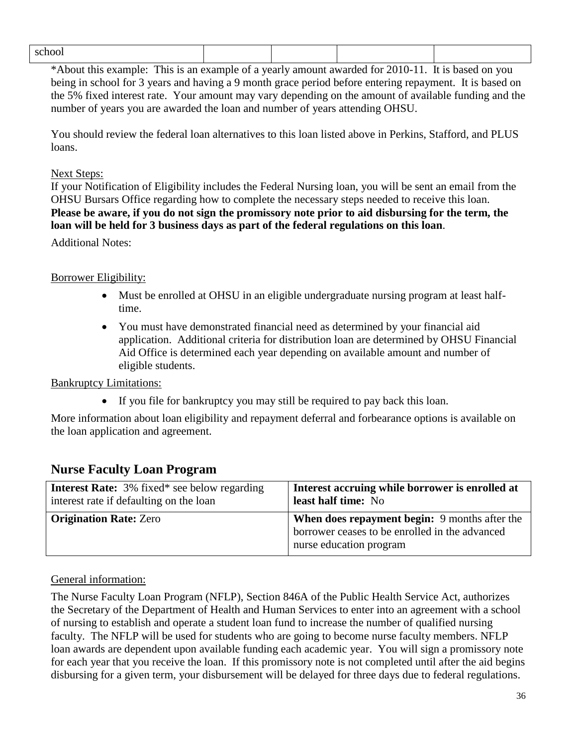| school | | | | |
|---|---|---|---|---|

*About this example: This is an example of a yearly amount awarded for 2010-11. It is based on you being in school for 3 years and having a 9 month grace period before entering repayment. It is based on the 5% fixed interest rate. Your amount may vary depending on the amount of available funding and the number of years you are awarded the loan and number of years attending OHSU.

You should review the federal loan alternatives to this loan listed above in Perkins, Stafford, and PLUS loans.

Next Steps:

If your Notification of Eligibility includes the Federal Nursing loan, you will be sent an email from the OHSU Bursars Office regarding how to complete the necessary steps needed to receive this loan. **Please be aware, if you do not sign the promissory note prior to aid disbursing for the term, the loan will be held for 3 business days as part of the federal regulations on this loan**.

Additional Notes:

Borrower Eligibility:

- Must be enrolled at OHSU in an eligible undergraduate nursing program at least half-time.
- You must have demonstrated financial need as determined by your financial aid application. Additional criteria for distribution loan are determined by OHSU Financial Aid Office is determined each year depending on available amount and number of eligible students.

Bankruptcy Limitations:

- If you file for bankruptcy you may still be required to pay back this loan.

More information about loan eligibility and repayment deferral and forbearance options is available on the loan application and agreement.

## Nurse Faculty Loan Program

| **Interest Rate:** 3% fixed* see below regarding interest rate if defaulting on the loan | **Interest accruing while borrower is enrolled at least half time:** No |
|---|---|
| **Origination Rate:** Zero | **When does repayment begin:** 9 months after the borrower ceases to be enrolled in the advanced nurse education program |

General information:

The Nurse Faculty Loan Program (NFLP), Section 846A of the Public Health Service Act, authorizes the Secretary of the Department of Health and Human Services to enter into an agreement with a school of nursing to establish and operate a student loan fund to increase the number of qualified nursing faculty. The NFLP will be used for students who are going to become nurse faculty members. NFLP loan awards are dependent upon available funding each academic year. You will sign a promissory note for each year that you receive the loan. If this promissory note is not completed until after the aid begins disbursing for a given term, your disbursement will be delayed for three days due to federal regulations.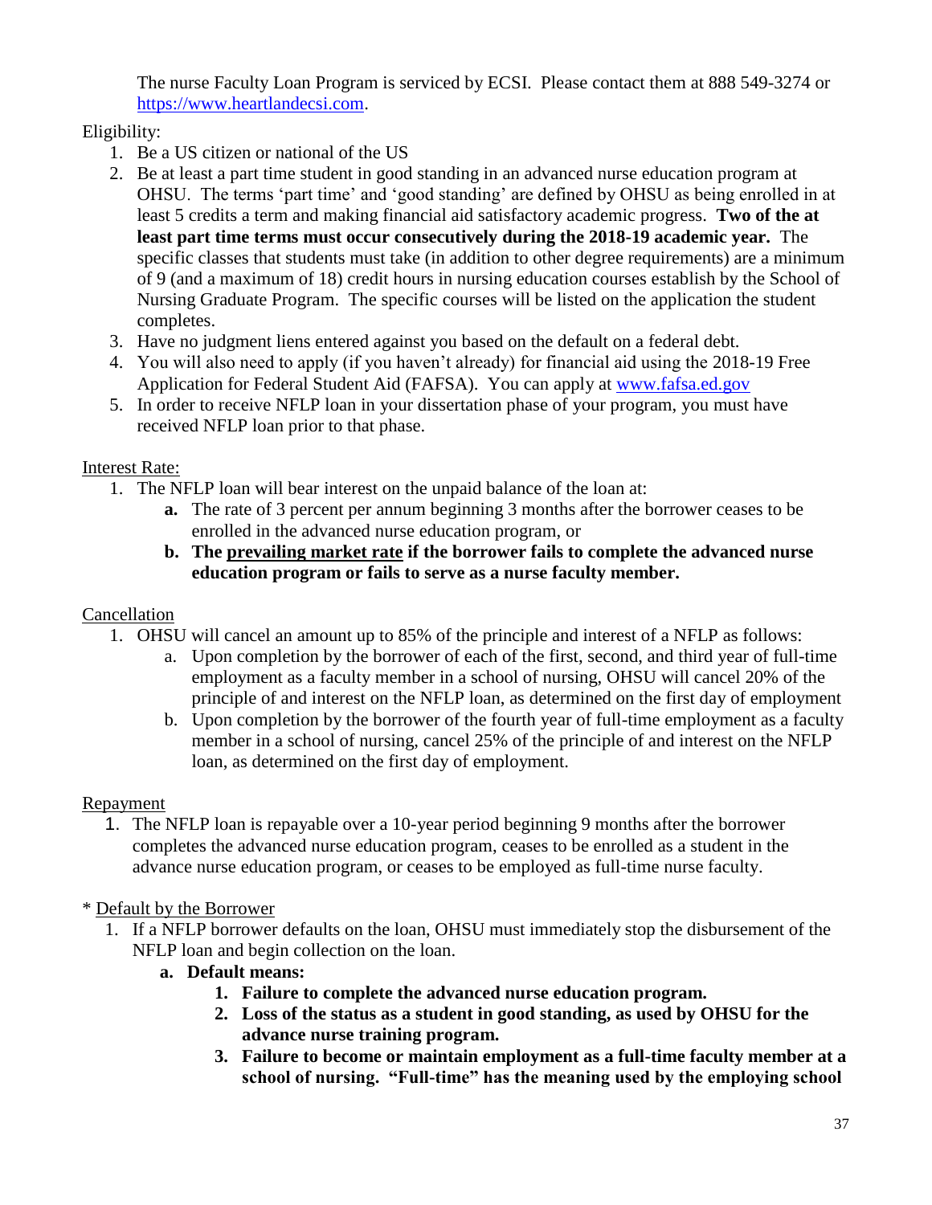The nurse Faculty Loan Program is serviced by ECSI. Please contact them at 888 549-3274 or https://www.heartlandecsi.com.

Eligibility:

1. Be a US citizen or national of the US
2. Be at least a part time student in good standing in an advanced nurse education program at OHSU. The terms 'part time' and 'good standing' are defined by OHSU as being enrolled in at least 5 credits a term and making financial aid satisfactory academic progress. **Two of the at least part time terms must occur consecutively during the 2018-19 academic year.** The specific classes that students must take (in addition to other degree requirements) are a minimum of 9 (and a maximum of 18) credit hours in nursing education courses establish by the School of Nursing Graduate Program. The specific courses will be listed on the application the student completes.
3. Have no judgment liens entered against you based on the default on a federal debt.
4. You will also need to apply (if you haven't already) for financial aid using the 2018-19 Free Application for Federal Student Aid (FAFSA). You can apply at www.fafsa.ed.gov
5. In order to receive NFLP loan in your dissertation phase of your program, you must have received NFLP loan prior to that phase.

Interest Rate:

1. The NFLP loan will bear interest on the unpaid balance of the loan at:
   - **a.** The rate of 3 percent per annum beginning 3 months after the borrower ceases to be enrolled in the advanced nurse education program, or
   - **b. The prevailing market rate if the borrower fails to complete the advanced nurse education program or fails to serve as a nurse faculty member.**

Cancellation

1. OHSU will cancel an amount up to 85% of the principle and interest of a NFLP as follows:
   - a. Upon completion by the borrower of each of the first, second, and third year of full-time employment as a faculty member in a school of nursing, OHSU will cancel 20% of the principle of and interest on the NFLP loan, as determined on the first day of employment
   - b. Upon completion by the borrower of the fourth year of full-time employment as a faculty member in a school of nursing, cancel 25% of the principle of and interest on the NFLP loan, as determined on the first day of employment.

Repayment

1. The NFLP loan is repayable over a 10-year period beginning 9 months after the borrower completes the advanced nurse education program, ceases to be enrolled as a student in the advance nurse education program, or ceases to be employed as full-time nurse faculty.

* Default by the Borrower

1. If a NFLP borrower defaults on the loan, OHSU must immediately stop the disbursement of the NFLP loan and begin collection on the loan.
   - **a. Default means:**
     1. **Failure to complete the advanced nurse education program.**
     2. **Loss of the status as a student in good standing, as used by OHSU for the advance nurse training program.**
     3. **Failure to become or maintain employment as a full-time faculty member at a school of nursing. "Full-time" has the meaning used by the employing school**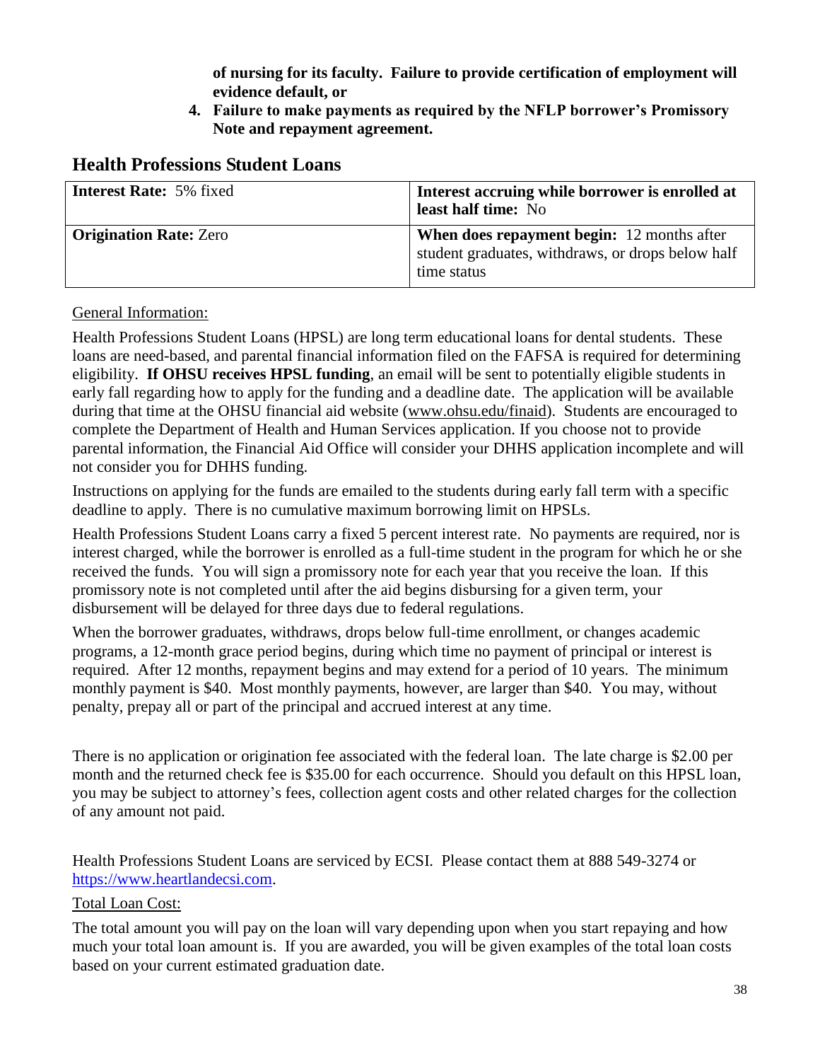**of nursing for its faculty. Failure to provide certification of employment will evidence default, or**

4. **Failure to make payments as required by the NFLP borrower's Promissory Note and repayment agreement.**

## Health Professions Student Loans

| **Interest Rate:** 5% fixed | **Interest accruing while borrower is enrolled at least half time:** No |
|---|---|
| **Origination Rate:** Zero | **When does repayment begin:** 12 months after student graduates, withdraws, or drops below half time status |

General Information:

Health Professions Student Loans (HPSL) are long term educational loans for dental students. These loans are need-based, and parental financial information filed on the FAFSA is required for determining eligibility. **If OHSU receives HPSL funding**, an email will be sent to potentially eligible students in early fall regarding how to apply for the funding and a deadline date. The application will be available during that time at the OHSU financial aid website (www.ohsu.edu/finaid). Students are encouraged to complete the Department of Health and Human Services application. If you choose not to provide parental information, the Financial Aid Office will consider your DHHS application incomplete and will not consider you for DHHS funding.

Instructions on applying for the funds are emailed to the students during early fall term with a specific deadline to apply. There is no cumulative maximum borrowing limit on HPSLs.

Health Professions Student Loans carry a fixed 5 percent interest rate. No payments are required, nor is interest charged, while the borrower is enrolled as a full-time student in the program for which he or she received the funds. You will sign a promissory note for each year that you receive the loan. If this promissory note is not completed until after the aid begins disbursing for a given term, your disbursement will be delayed for three days due to federal regulations.

When the borrower graduates, withdraws, drops below full-time enrollment, or changes academic programs, a 12-month grace period begins, during which time no payment of principal or interest is required. After 12 months, repayment begins and may extend for a period of 10 years. The minimum monthly payment is $40. Most monthly payments, however, are larger than $40. You may, without penalty, prepay all or part of the principal and accrued interest at any time.

There is no application or origination fee associated with the federal loan. The late charge is $2.00 per month and the returned check fee is $35.00 for each occurrence. Should you default on this HPSL loan, you may be subject to attorney's fees, collection agent costs and other related charges for the collection of any amount not paid.

Health Professions Student Loans are serviced by ECSI. Please contact them at 888 549-3274 or https://www.heartlandecsi.com.

Total Loan Cost:

The total amount you will pay on the loan will vary depending upon when you start repaying and how much your total loan amount is. If you are awarded, you will be given examples of the total loan costs based on your current estimated graduation date.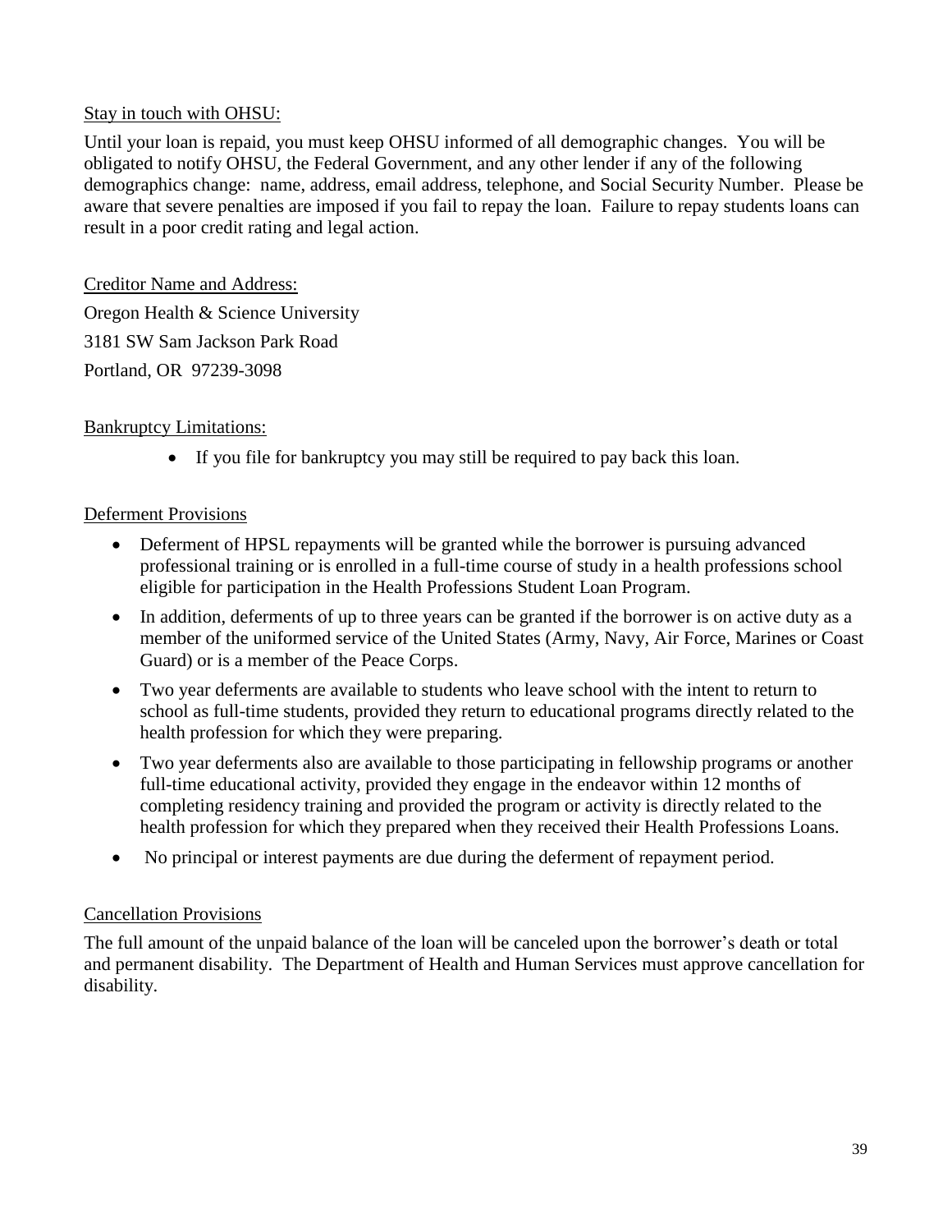Stay in touch with OHSU:

Until your loan is repaid, you must keep OHSU informed of all demographic changes. You will be obligated to notify OHSU, the Federal Government, and any other lender if any of the following demographics change: name, address, email address, telephone, and Social Security Number. Please be aware that severe penalties are imposed if you fail to repay the loan. Failure to repay students loans can result in a poor credit rating and legal action.

Creditor Name and Address:

Oregon Health & Science University
3181 SW Sam Jackson Park Road
Portland, OR 97239-3098

Bankruptcy Limitations:

- If you file for bankruptcy you may still be required to pay back this loan.

Deferment Provisions

- Deferment of HPSL repayments will be granted while the borrower is pursuing advanced professional training or is enrolled in a full-time course of study in a health professions school eligible for participation in the Health Professions Student Loan Program.
- In addition, deferments of up to three years can be granted if the borrower is on active duty as a member of the uniformed service of the United States (Army, Navy, Air Force, Marines or Coast Guard) or is a member of the Peace Corps.
- Two year deferments are available to students who leave school with the intent to return to school as full-time students, provided they return to educational programs directly related to the health profession for which they were preparing.
- Two year deferments also are available to those participating in fellowship programs or another full-time educational activity, provided they engage in the endeavor within 12 months of completing residency training and provided the program or activity is directly related to the health profession for which they prepared when they received their Health Professions Loans.
- No principal or interest payments are due during the deferment of repayment period.

Cancellation Provisions

The full amount of the unpaid balance of the loan will be canceled upon the borrower's death or total and permanent disability. The Department of Health and Human Services must approve cancellation for disability.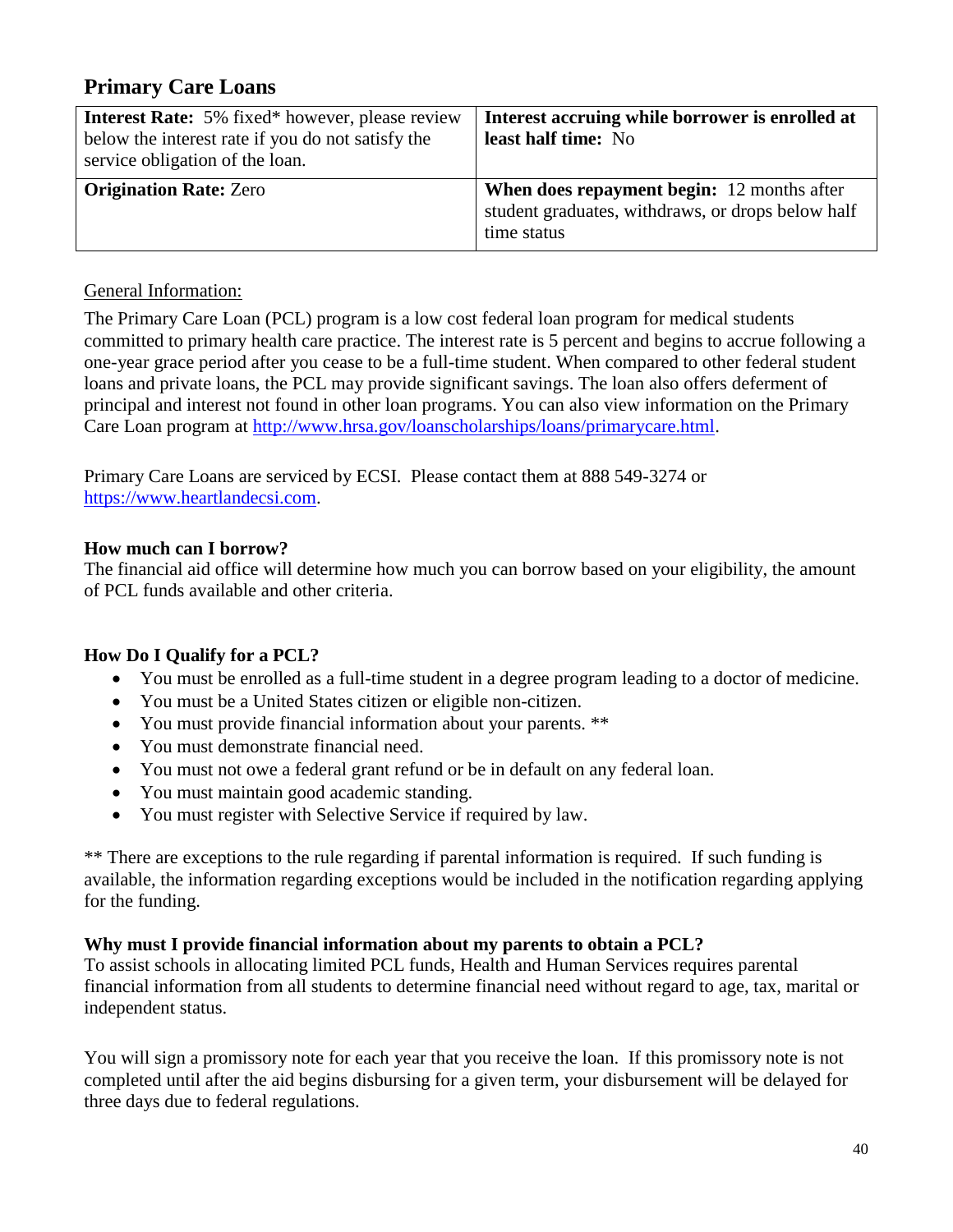## Primary Care Loans

| **Interest Rate:** 5% fixed* however, please review below the interest rate if you do not satisfy the service obligation of the loan. | **Interest accruing while borrower is enrolled at least half time:** No |
|---|---|
| **Origination Rate:** Zero | **When does repayment begin:** 12 months after student graduates, withdraws, or drops below half time status |

General Information:

The Primary Care Loan (PCL) program is a low cost federal loan program for medical students committed to primary health care practice. The interest rate is 5 percent and begins to accrue following a one-year grace period after you cease to be a full-time student. When compared to other federal student loans and private loans, the PCL may provide significant savings. The loan also offers deferment of principal and interest not found in other loan programs. You can also view information on the Primary Care Loan program at [http://www.hrsa.gov/loanscholarships/loans/primarycare.html](http://www.hrsa.gov/loanscholarships/loans/primarycare.html).

Primary Care Loans are serviced by ECSI. Please contact them at 888 549-3274 or [https://www.heartlandecsi.com](https://www.heartlandecsi.com).

**How much can I borrow?**
The financial aid office will determine how much you can borrow based on your eligibility, the amount of PCL funds available and other criteria.

**How Do I Qualify for a PCL?**

- You must be enrolled as a full-time student in a degree program leading to a doctor of medicine.
- You must be a United States citizen or eligible non-citizen.
- You must provide financial information about your parents. **
- You must demonstrate financial need.
- You must not owe a federal grant refund or be in default on any federal loan.
- You must maintain good academic standing.
- You must register with Selective Service if required by law.

** There are exceptions to the rule regarding if parental information is required. If such funding is available, the information regarding exceptions would be included in the notification regarding applying for the funding.

**Why must I provide financial information about my parents to obtain a PCL?**
To assist schools in allocating limited PCL funds, Health and Human Services requires parental financial information from all students to determine financial need without regard to age, tax, marital or independent status.

You will sign a promissory note for each year that you receive the loan. If this promissory note is not completed until after the aid begins disbursing for a given term, your disbursement will be delayed for three days due to federal regulations.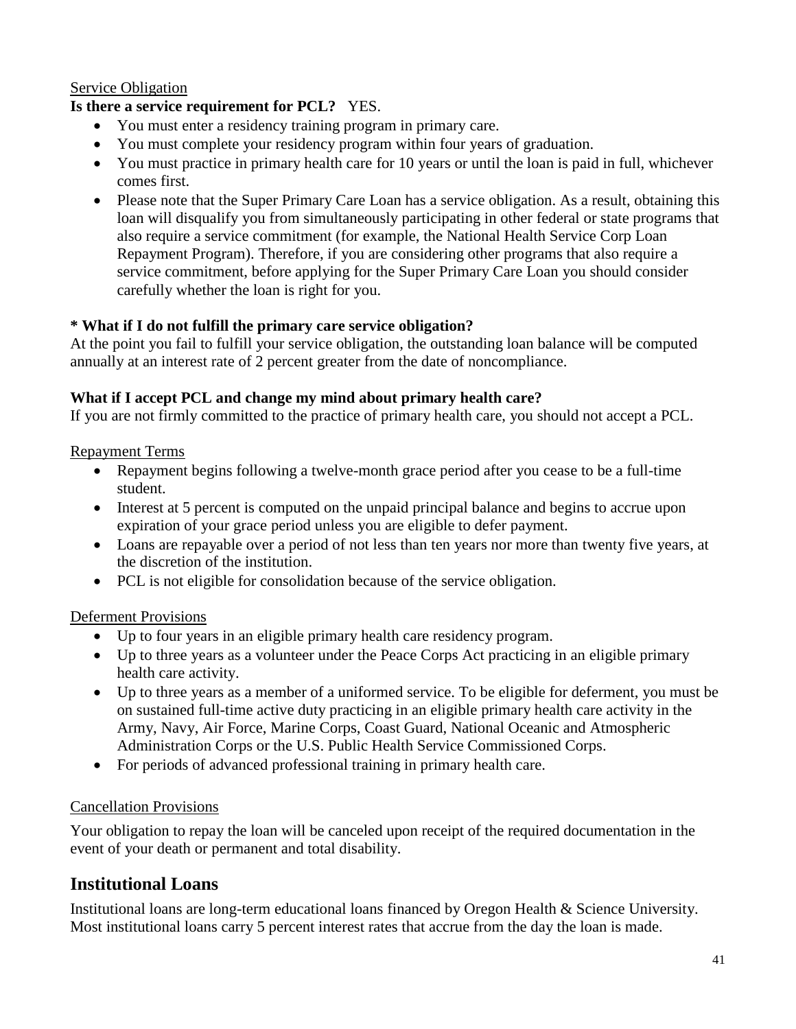<u>Service Obligation</u>

**Is there a service requirement for PCL?** YES.

- You must enter a residency training program in primary care.
- You must complete your residency program within four years of graduation.
- You must practice in primary health care for 10 years or until the loan is paid in full, whichever comes first.
- Please note that the Super Primary Care Loan has a service obligation. As a result, obtaining this loan will disqualify you from simultaneously participating in other federal or state programs that also require a service commitment (for example, the National Health Service Corp Loan Repayment Program). Therefore, if you are considering other programs that also require a service commitment, before applying for the Super Primary Care Loan you should consider carefully whether the loan is right for you.

**\* What if I do not fulfill the primary care service obligation?**

At the point you fail to fulfill your service obligation, the outstanding loan balance will be computed annually at an interest rate of 2 percent greater from the date of noncompliance.

**What if I accept PCL and change my mind about primary health care?**

If you are not firmly committed to the practice of primary health care, you should not accept a PCL.

<u>Repayment Terms</u>

- Repayment begins following a twelve-month grace period after you cease to be a full-time student.
- Interest at 5 percent is computed on the unpaid principal balance and begins to accrue upon expiration of your grace period unless you are eligible to defer payment.
- Loans are repayable over a period of not less than ten years nor more than twenty five years, at the discretion of the institution.
- PCL is not eligible for consolidation because of the service obligation.

<u>Deferment Provisions</u>

- Up to four years in an eligible primary health care residency program.
- Up to three years as a volunteer under the Peace Corps Act practicing in an eligible primary health care activity.
- Up to three years as a member of a uniformed service. To be eligible for deferment, you must be on sustained full-time active duty practicing in an eligible primary health care activity in the Army, Navy, Air Force, Marine Corps, Coast Guard, National Oceanic and Atmospheric Administration Corps or the U.S. Public Health Service Commissioned Corps.
- For periods of advanced professional training in primary health care.

<u>Cancellation Provisions</u>

Your obligation to repay the loan will be canceled upon receipt of the required documentation in the event of your death or permanent and total disability.

## Institutional Loans

Institutional loans are long-term educational loans financed by Oregon Health & Science University. Most institutional loans carry 5 percent interest rates that accrue from the day the loan is made.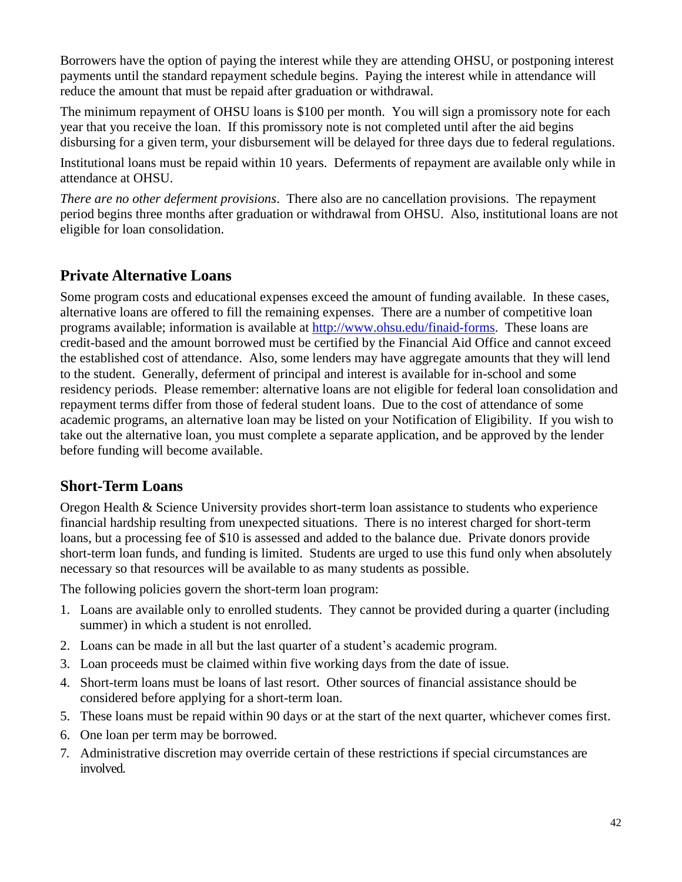Borrowers have the option of paying the interest while they are attending OHSU, or postponing interest payments until the standard repayment schedule begins. Paying the interest while in attendance will reduce the amount that must be repaid after graduation or withdrawal.

The minimum repayment of OHSU loans is $100 per month. You will sign a promissory note for each year that you receive the loan. If this promissory note is not completed until after the aid begins disbursing for a given term, your disbursement will be delayed for three days due to federal regulations.

Institutional loans must be repaid within 10 years. Deferments of repayment are available only while in attendance at OHSU.

*There are no other deferment provisions*. There also are no cancellation provisions. The repayment period begins three months after graduation or withdrawal from OHSU. Also, institutional loans are not eligible for loan consolidation.

## Private Alternative Loans

Some program costs and educational expenses exceed the amount of funding available. In these cases, alternative loans are offered to fill the remaining expenses. There are a number of competitive loan programs available; information is available at [http://www.ohsu.edu/finaid-forms](http://www.ohsu.edu/finaid-forms). These loans are credit-based and the amount borrowed must be certified by the Financial Aid Office and cannot exceed the established cost of attendance. Also, some lenders may have aggregate amounts that they will lend to the student. Generally, deferment of principal and interest is available for in-school and some residency periods. Please remember: alternative loans are not eligible for federal loan consolidation and repayment terms differ from those of federal student loans. Due to the cost of attendance of some academic programs, an alternative loan may be listed on your Notification of Eligibility. If you wish to take out the alternative loan, you must complete a separate application, and be approved by the lender before funding will become available.

## Short-Term Loans

Oregon Health & Science University provides short-term loan assistance to students who experience financial hardship resulting from unexpected situations. There is no interest charged for short-term loans, but a processing fee of $10 is assessed and added to the balance due. Private donors provide short-term loan funds, and funding is limited. Students are urged to use this fund only when absolutely necessary so that resources will be available to as many students as possible.

The following policies govern the short-term loan program:

1. Loans are available only to enrolled students. They cannot be provided during a quarter (including summer) in which a student is not enrolled.
2. Loans can be made in all but the last quarter of a student's academic program.
3. Loan proceeds must be claimed within five working days from the date of issue.
4. Short-term loans must be loans of last resort. Other sources of financial assistance should be considered before applying for a short-term loan.
5. These loans must be repaid within 90 days or at the start of the next quarter, whichever comes first.
6. One loan per term may be borrowed.
7. Administrative discretion may override certain of these restrictions if special circumstances are involved.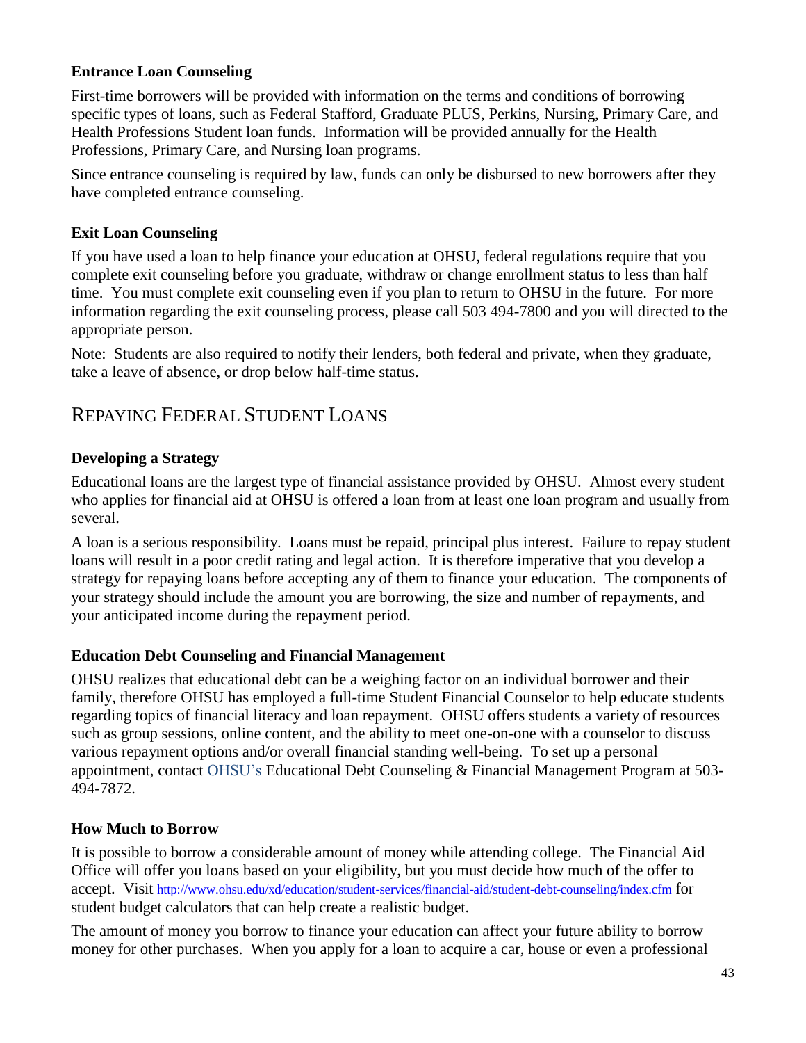### Entrance Loan Counseling

First-time borrowers will be provided with information on the terms and conditions of borrowing specific types of loans, such as Federal Stafford, Graduate PLUS, Perkins, Nursing, Primary Care, and Health Professions Student loan funds. Information will be provided annually for the Health Professions, Primary Care, and Nursing loan programs.

Since entrance counseling is required by law, funds can only be disbursed to new borrowers after they have completed entrance counseling.

### Exit Loan Counseling

If you have used a loan to help finance your education at OHSU, federal regulations require that you complete exit counseling before you graduate, withdraw or change enrollment status to less than half time. You must complete exit counseling even if you plan to return to OHSU in the future. For more information regarding the exit counseling process, please call 503 494-7800 and you will directed to the appropriate person.

Note: Students are also required to notify their lenders, both federal and private, when they graduate, take a leave of absence, or drop below half-time status.

## Repaying Federal Student Loans

### Developing a Strategy

Educational loans are the largest type of financial assistance provided by OHSU. Almost every student who applies for financial aid at OHSU is offered a loan from at least one loan program and usually from several.

A loan is a serious responsibility. Loans must be repaid, principal plus interest. Failure to repay student loans will result in a poor credit rating and legal action. It is therefore imperative that you develop a strategy for repaying loans before accepting any of them to finance your education. The components of your strategy should include the amount you are borrowing, the size and number of repayments, and your anticipated income during the repayment period.

### Education Debt Counseling and Financial Management

OHSU realizes that educational debt can be a weighing factor on an individual borrower and their family, therefore OHSU has employed a full-time Student Financial Counselor to help educate students regarding topics of financial literacy and loan repayment. OHSU offers students a variety of resources such as group sessions, online content, and the ability to meet one-on-one with a counselor to discuss various repayment options and/or overall financial standing well-being. To set up a personal appointment, contact OHSU's Educational Debt Counseling & Financial Management Program at 503-494-7872.

### How Much to Borrow

It is possible to borrow a considerable amount of money while attending college. The Financial Aid Office will offer you loans based on your eligibility, but you must decide how much of the offer to accept. Visit http://www.ohsu.edu/xd/education/student-services/financial-aid/student-debt-counseling/index.cfm for student budget calculators that can help create a realistic budget.

The amount of money you borrow to finance your education can affect your future ability to borrow money for other purchases. When you apply for a loan to acquire a car, house or even a professional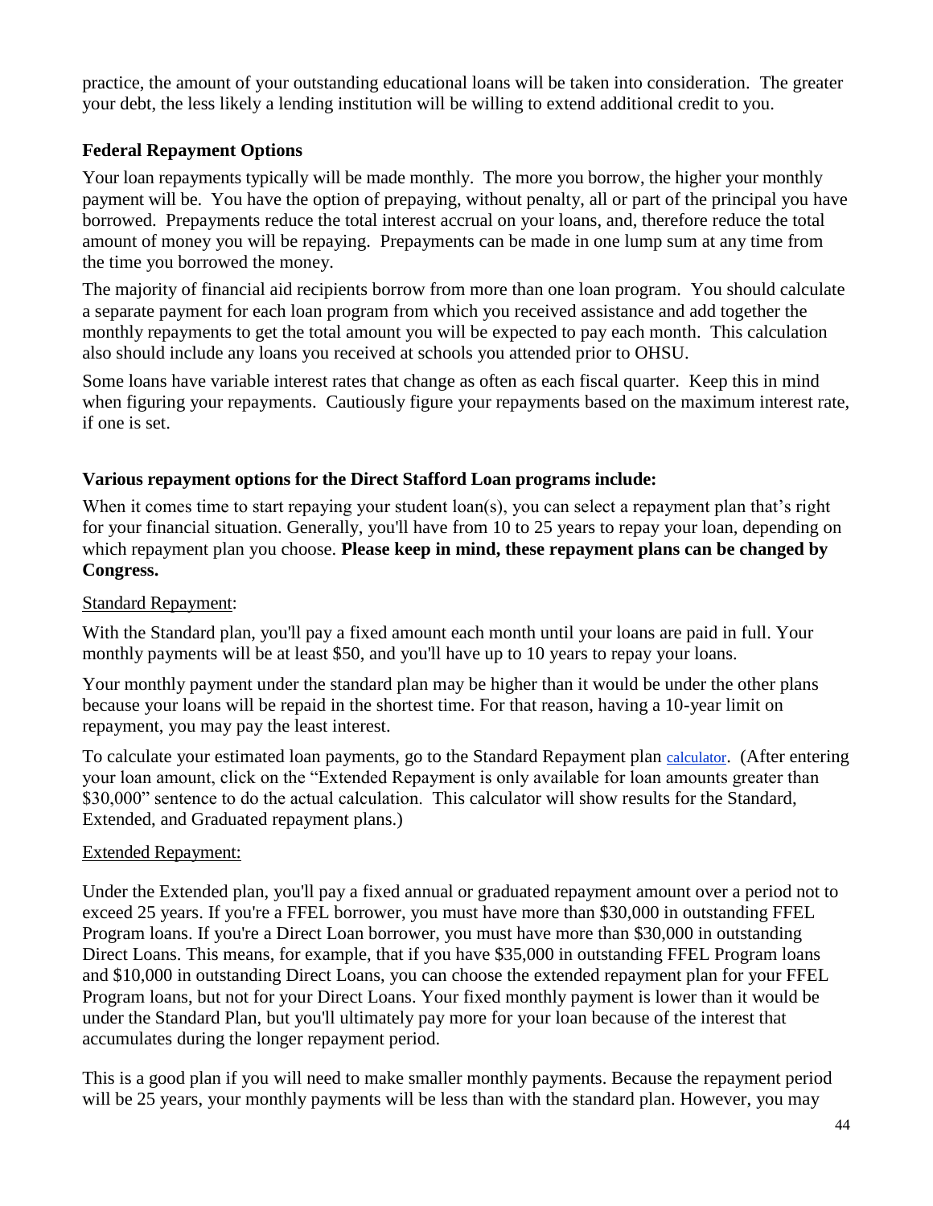practice, the amount of your outstanding educational loans will be taken into consideration. The greater your debt, the less likely a lending institution will be willing to extend additional credit to you.

### Federal Repayment Options

Your loan repayments typically will be made monthly. The more you borrow, the higher your monthly payment will be. You have the option of prepaying, without penalty, all or part of the principal you have borrowed. Prepayments reduce the total interest accrual on your loans, and, therefore reduce the total amount of money you will be repaying. Prepayments can be made in one lump sum at any time from the time you borrowed the money.

The majority of financial aid recipients borrow from more than one loan program. You should calculate a separate payment for each loan program from which you received assistance and add together the monthly repayments to get the total amount you will be expected to pay each month. This calculation also should include any loans you received at schools you attended prior to OHSU.

Some loans have variable interest rates that change as often as each fiscal quarter. Keep this in mind when figuring your repayments. Cautiously figure your repayments based on the maximum interest rate, if one is set.

### Various repayment options for the Direct Stafford Loan programs include:

When it comes time to start repaying your student loan(s), you can select a repayment plan that's right for your financial situation. Generally, you'll have from 10 to 25 years to repay your loan, depending on which repayment plan you choose. **Please keep in mind, these repayment plans can be changed by Congress.**

Standard Repayment:

With the Standard plan, you'll pay a fixed amount each month until your loans are paid in full. Your monthly payments will be at least \$50, and you'll have up to 10 years to repay your loans.

Your monthly payment under the standard plan may be higher than it would be under the other plans because your loans will be repaid in the shortest time. For that reason, having a 10-year limit on repayment, you may pay the least interest.

To calculate your estimated loan payments, go to the Standard Repayment plan calculator. (After entering your loan amount, click on the "Extended Repayment is only available for loan amounts greater than \$30,000" sentence to do the actual calculation. This calculator will show results for the Standard, Extended, and Graduated repayment plans.)

Extended Repayment:

Under the Extended plan, you'll pay a fixed annual or graduated repayment amount over a period not to exceed 25 years. If you're a FFEL borrower, you must have more than \$30,000 in outstanding FFEL Program loans. If you're a Direct Loan borrower, you must have more than \$30,000 in outstanding Direct Loans. This means, for example, that if you have \$35,000 in outstanding FFEL Program loans and \$10,000 in outstanding Direct Loans, you can choose the extended repayment plan for your FFEL Program loans, but not for your Direct Loans. Your fixed monthly payment is lower than it would be under the Standard Plan, but you'll ultimately pay more for your loan because of the interest that accumulates during the longer repayment period.

This is a good plan if you will need to make smaller monthly payments. Because the repayment period will be 25 years, your monthly payments will be less than with the standard plan. However, you may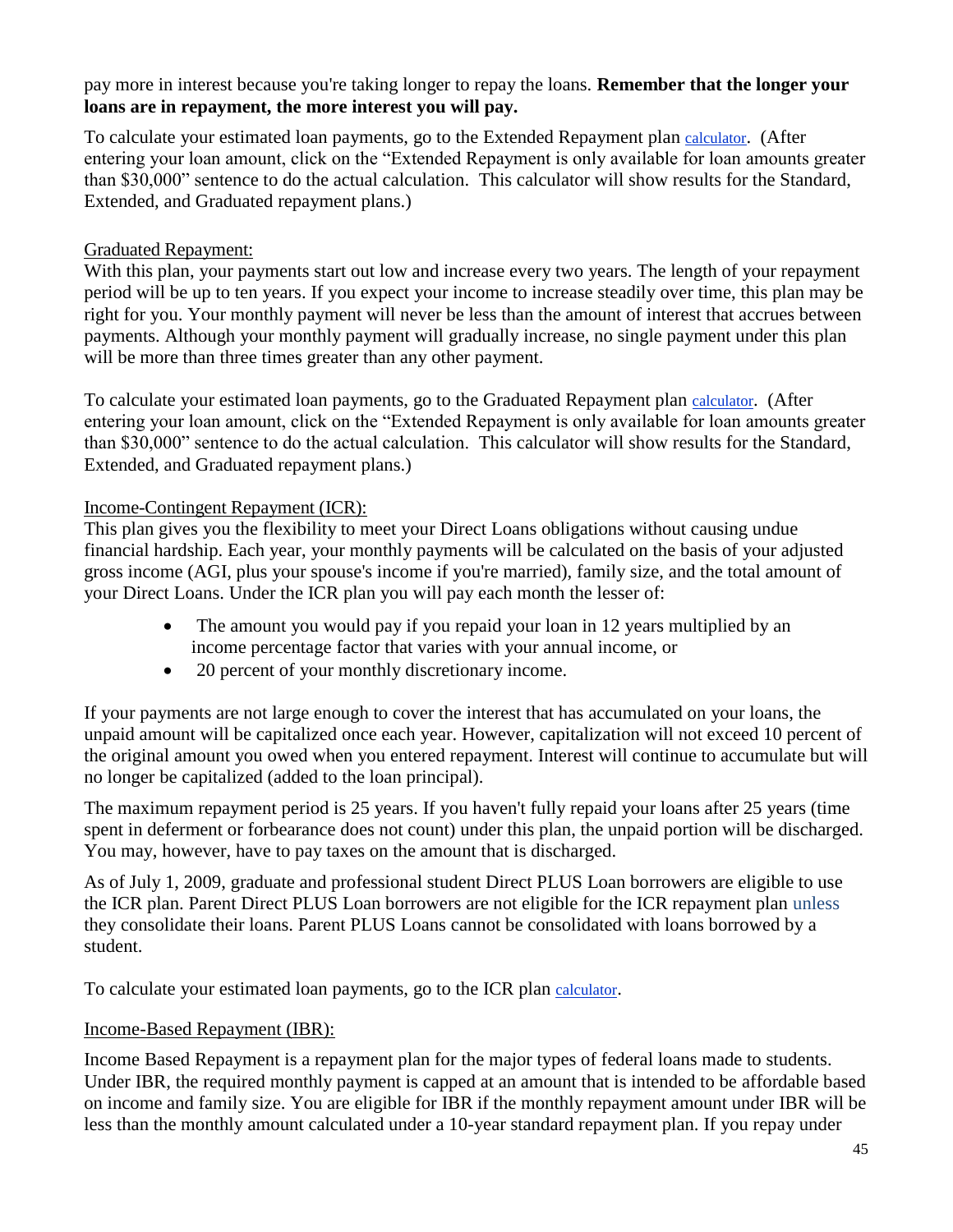pay more in interest because you're taking longer to repay the loans. **Remember that the longer your loans are in repayment, the more interest you will pay.**

To calculate your estimated loan payments, go to the Extended Repayment plan calculator. (After entering your loan amount, click on the "Extended Repayment is only available for loan amounts greater than $30,000" sentence to do the actual calculation. This calculator will show results for the Standard, Extended, and Graduated repayment plans.)

Graduated Repayment:

With this plan, your payments start out low and increase every two years. The length of your repayment period will be up to ten years. If you expect your income to increase steadily over time, this plan may be right for you. Your monthly payment will never be less than the amount of interest that accrues between payments. Although your monthly payment will gradually increase, no single payment under this plan will be more than three times greater than any other payment.

To calculate your estimated loan payments, go to the Graduated Repayment plan calculator. (After entering your loan amount, click on the "Extended Repayment is only available for loan amounts greater than $30,000" sentence to do the actual calculation. This calculator will show results for the Standard, Extended, and Graduated repayment plans.)

Income-Contingent Repayment (ICR):

This plan gives you the flexibility to meet your Direct Loans obligations without causing undue financial hardship. Each year, your monthly payments will be calculated on the basis of your adjusted gross income (AGI, plus your spouse's income if you're married), family size, and the total amount of your Direct Loans. Under the ICR plan you will pay each month the lesser of:

- The amount you would pay if you repaid your loan in 12 years multiplied by an income percentage factor that varies with your annual income, or
- 20 percent of your monthly discretionary income.

If your payments are not large enough to cover the interest that has accumulated on your loans, the unpaid amount will be capitalized once each year. However, capitalization will not exceed 10 percent of the original amount you owed when you entered repayment. Interest will continue to accumulate but will no longer be capitalized (added to the loan principal).

The maximum repayment period is 25 years. If you haven't fully repaid your loans after 25 years (time spent in deferment or forbearance does not count) under this plan, the unpaid portion will be discharged. You may, however, have to pay taxes on the amount that is discharged.

As of July 1, 2009, graduate and professional student Direct PLUS Loan borrowers are eligible to use the ICR plan. Parent Direct PLUS Loan borrowers are not eligible for the ICR repayment plan unless they consolidate their loans. Parent PLUS Loans cannot be consolidated with loans borrowed by a student.

To calculate your estimated loan payments, go to the ICR plan calculator.

Income-Based Repayment (IBR):

Income Based Repayment is a repayment plan for the major types of federal loans made to students. Under IBR, the required monthly payment is capped at an amount that is intended to be affordable based on income and family size. You are eligible for IBR if the monthly repayment amount under IBR will be less than the monthly amount calculated under a 10-year standard repayment plan. If you repay under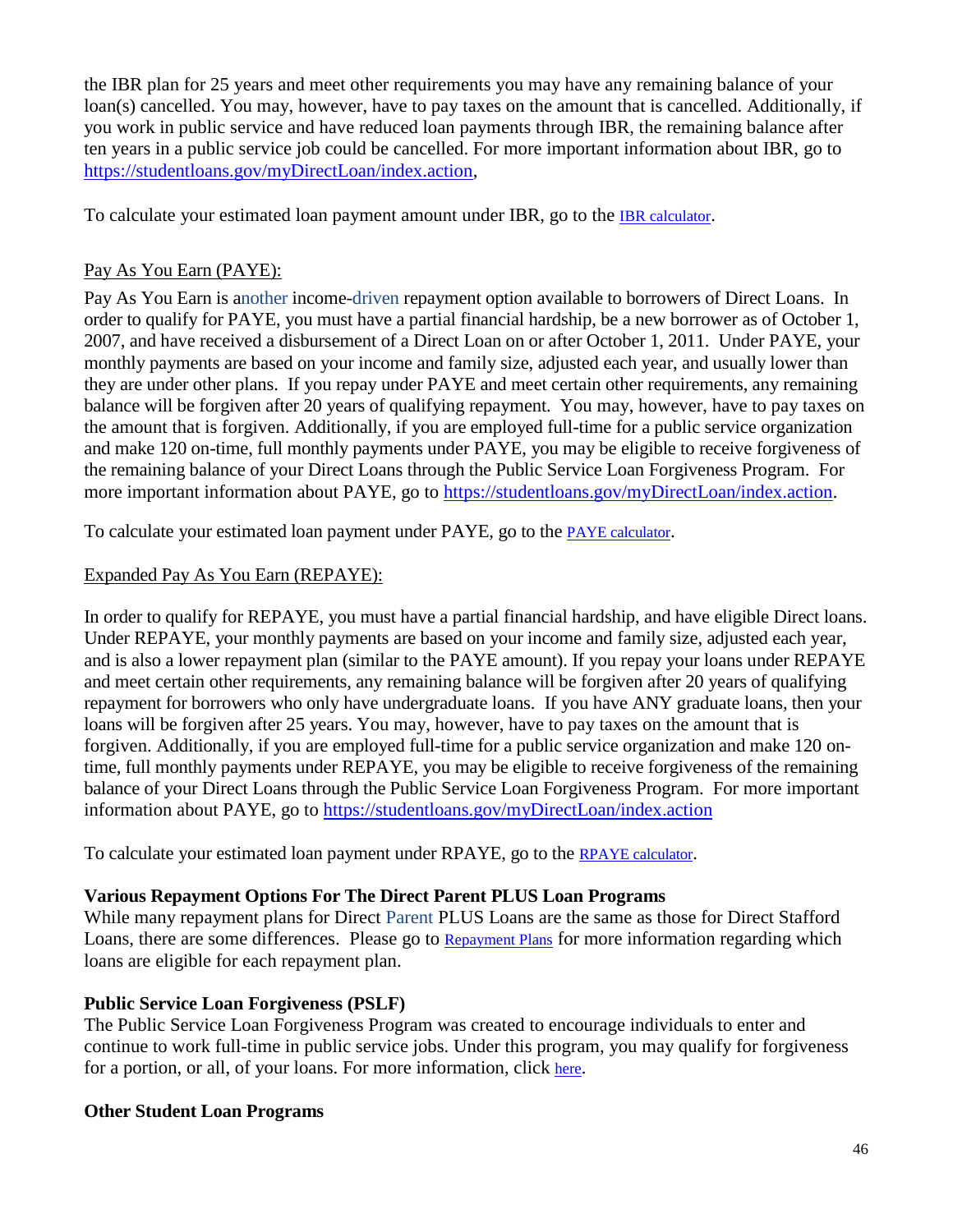the IBR plan for 25 years and meet other requirements you may have any remaining balance of your loan(s) cancelled. You may, however, have to pay taxes on the amount that is cancelled. Additionally, if you work in public service and have reduced loan payments through IBR, the remaining balance after ten years in a public service job could be cancelled. For more important information about IBR, go to https://studentloans.gov/myDirectLoan/index.action,

To calculate your estimated loan payment amount under IBR, go to the IBR calculator.

Pay As You Earn (PAYE):

Pay As You Earn is another income-driven repayment option available to borrowers of Direct Loans. In order to qualify for PAYE, you must have a partial financial hardship, be a new borrower as of October 1, 2007, and have received a disbursement of a Direct Loan on or after October 1, 2011. Under PAYE, your monthly payments are based on your income and family size, adjusted each year, and usually lower than they are under other plans. If you repay under PAYE and meet certain other requirements, any remaining balance will be forgiven after 20 years of qualifying repayment. You may, however, have to pay taxes on the amount that is forgiven. Additionally, if you are employed full-time for a public service organization and make 120 on-time, full monthly payments under PAYE, you may be eligible to receive forgiveness of the remaining balance of your Direct Loans through the Public Service Loan Forgiveness Program. For more important information about PAYE, go to https://studentloans.gov/myDirectLoan/index.action.

To calculate your estimated loan payment under PAYE, go to the PAYE calculator.

Expanded Pay As You Earn (REPAYE):

In order to qualify for REPAYE, you must have a partial financial hardship, and have eligible Direct loans. Under REPAYE, your monthly payments are based on your income and family size, adjusted each year, and is also a lower repayment plan (similar to the PAYE amount). If you repay your loans under REPAYE and meet certain other requirements, any remaining balance will be forgiven after 20 years of qualifying repayment for borrowers who only have undergraduate loans. If you have ANY graduate loans, then your loans will be forgiven after 25 years. You may, however, have to pay taxes on the amount that is forgiven. Additionally, if you are employed full-time for a public service organization and make 120 on-time, full monthly payments under REPAYE, you may be eligible to receive forgiveness of the remaining balance of your Direct Loans through the Public Service Loan Forgiveness Program. For more important information about PAYE, go to https://studentloans.gov/myDirectLoan/index.action

To calculate your estimated loan payment under RPAYE, go to the RPAYE calculator.

**Various Repayment Options For The Direct Parent PLUS Loan Programs**

While many repayment plans for Direct Parent PLUS Loans are the same as those for Direct Stafford Loans, there are some differences. Please go to Repayment Plans for more information regarding which loans are eligible for each repayment plan.

**Public Service Loan Forgiveness (PSLF)**

The Public Service Loan Forgiveness Program was created to encourage individuals to enter and continue to work full-time in public service jobs. Under this program, you may qualify for forgiveness for a portion, or all, of your loans. For more information, click here.

**Other Student Loan Programs**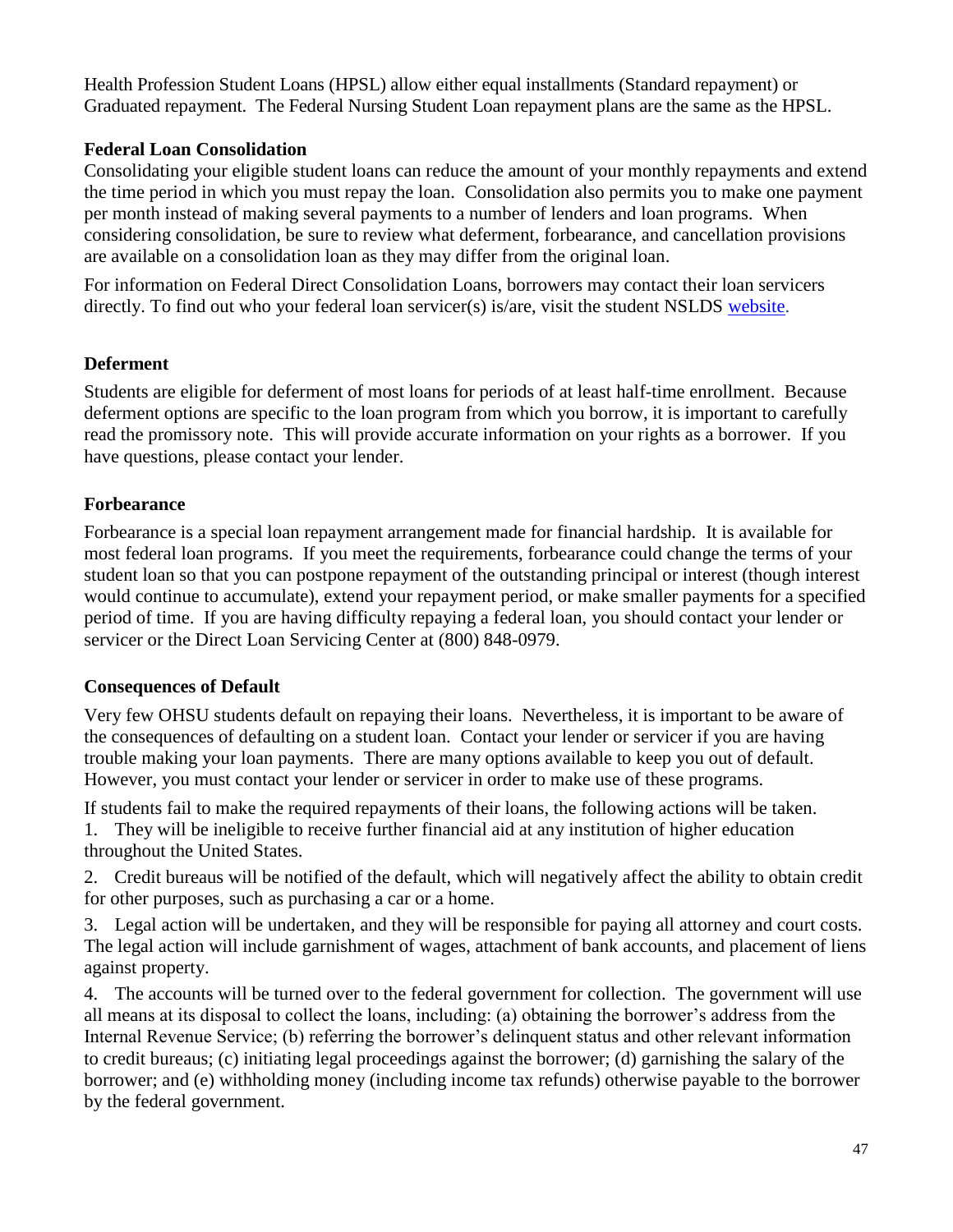Health Profession Student Loans (HPSL) allow either equal installments (Standard repayment) or Graduated repayment. The Federal Nursing Student Loan repayment plans are the same as the HPSL.

**Federal Loan Consolidation**

Consolidating your eligible student loans can reduce the amount of your monthly repayments and extend the time period in which you must repay the loan. Consolidation also permits you to make one payment per month instead of making several payments to a number of lenders and loan programs. When considering consolidation, be sure to review what deferment, forbearance, and cancellation provisions are available on a consolidation loan as they may differ from the original loan.

For information on Federal Direct Consolidation Loans, borrowers may contact their loan servicers directly. To find out who your federal loan servicer(s) is/are, visit the student NSLDS website.

**Deferment**

Students are eligible for deferment of most loans for periods of at least half-time enrollment. Because deferment options are specific to the loan program from which you borrow, it is important to carefully read the promissory note. This will provide accurate information on your rights as a borrower. If you have questions, please contact your lender.

**Forbearance**

Forbearance is a special loan repayment arrangement made for financial hardship. It is available for most federal loan programs. If you meet the requirements, forbearance could change the terms of your student loan so that you can postpone repayment of the outstanding principal or interest (though interest would continue to accumulate), extend your repayment period, or make smaller payments for a specified period of time. If you are having difficulty repaying a federal loan, you should contact your lender or servicer or the Direct Loan Servicing Center at (800) 848-0979.

**Consequences of Default**

Very few OHSU students default on repaying their loans. Nevertheless, it is important to be aware of the consequences of defaulting on a student loan. Contact your lender or servicer if you are having trouble making your loan payments. There are many options available to keep you out of default. However, you must contact your lender or servicer in order to make use of these programs.

If students fail to make the required repayments of their loans, the following actions will be taken.

1. They will be ineligible to receive further financial aid at any institution of higher education throughout the United States.

2. Credit bureaus will be notified of the default, which will negatively affect the ability to obtain credit for other purposes, such as purchasing a car or a home.

3. Legal action will be undertaken, and they will be responsible for paying all attorney and court costs. The legal action will include garnishment of wages, attachment of bank accounts, and placement of liens against property.

4. The accounts will be turned over to the federal government for collection. The government will use all means at its disposal to collect the loans, including: (a) obtaining the borrower's address from the Internal Revenue Service; (b) referring the borrower's delinquent status and other relevant information to credit bureaus; (c) initiating legal proceedings against the borrower; (d) garnishing the salary of the borrower; and (e) withholding money (including income tax refunds) otherwise payable to the borrower by the federal government.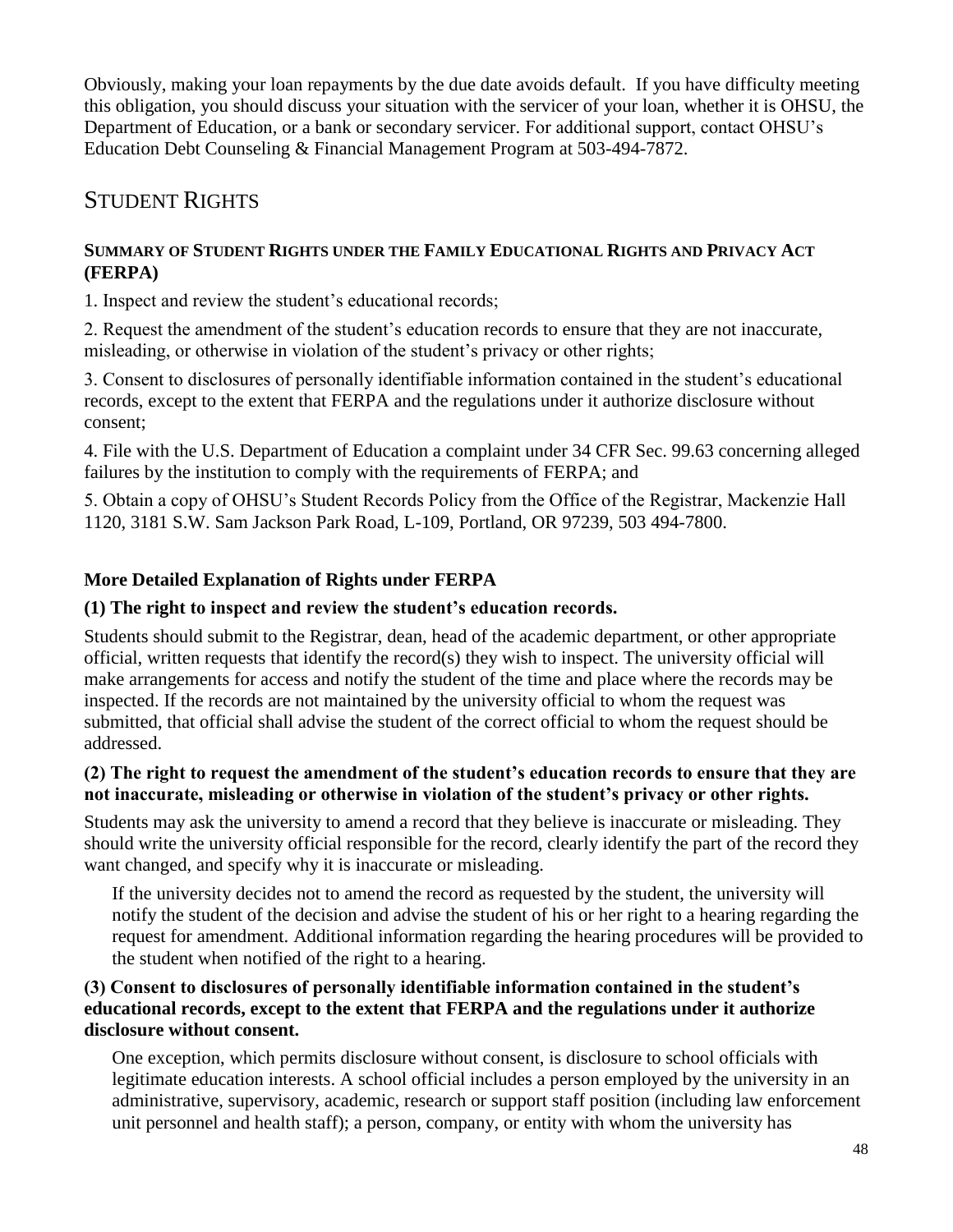Obviously, making your loan repayments by the due date avoids default. If you have difficulty meeting this obligation, you should discuss your situation with the servicer of your loan, whether it is OHSU, the Department of Education, or a bank or secondary servicer. For additional support, contact OHSU's Education Debt Counseling & Financial Management Program at 503-494-7872.

## STUDENT RIGHTS

### SUMMARY OF STUDENT RIGHTS UNDER THE FAMILY EDUCATIONAL RIGHTS AND PRIVACY ACT (FERPA)

1. Inspect and review the student's educational records;

2. Request the amendment of the student's education records to ensure that they are not inaccurate, misleading, or otherwise in violation of the student's privacy or other rights;

3. Consent to disclosures of personally identifiable information contained in the student's educational records, except to the extent that FERPA and the regulations under it authorize disclosure without consent;

4. File with the U.S. Department of Education a complaint under 34 CFR Sec. 99.63 concerning alleged failures by the institution to comply with the requirements of FERPA; and

5. Obtain a copy of OHSU's Student Records Policy from the Office of the Registrar, Mackenzie Hall 1120, 3181 S.W. Sam Jackson Park Road, L-109, Portland, OR 97239, 503 494-7800.

### More Detailed Explanation of Rights under FERPA

**(1) The right to inspect and review the student's education records.**

Students should submit to the Registrar, dean, head of the academic department, or other appropriate official, written requests that identify the record(s) they wish to inspect. The university official will make arrangements for access and notify the student of the time and place where the records may be inspected. If the records are not maintained by the university official to whom the request was submitted, that official shall advise the student of the correct official to whom the request should be addressed.

**(2) The right to request the amendment of the student's education records to ensure that they are not inaccurate, misleading or otherwise in violation of the student's privacy or other rights.**

Students may ask the university to amend a record that they believe is inaccurate or misleading. They should write the university official responsible for the record, clearly identify the part of the record they want changed, and specify why it is inaccurate or misleading.

If the university decides not to amend the record as requested by the student, the university will notify the student of the decision and advise the student of his or her right to a hearing regarding the request for amendment. Additional information regarding the hearing procedures will be provided to the student when notified of the right to a hearing.

**(3) Consent to disclosures of personally identifiable information contained in the student's educational records, except to the extent that FERPA and the regulations under it authorize disclosure without consent.**

One exception, which permits disclosure without consent, is disclosure to school officials with legitimate education interests. A school official includes a person employed by the university in an administrative, supervisory, academic, research or support staff position (including law enforcement unit personnel and health staff); a person, company, or entity with whom the university has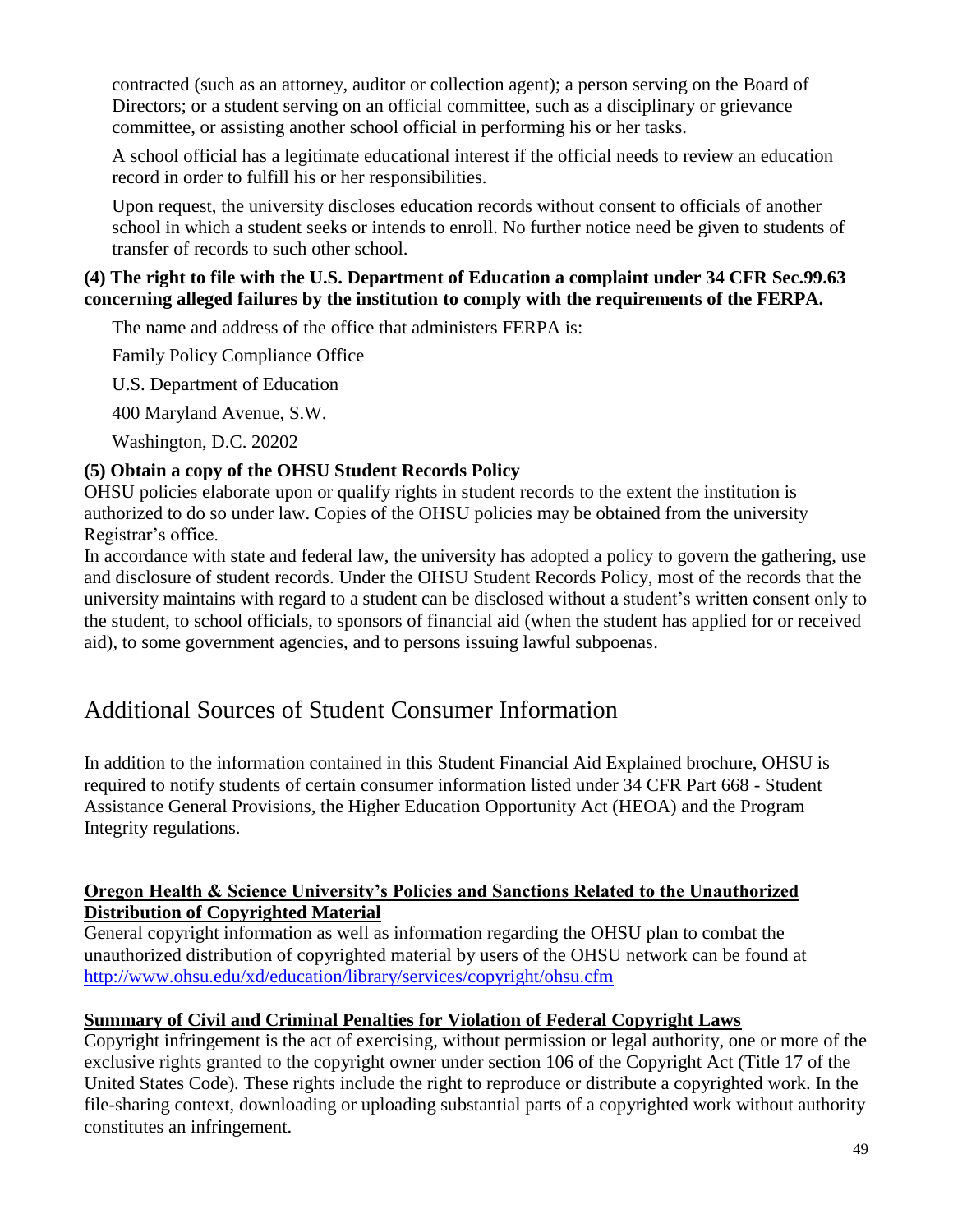contracted (such as an attorney, auditor or collection agent); a person serving on the Board of Directors; or a student serving on an official committee, such as a disciplinary or grievance committee, or assisting another school official in performing his or her tasks.

A school official has a legitimate educational interest if the official needs to review an education record in order to fulfill his or her responsibilities.

Upon request, the university discloses education records without consent to officials of another school in which a student seeks or intends to enroll. No further notice need be given to students of transfer of records to such other school.

**(4) The right to file with the U.S. Department of Education a complaint under 34 CFR Sec.99.63 concerning alleged failures by the institution to comply with the requirements of the FERPA.**

The name and address of the office that administers FERPA is:

Family Policy Compliance Office

U.S. Department of Education

400 Maryland Avenue, S.W.

Washington, D.C. 20202

**(5) Obtain a copy of the OHSU Student Records Policy**

OHSU policies elaborate upon or qualify rights in student records to the extent the institution is authorized to do so under law. Copies of the OHSU policies may be obtained from the university Registrar's office.

In accordance with state and federal law, the university has adopted a policy to govern the gathering, use and disclosure of student records. Under the OHSU Student Records Policy, most of the records that the university maintains with regard to a student can be disclosed without a student's written consent only to the student, to school officials, to sponsors of financial aid (when the student has applied for or received aid), to some government agencies, and to persons issuing lawful subpoenas.

# Additional Sources of Student Consumer Information

In addition to the information contained in this Student Financial Aid Explained brochure, OHSU is required to notify students of certain consumer information listed under 34 CFR Part 668 - Student Assistance General Provisions, the Higher Education Opportunity Act (HEOA) and the Program Integrity regulations.

**Oregon Health & Science University's Policies and Sanctions Related to the Unauthorized Distribution of Copyrighted Material**

General copyright information as well as information regarding the OHSU plan to combat the unauthorized distribution of copyrighted material by users of the OHSU network can be found at http://www.ohsu.edu/xd/education/library/services/copyright/ohsu.cfm

**Summary of Civil and Criminal Penalties for Violation of Federal Copyright Laws**

Copyright infringement is the act of exercising, without permission or legal authority, one or more of the exclusive rights granted to the copyright owner under section 106 of the Copyright Act (Title 17 of the United States Code). These rights include the right to reproduce or distribute a copyrighted work. In the file-sharing context, downloading or uploading substantial parts of a copyrighted work without authority constitutes an infringement.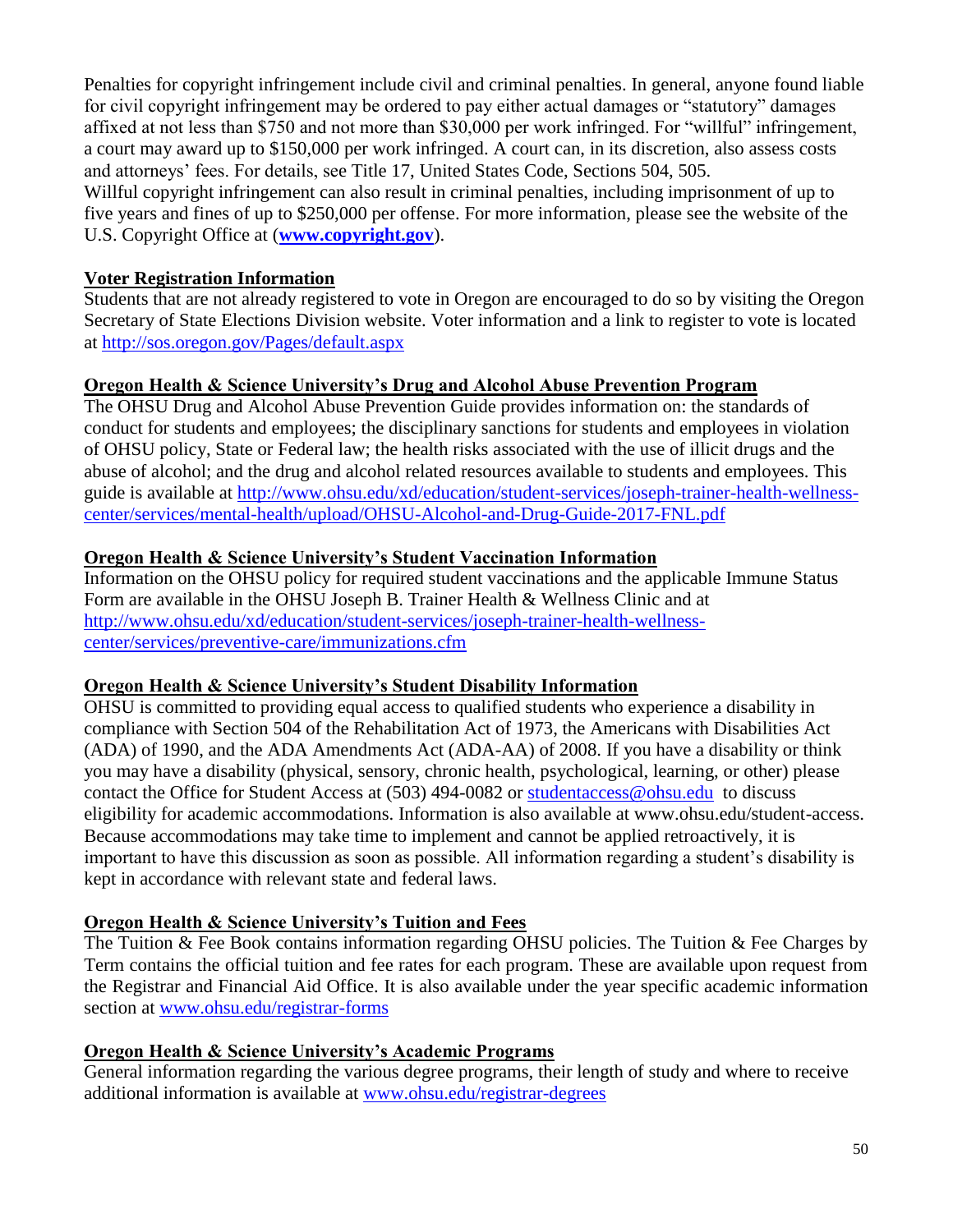Penalties for copyright infringement include civil and criminal penalties. In general, anyone found liable for civil copyright infringement may be ordered to pay either actual damages or "statutory" damages affixed at not less than $750 and not more than $30,000 per work infringed. For "willful" infringement, a court may award up to $150,000 per work infringed. A court can, in its discretion, also assess costs and attorneys' fees. For details, see Title 17, United States Code, Sections 504, 505.
Willful copyright infringement can also result in criminal penalties, including imprisonment of up to five years and fines of up to $250,000 per offense. For more information, please see the website of the U.S. Copyright Office at (**[www.copyright.gov](http://www.copyright.gov)**).

## Voter Registration Information

Students that are not already registered to vote in Oregon are encouraged to do so by visiting the Oregon Secretary of State Elections Division website. Voter information and a link to register to vote is located at [http://sos.oregon.gov/Pages/default.aspx](http://sos.oregon.gov/Pages/default.aspx)

## Oregon Health & Science University's Drug and Alcohol Abuse Prevention Program

The OHSU Drug and Alcohol Abuse Prevention Guide provides information on: the standards of conduct for students and employees; the disciplinary sanctions for students and employees in violation of OHSU policy, State or Federal law; the health risks associated with the use of illicit drugs and the abuse of alcohol; and the drug and alcohol related resources available to students and employees. This guide is available at [http://www.ohsu.edu/xd/education/student-services/joseph-trainer-health-wellness-center/services/mental-health/upload/OHSU-Alcohol-and-Drug-Guide-2017-FNL.pdf](http://www.ohsu.edu/xd/education/student-services/joseph-trainer-health-wellness-center/services/mental-health/upload/OHSU-Alcohol-and-Drug-Guide-2017-FNL.pdf)

## Oregon Health & Science University's Student Vaccination Information

Information on the OHSU policy for required student vaccinations and the applicable Immune Status Form are available in the OHSU Joseph B. Trainer Health & Wellness Clinic and at [http://www.ohsu.edu/xd/education/student-services/joseph-trainer-health-wellness-center/services/preventive-care/immunizations.cfm](http://www.ohsu.edu/xd/education/student-services/joseph-trainer-health-wellness-center/services/preventive-care/immunizations.cfm)

## Oregon Health & Science University's Student Disability Information

OHSU is committed to providing equal access to qualified students who experience a disability in compliance with Section 504 of the Rehabilitation Act of 1973, the Americans with Disabilities Act (ADA) of 1990, and the ADA Amendments Act (ADA-AA) of 2008. If you have a disability or think you may have a disability (physical, sensory, chronic health, psychological, learning, or other) please contact the Office for Student Access at (503) 494-0082 or [studentaccess@ohsu.edu](mailto:studentaccess@ohsu.edu) to discuss eligibility for academic accommodations. Information is also available at www.ohsu.edu/student-access. Because accommodations may take time to implement and cannot be applied retroactively, it is important to have this discussion as soon as possible. All information regarding a student's disability is kept in accordance with relevant state and federal laws.

## Oregon Health & Science University's Tuition and Fees

The Tuition & Fee Book contains information regarding OHSU policies. The Tuition & Fee Charges by Term contains the official tuition and fee rates for each program. These are available upon request from the Registrar and Financial Aid Office. It is also available under the year specific academic information section at [www.ohsu.edu/registrar-forms](http://www.ohsu.edu/registrar-forms)

## Oregon Health & Science University's Academic Programs

General information regarding the various degree programs, their length of study and where to receive additional information is available at [www.ohsu.edu/registrar-degrees](http://www.ohsu.edu/registrar-degrees)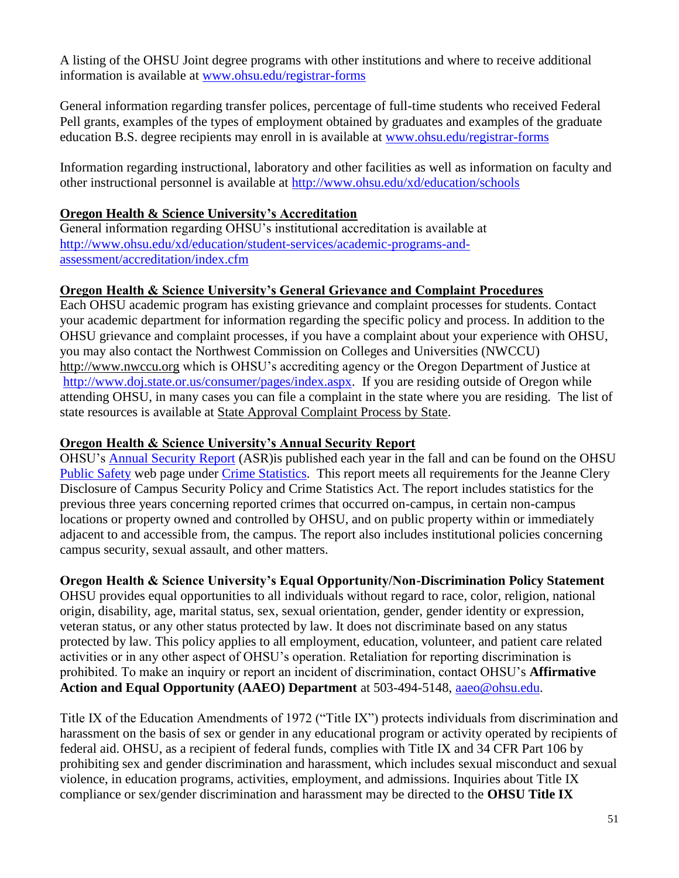A listing of the OHSU Joint degree programs with other institutions and where to receive additional information is available at www.ohsu.edu/registrar-forms

General information regarding transfer polices, percentage of full-time students who received Federal Pell grants, examples of the types of employment obtained by graduates and examples of the graduate education B.S. degree recipients may enroll in is available at www.ohsu.edu/registrar-forms

Information regarding instructional, laboratory and other facilities as well as information on faculty and other instructional personnel is available at http://www.ohsu.edu/xd/education/schools

**Oregon Health & Science University's Accreditation**

General information regarding OHSU's institutional accreditation is available at http://www.ohsu.edu/xd/education/student-services/academic-programs-and-assessment/accreditation/index.cfm

**Oregon Health & Science University's General Grievance and Complaint Procedures**

Each OHSU academic program has existing grievance and complaint processes for students. Contact your academic department for information regarding the specific policy and process. In addition to the OHSU grievance and complaint processes, if you have a complaint about your experience with OHSU, you may also contact the Northwest Commission on Colleges and Universities (NWCCU) http://www.nwccu.org which is OHSU's accrediting agency or the Oregon Department of Justice at http://www.doj.state.or.us/consumer/pages/index.aspx. If you are residing outside of Oregon while attending OHSU, in many cases you can file a complaint in the state where you are residing. The list of state resources is available at State Approval Complaint Process by State.

**Oregon Health & Science University's Annual Security Report**

OHSU's Annual Security Report (ASR)is published each year in the fall and can be found on the OHSU Public Safety web page under Crime Statistics. This report meets all requirements for the Jeanne Clery Disclosure of Campus Security Policy and Crime Statistics Act. The report includes statistics for the previous three years concerning reported crimes that occurred on-campus, in certain non-campus locations or property owned and controlled by OHSU, and on public property within or immediately adjacent to and accessible from, the campus. The report also includes institutional policies concerning campus security, sexual assault, and other matters.

**Oregon Health & Science University's Equal Opportunity/Non-Discrimination Policy Statement**

OHSU provides equal opportunities to all individuals without regard to race, color, religion, national origin, disability, age, marital status, sex, sexual orientation, gender, gender identity or expression, veteran status, or any other status protected by law. It does not discriminate based on any status protected by law. This policy applies to all employment, education, volunteer, and patient care related activities or in any other aspect of OHSU's operation. Retaliation for reporting discrimination is prohibited. To make an inquiry or report an incident of discrimination, contact OHSU's **Affirmative Action and Equal Opportunity (AAEO) Department** at 503-494-5148, aaeo@ohsu.edu.

Title IX of the Education Amendments of 1972 ("Title IX") protects individuals from discrimination and harassment on the basis of sex or gender in any educational program or activity operated by recipients of federal aid. OHSU, as a recipient of federal funds, complies with Title IX and 34 CFR Part 106 by prohibiting sex and gender discrimination and harassment, which includes sexual misconduct and sexual violence, in education programs, activities, employment, and admissions. Inquiries about Title IX compliance or sex/gender discrimination and harassment may be directed to the **OHSU Title IX**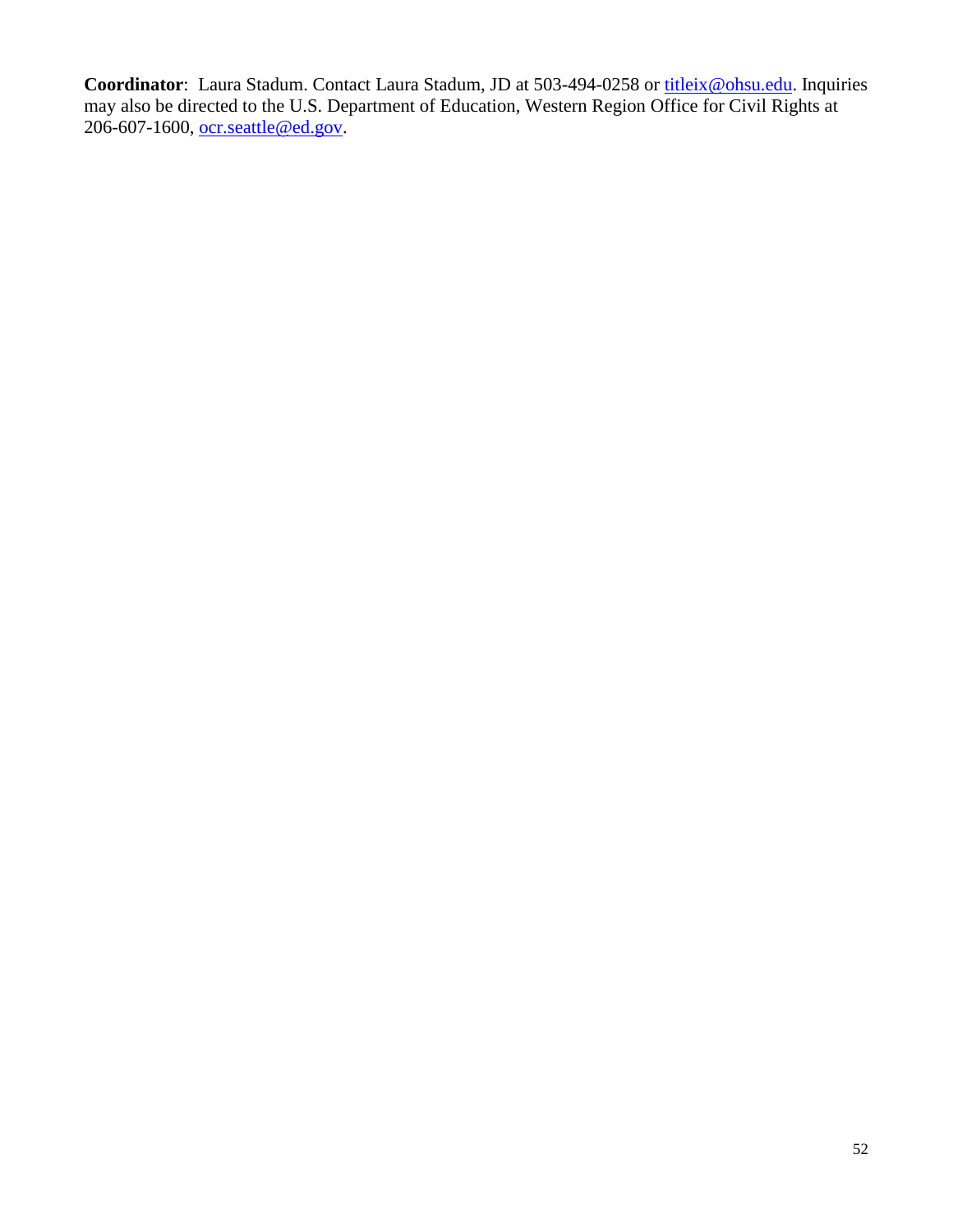**Coordinator**: Laura Stadum. Contact Laura Stadum, JD at 503-494-0258 or titleix@ohsu.edu. Inquiries may also be directed to the U.S. Department of Education, Western Region Office for Civil Rights at 206-607-1600, ocr.seattle@ed.gov.